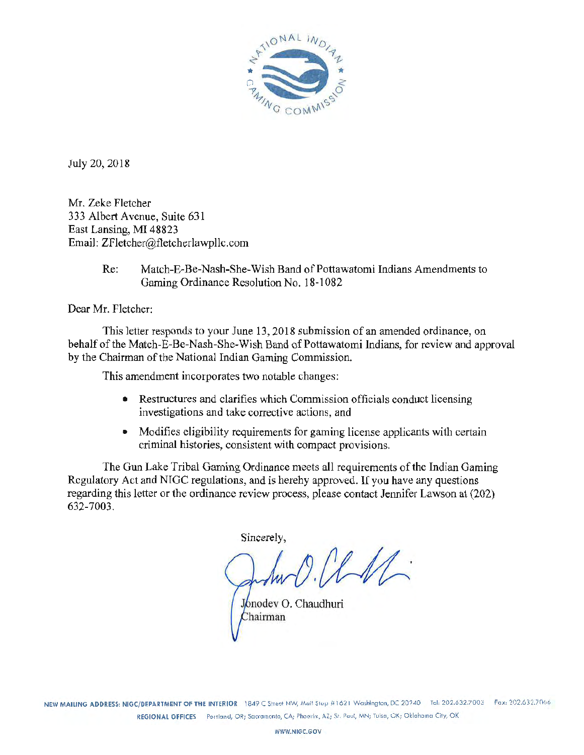July 20, 2018

Mr. Zeke Fletcher
333 Albert Avenue, Suite 631
East Lansing, MI 48823
Email: ZFletcher@fletcherlawpllc.com

Re: Match-E-Be-Nash-She-Wish Band of Pottawatomi Indians Amendments to Gaming Ordinance Resolution No. 18-1082

Dear Mr. Fletcher:

This letter responds to your June 13, 2018 submission of an amended ordinance, on behalf of the Match-E-Be-Nash-She-Wish Band of Pottawatomi Indians, for review and approval by the Chairman of the National Indian Gaming Commission.

This amendment incorporates two notable changes:

- Restructures and clarifies which Commission officials conduct licensing investigations and take corrective actions, and
- Modifies eligibility requirements for gaming license applicants with certain criminal histories, consistent with compact provisions.

The Gun Lake Tribal Gaming Ordinance meets all requirements of the Indian Gaming Regulatory Act and NIGC regulations, and is hereby approved. If you have any questions regarding this letter or the ordinance review process, please contact Jennifer Lawson at (202) 632-7003.

Sincerely,

Jonodev O. Chaudhuri
Chairman

NEW MAILING ADDRESS: NIGC/DEPARTMENT OF THE INTERIOR 1849 C Street NW, Mail Stop #1621 Washington, DC 20240 Tel: 202.632.7003 Fax: 202.632.7066
REGIONAL OFFICES Portland, OR; Sacramento, CA; Phoenix, AZ; St. Paul, MN; Tulsa, OK; Oklahoma City, OK
WWW.NIGC.GOV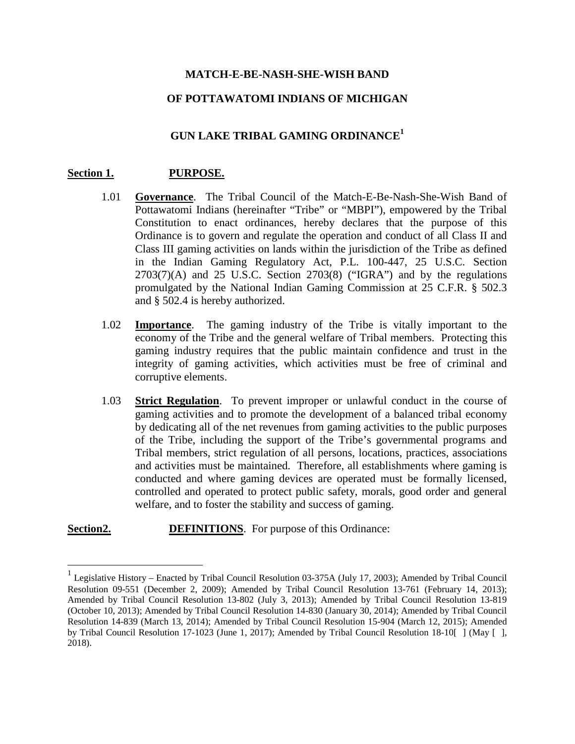**MATCH-E-BE-NASH-SHE-WISH BAND**

**OF POTTAWATOMI INDIANS OF MICHIGAN**

**GUN LAKE TRIBAL GAMING ORDINANCE[1]**

**Section 1. PURPOSE.**

1.01 **Governance**. The Tribal Council of the Match-E-Be-Nash-She-Wish Band of Pottawatomi Indians (hereinafter "Tribe" or "MBPI"), empowered by the Tribal Constitution to enact ordinances, hereby declares that the purpose of this Ordinance is to govern and regulate the operation and conduct of all Class II and Class III gaming activities on lands within the jurisdiction of the Tribe as defined in the Indian Gaming Regulatory Act, P.L. 100-447, 25 U.S.C. Section 2703(7)(A) and 25 U.S.C. Section 2703(8) ("IGRA") and by the regulations promulgated by the National Indian Gaming Commission at 25 C.F.R. § 502.3 and § 502.4 is hereby authorized.

1.02 **Importance**. The gaming industry of the Tribe is vitally important to the economy of the Tribe and the general welfare of Tribal members. Protecting this gaming industry requires that the public maintain confidence and trust in the integrity of gaming activities, which activities must be free of criminal and corruptive elements.

1.03 **Strict Regulation**. To prevent improper or unlawful conduct in the course of gaming activities and to promote the development of a balanced tribal economy by dedicating all of the net revenues from gaming activities to the public purposes of the Tribe, including the support of the Tribe's governmental programs and Tribal members, strict regulation of all persons, locations, practices, associations and activities must be maintained. Therefore, all establishments where gaming is conducted and where gaming devices are operated must be formally licensed, controlled and operated to protect public safety, morals, good order and general welfare, and to foster the stability and success of gaming.

**Section2. DEFINITIONS**. For purpose of this Ordinance:

---

[1] Legislative History – Enacted by Tribal Council Resolution 03-375A (July 17, 2003); Amended by Tribal Council Resolution 09-551 (December 2, 2009); Amended by Tribal Council Resolution 13-761 (February 14, 2013); Amended by Tribal Council Resolution 13-802 (July 3, 2013); Amended by Tribal Council Resolution 13-819 (October 10, 2013); Amended by Tribal Council Resolution 14-830 (January 30, 2014); Amended by Tribal Council Resolution 14-839 (March 13, 2014); Amended by Tribal Council Resolution 15-904 (March 12, 2015); Amended by Tribal Council Resolution 17-1023 (June 1, 2017); Amended by Tribal Council Resolution 18-10[ ] (May [ ], 2018).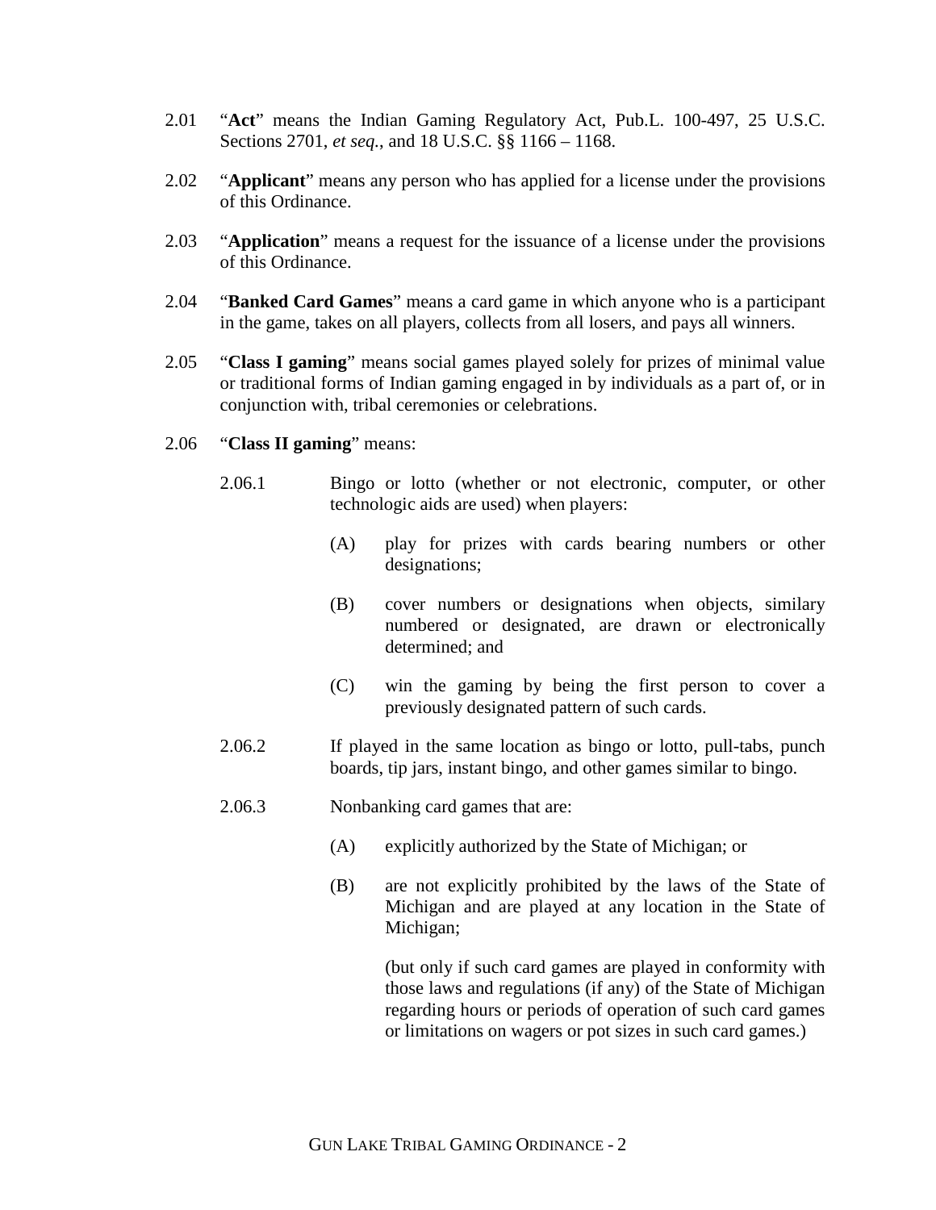2.01 "**Act**" means the Indian Gaming Regulatory Act, Pub.L. 100-497, 25 U.S.C. Sections 2701, *et seq.*, and 18 U.S.C. §§ 1166 – 1168.

2.02 "**Applicant**" means any person who has applied for a license under the provisions of this Ordinance.

2.03 "**Application**" means a request for the issuance of a license under the provisions of this Ordinance.

2.04 "**Banked Card Games**" means a card game in which anyone who is a participant in the game, takes on all players, collects from all losers, and pays all winners.

2.05 "**Class I gaming**" means social games played solely for prizes of minimal value or traditional forms of Indian gaming engaged in by individuals as a part of, or in conjunction with, tribal ceremonies or celebrations.

2.06 "**Class II gaming**" means:

2.06.1 Bingo or lotto (whether or not electronic, computer, or other technologic aids are used) when players:

(A) play for prizes with cards bearing numbers or other designations;

(B) cover numbers or designations when objects, similary numbered or designated, are drawn or electronically determined; and

(C) win the gaming by being the first person to cover a previously designated pattern of such cards.

2.06.2 If played in the same location as bingo or lotto, pull-tabs, punch boards, tip jars, instant bingo, and other games similar to bingo.

2.06.3 Nonbanking card games that are:

(A) explicitly authorized by the State of Michigan; or

(B) are not explicitly prohibited by the laws of the State of Michigan and are played at any location in the State of Michigan;

(but only if such card games are played in conformity with those laws and regulations (if any) of the State of Michigan regarding hours or periods of operation of such card games or limitations on wagers or pot sizes in such card games.)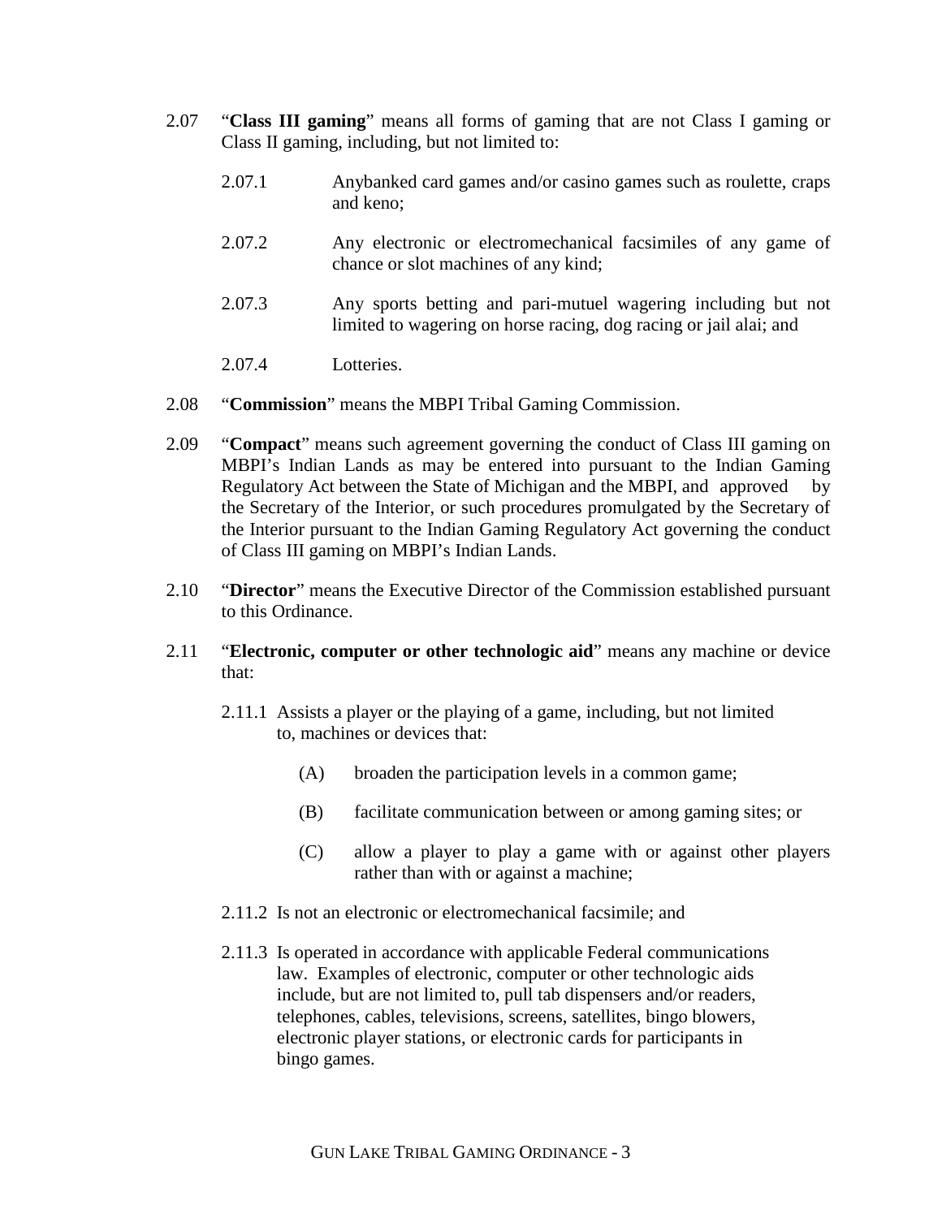2.07 "**Class III gaming**" means all forms of gaming that are not Class I gaming or Class II gaming, including, but not limited to:

2.07.1 Anybanked card games and/or casino games such as roulette, craps and keno;

2.07.2 Any electronic or electromechanical facsimiles of any game of chance or slot machines of any kind;

2.07.3 Any sports betting and pari-mutuel wagering including but not limited to wagering on horse racing, dog racing or jail alai; and

2.07.4 Lotteries.

2.08 "**Commission**" means the MBPI Tribal Gaming Commission.

2.09 "**Compact**" means such agreement governing the conduct of Class III gaming on MBPI's Indian Lands as may be entered into pursuant to the Indian Gaming Regulatory Act between the State of Michigan and the MBPI, and approved by the Secretary of the Interior, or such procedures promulgated by the Secretary of the Interior pursuant to the Indian Gaming Regulatory Act governing the conduct of Class III gaming on MBPI's Indian Lands.

2.10 "**Director**" means the Executive Director of the Commission established pursuant to this Ordinance.

2.11 "**Electronic, computer or other technologic aid**" means any machine or device that:

2.11.1 Assists a player or the playing of a game, including, but not limited to, machines or devices that:

(A) broaden the participation levels in a common game;

(B) facilitate communication between or among gaming sites; or

(C) allow a player to play a game with or against other players rather than with or against a machine;

2.11.2 Is not an electronic or electromechanical facsimile; and

2.11.3 Is operated in accordance with applicable Federal communications law. Examples of electronic, computer or other technologic aids include, but are not limited to, pull tab dispensers and/or readers, telephones, cables, televisions, screens, satellites, bingo blowers, electronic player stations, or electronic cards for participants in bingo games.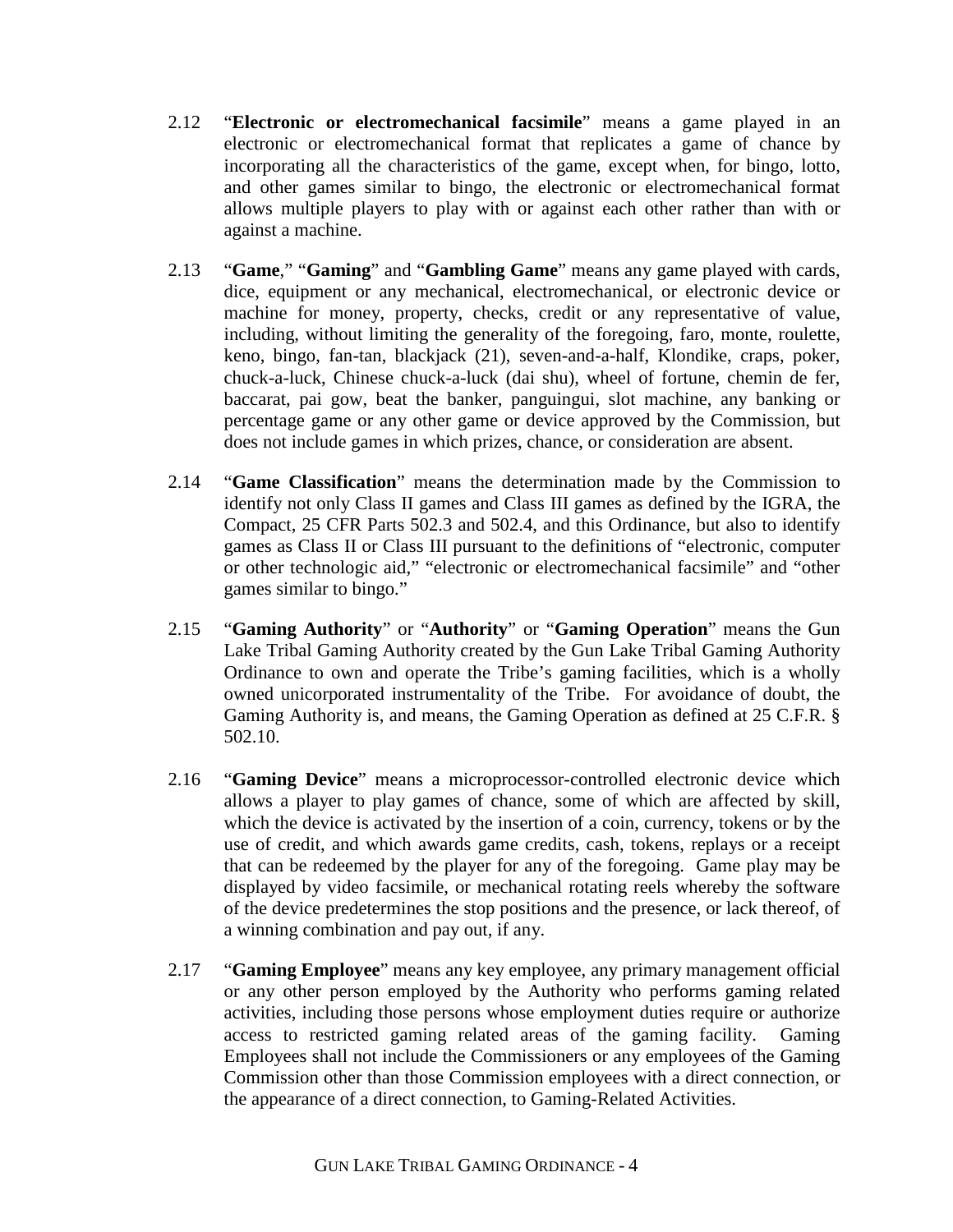2.12 "**Electronic or electromechanical facsimile**" means a game played in an electronic or electromechanical format that replicates a game of chance by incorporating all the characteristics of the game, except when, for bingo, lotto, and other games similar to bingo, the electronic or electromechanical format allows multiple players to play with or against each other rather than with or against a machine.

2.13 "**Game**," "**Gaming**" and "**Gambling Game**" means any game played with cards, dice, equipment or any mechanical, electromechanical, or electronic device or machine for money, property, checks, credit or any representative of value, including, without limiting the generality of the foregoing, faro, monte, roulette, keno, bingo, fan-tan, blackjack (21), seven-and-a-half, Klondike, craps, poker, chuck-a-luck, Chinese chuck-a-luck (dai shu), wheel of fortune, chemin de fer, baccarat, pai gow, beat the banker, panguingui, slot machine, any banking or percentage game or any other game or device approved by the Commission, but does not include games in which prizes, chance, or consideration are absent.

2.14 "**Game Classification**" means the determination made by the Commission to identify not only Class II games and Class III games as defined by the IGRA, the Compact, 25 CFR Parts 502.3 and 502.4, and this Ordinance, but also to identify games as Class II or Class III pursuant to the definitions of "electronic, computer or other technologic aid," "electronic or electromechanical facsimile" and "other games similar to bingo."

2.15 "**Gaming Authority**" or "**Authority**" or "**Gaming Operation**" means the Gun Lake Tribal Gaming Authority created by the Gun Lake Tribal Gaming Authority Ordinance to own and operate the Tribe's gaming facilities, which is a wholly owned unicorporated instrumentality of the Tribe. For avoidance of doubt, the Gaming Authority is, and means, the Gaming Operation as defined at 25 C.F.R. § 502.10.

2.16 "**Gaming Device**" means a microprocessor-controlled electronic device which allows a player to play games of chance, some of which are affected by skill, which the device is activated by the insertion of a coin, currency, tokens or by the use of credit, and which awards game credits, cash, tokens, replays or a receipt that can be redeemed by the player for any of the foregoing. Game play may be displayed by video facsimile, or mechanical rotating reels whereby the software of the device predetermines the stop positions and the presence, or lack thereof, of a winning combination and pay out, if any.

2.17 "**Gaming Employee**" means any key employee, any primary management official or any other person employed by the Authority who performs gaming related activities, including those persons whose employment duties require or authorize access to restricted gaming related areas of the gaming facility. Gaming Employees shall not include the Commissioners or any employees of the Gaming Commission other than those Commission employees with a direct connection, or the appearance of a direct connection, to Gaming-Related Activities.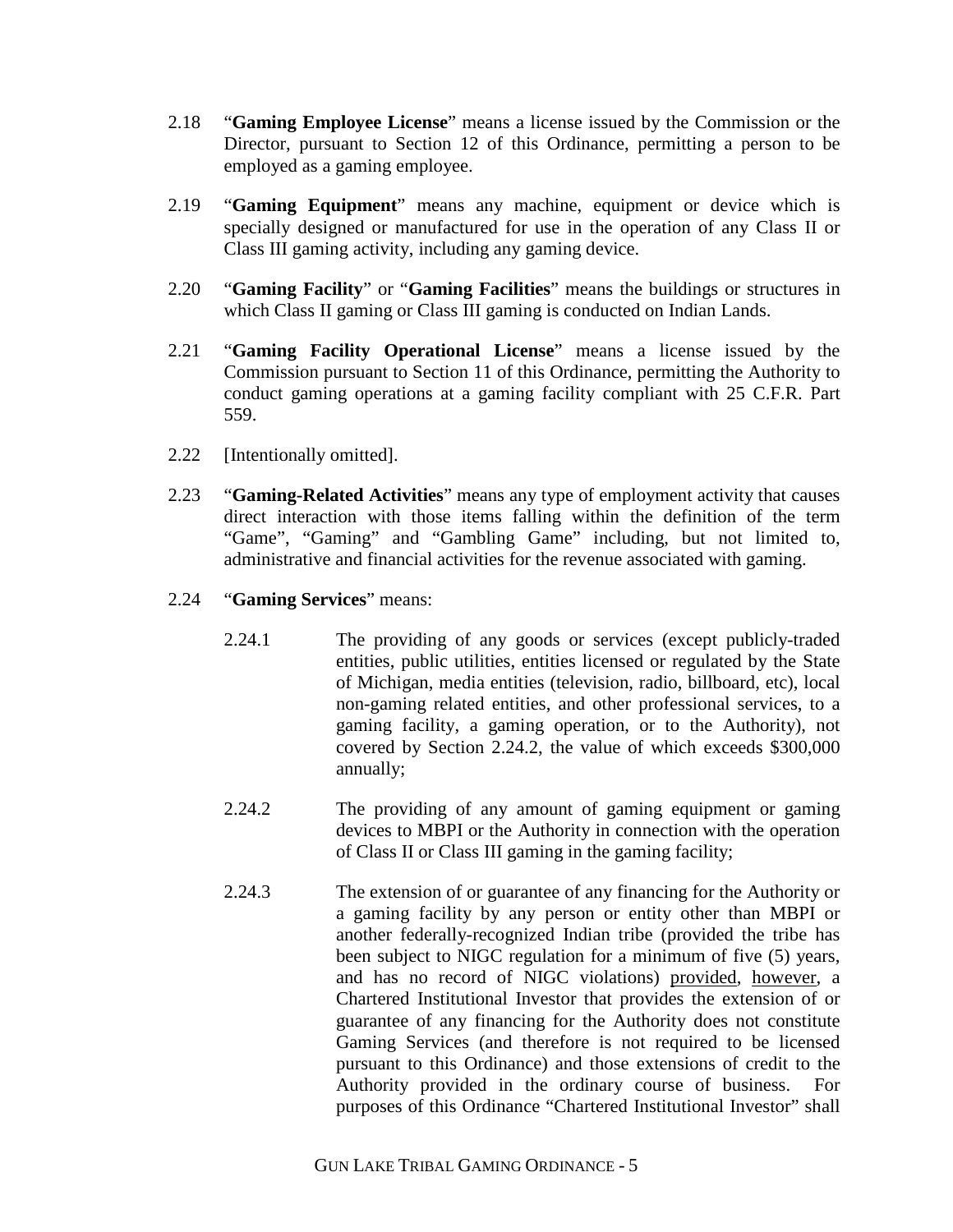2.18 "**Gaming Employee License**" means a license issued by the Commission or the Director, pursuant to Section 12 of this Ordinance, permitting a person to be employed as a gaming employee.

2.19 "**Gaming Equipment**" means any machine, equipment or device which is specially designed or manufactured for use in the operation of any Class II or Class III gaming activity, including any gaming device.

2.20 "**Gaming Facility**" or "**Gaming Facilities**" means the buildings or structures in which Class II gaming or Class III gaming is conducted on Indian Lands.

2.21 "**Gaming Facility Operational License**" means a license issued by the Commission pursuant to Section 11 of this Ordinance, permitting the Authority to conduct gaming operations at a gaming facility compliant with 25 C.F.R. Part 559.

2.22 [Intentionally omitted].

2.23 "**Gaming-Related Activities**" means any type of employment activity that causes direct interaction with those items falling within the definition of the term "Game", "Gaming" and "Gambling Game" including, but not limited to, administrative and financial activities for the revenue associated with gaming.

2.24 "**Gaming Services**" means:

2.24.1 The providing of any goods or services (except publicly-traded entities, public utilities, entities licensed or regulated by the State of Michigan, media entities (television, radio, billboard, etc), local non-gaming related entities, and other professional services, to a gaming facility, a gaming operation, or to the Authority), not covered by Section 2.24.2, the value of which exceeds $300,000 annually;

2.24.2 The providing of any amount of gaming equipment or gaming devices to MBPI or the Authority in connection with the operation of Class II or Class III gaming in the gaming facility;

2.24.3 The extension of or guarantee of any financing for the Authority or a gaming facility by any person or entity other than MBPI or another federally-recognized Indian tribe (provided the tribe has been subject to NIGC regulation for a minimum of five (5) years, and has no record of NIGC violations) provided, however, a Chartered Institutional Investor that provides the extension of or guarantee of any financing for the Authority does not constitute Gaming Services (and therefore is not required to be licensed pursuant to this Ordinance) and those extensions of credit to the Authority provided in the ordinary course of business. For purposes of this Ordinance "Chartered Institutional Investor" shall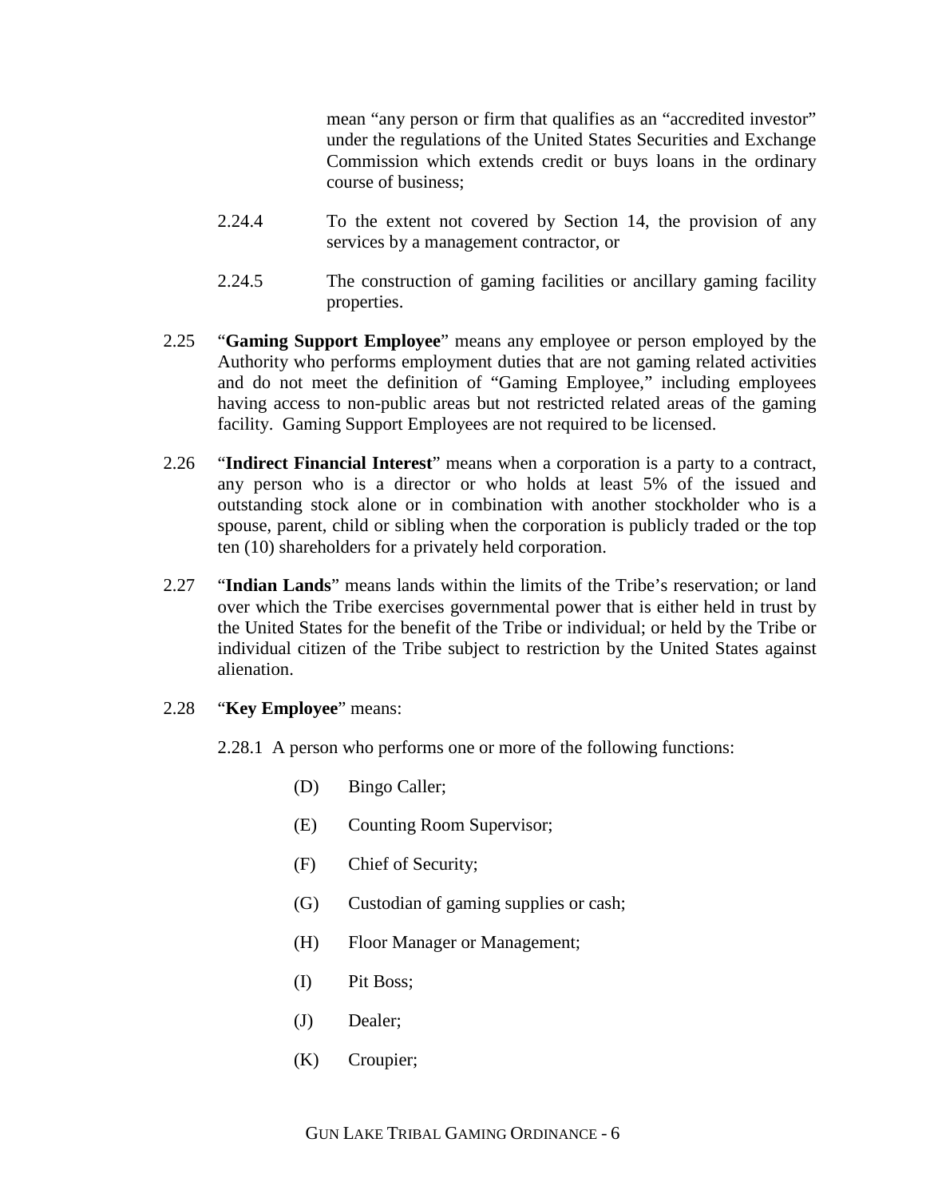mean "any person or firm that qualifies as an "accredited investor" under the regulations of the United States Securities and Exchange Commission which extends credit or buys loans in the ordinary course of business;

2.24.4 To the extent not covered by Section 14, the provision of any services by a management contractor, or

2.24.5 The construction of gaming facilities or ancillary gaming facility properties.

2.25 "**Gaming Support Employee**" means any employee or person employed by the Authority who performs employment duties that are not gaming related activities and do not meet the definition of "Gaming Employee," including employees having access to non-public areas but not restricted related areas of the gaming facility. Gaming Support Employees are not required to be licensed.

2.26 "**Indirect Financial Interest**" means when a corporation is a party to a contract, any person who is a director or who holds at least 5% of the issued and outstanding stock alone or in combination with another stockholder who is a spouse, parent, child or sibling when the corporation is publicly traded or the top ten (10) shareholders for a privately held corporation.

2.27 "**Indian Lands**" means lands within the limits of the Tribe's reservation; or land over which the Tribe exercises governmental power that is either held in trust by the United States for the benefit of the Tribe or individual; or held by the Tribe or individual citizen of the Tribe subject to restriction by the United States against alienation.

2.28 "**Key Employee**" means:

2.28.1 A person who performs one or more of the following functions:

(D) Bingo Caller;

(E) Counting Room Supervisor;

(F) Chief of Security;

(G) Custodian of gaming supplies or cash;

(H) Floor Manager or Management;

(I) Pit Boss;

(J) Dealer;

(K) Croupier;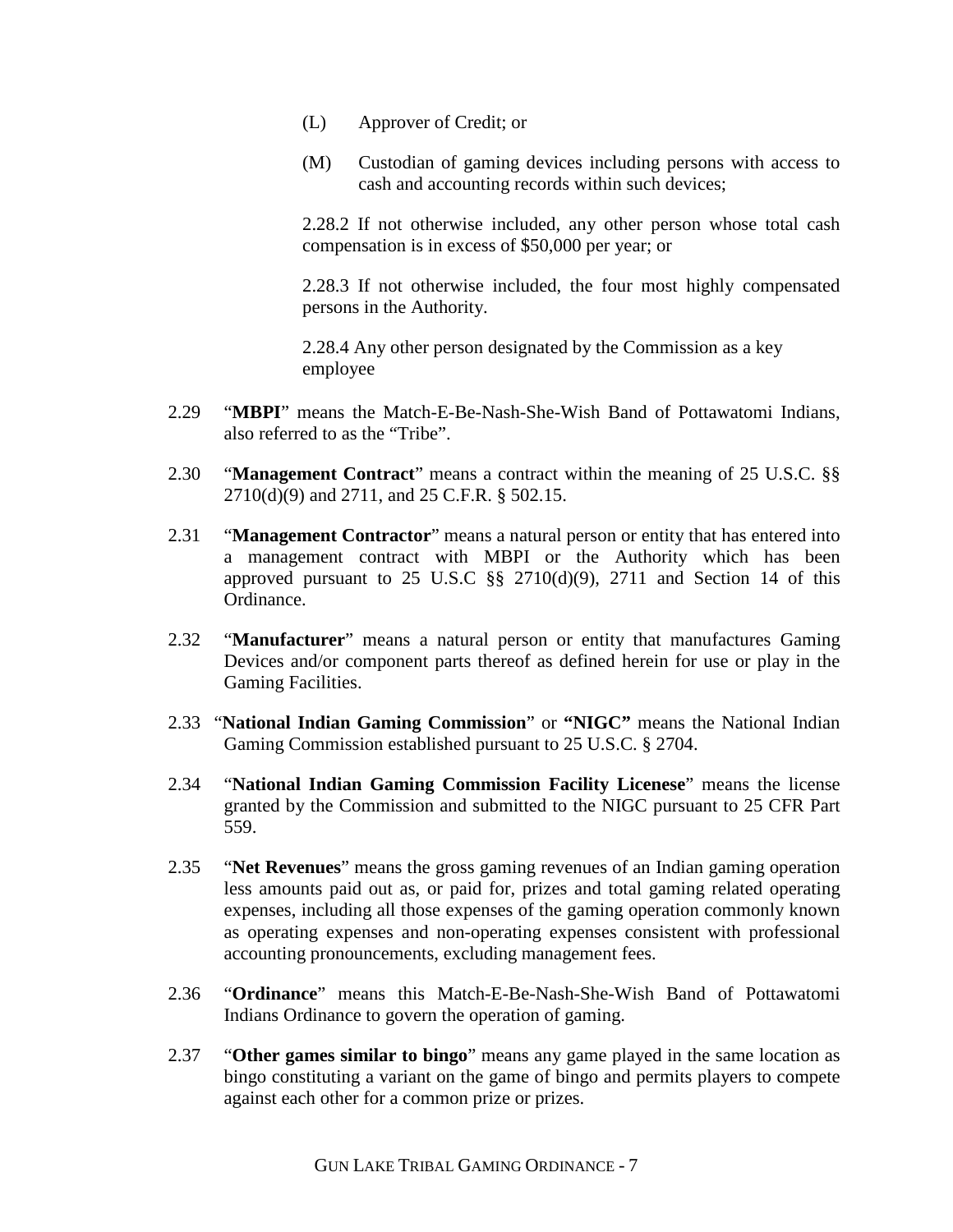(L) Approver of Credit; or

(M) Custodian of gaming devices including persons with access to cash and accounting records within such devices;

2.28.2 If not otherwise included, any other person whose total cash compensation is in excess of $50,000 per year; or

2.28.3 If not otherwise included, the four most highly compensated persons in the Authority.

2.28.4 Any other person designated by the Commission as a key employee

2.29 "**MBPI**" means the Match-E-Be-Nash-She-Wish Band of Pottawatomi Indians, also referred to as the "Tribe".

2.30 "**Management Contract**" means a contract within the meaning of 25 U.S.C. §§ 2710(d)(9) and 2711, and 25 C.F.R. § 502.15.

2.31 "**Management Contractor**" means a natural person or entity that has entered into a management contract with MBPI or the Authority which has been approved pursuant to 25 U.S.C §§ 2710(d)(9), 2711 and Section 14 of this Ordinance.

2.32 "**Manufacturer**" means a natural person or entity that manufactures Gaming Devices and/or component parts thereof as defined herein for use or play in the Gaming Facilities.

2.33 "**National Indian Gaming Commission**" or **"NIGC"** means the National Indian Gaming Commission established pursuant to 25 U.S.C. § 2704.

2.34 "**National Indian Gaming Commission Facility Licenese**" means the license granted by the Commission and submitted to the NIGC pursuant to 25 CFR Part 559.

2.35 "**Net Revenues**" means the gross gaming revenues of an Indian gaming operation less amounts paid out as, or paid for, prizes and total gaming related operating expenses, including all those expenses of the gaming operation commonly known as operating expenses and non-operating expenses consistent with professional accounting pronouncements, excluding management fees.

2.36 "**Ordinance**" means this Match-E-Be-Nash-She-Wish Band of Pottawatomi Indians Ordinance to govern the operation of gaming.

2.37 "**Other games similar to bingo**" means any game played in the same location as bingo constituting a variant on the game of bingo and permits players to compete against each other for a common prize or prizes.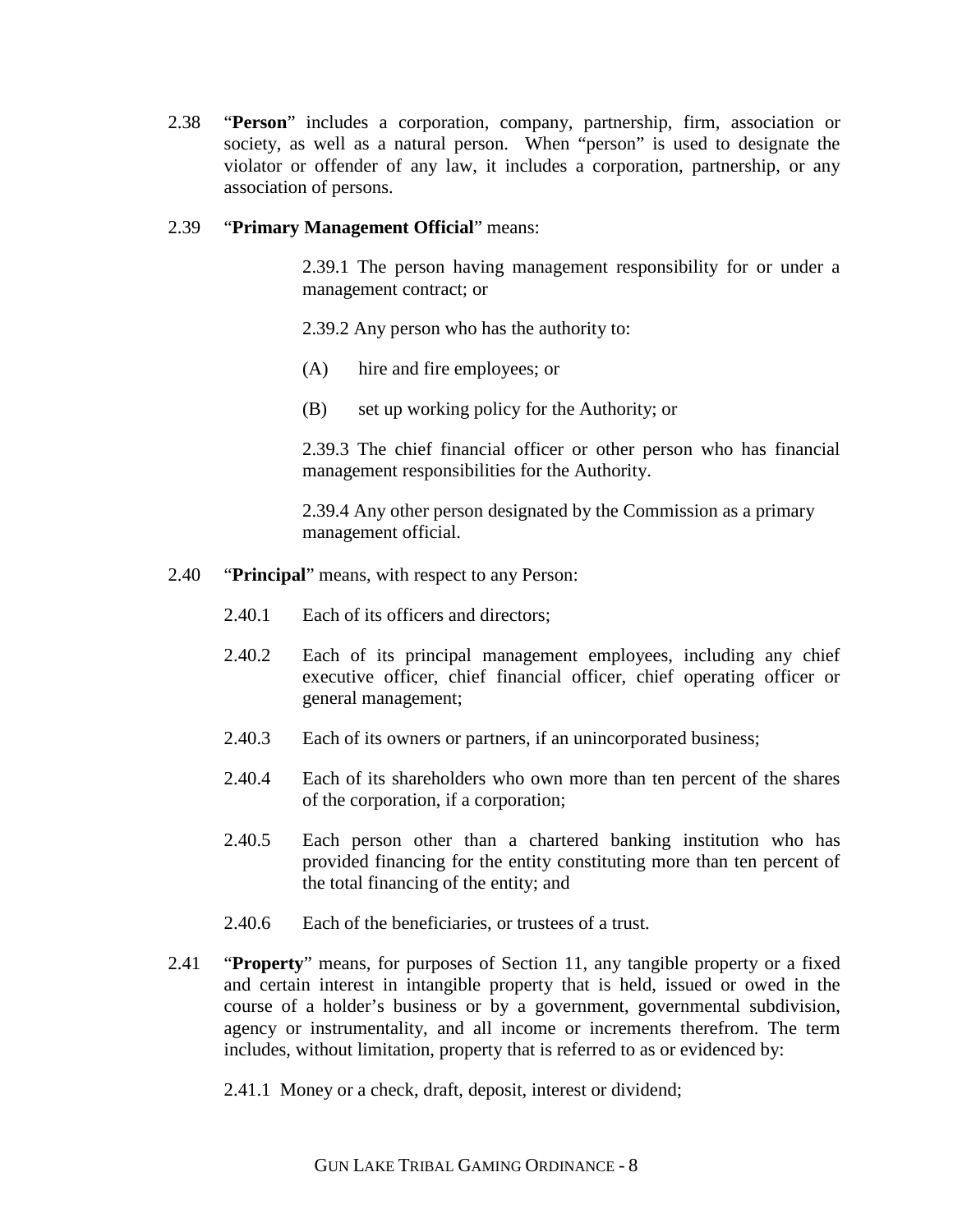2.38 “**Person**” includes a corporation, company, partnership, firm, association or society, as well as a natural person. When “person” is used to designate the violator or offender of any law, it includes a corporation, partnership, or any association of persons.

2.39 “**Primary Management Official**” means:

2.39.1 The person having management responsibility for or under a management contract; or

2.39.2 Any person who has the authority to:

(A) hire and fire employees; or

(B) set up working policy for the Authority; or

2.39.3 The chief financial officer or other person who has financial management responsibilities for the Authority.

2.39.4 Any other person designated by the Commission as a primary management official.

2.40 “**Principal**” means, with respect to any Person:

2.40.1 Each of its officers and directors;

2.40.2 Each of its principal management employees, including any chief executive officer, chief financial officer, chief operating officer or general management;

2.40.3 Each of its owners or partners, if an unincorporated business;

2.40.4 Each of its shareholders who own more than ten percent of the shares of the corporation, if a corporation;

2.40.5 Each person other than a chartered banking institution who has provided financing for the entity constituting more than ten percent of the total financing of the entity; and

2.40.6 Each of the beneficiaries, or trustees of a trust.

2.41 “**Property**” means, for purposes of Section 11, any tangible property or a fixed and certain interest in intangible property that is held, issued or owed in the course of a holder’s business or by a government, governmental subdivision, agency or instrumentality, and all income or increments therefrom. The term includes, without limitation, property that is referred to as or evidenced by:

2.41.1 Money or a check, draft, deposit, interest or dividend;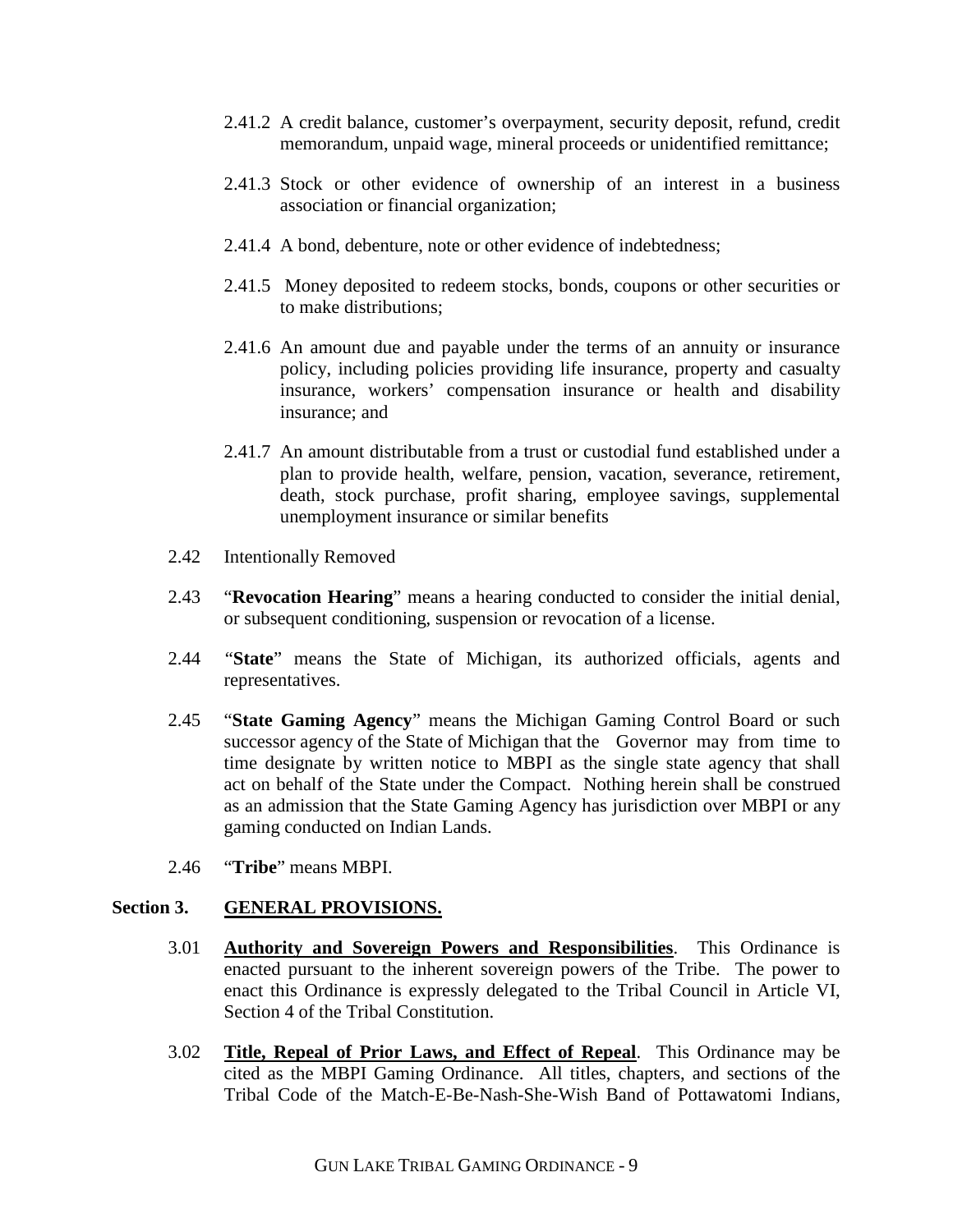2.41.2 A credit balance, customer's overpayment, security deposit, refund, credit memorandum, unpaid wage, mineral proceeds or unidentified remittance;

2.41.3 Stock or other evidence of ownership of an interest in a business association or financial organization;

2.41.4 A bond, debenture, note or other evidence of indebtedness;

2.41.5 Money deposited to redeem stocks, bonds, coupons or other securities or to make distributions;

2.41.6 An amount due and payable under the terms of an annuity or insurance policy, including policies providing life insurance, property and casualty insurance, workers' compensation insurance or health and disability insurance; and

2.41.7 An amount distributable from a trust or custodial fund established under a plan to provide health, welfare, pension, vacation, severance, retirement, death, stock purchase, profit sharing, employee savings, supplemental unemployment insurance or similar benefits

2.42 Intentionally Removed

2.43 "**Revocation Hearing**" means a hearing conducted to consider the initial denial, or subsequent conditioning, suspension or revocation of a license.

2.44 "**State**" means the State of Michigan, its authorized officials, agents and representatives.

2.45 "**State Gaming Agency**" means the Michigan Gaming Control Board or such successor agency of the State of Michigan that the Governor may from time to time designate by written notice to MBPI as the single state agency that shall act on behalf of the State under the Compact. Nothing herein shall be construed as an admission that the State Gaming Agency has jurisdiction over MBPI or any gaming conducted on Indian Lands.

2.46 "**Tribe**" means MBPI.

## Section 3. GENERAL PROVISIONS.

3.01 **Authority and Sovereign Powers and Responsibilities**. This Ordinance is enacted pursuant to the inherent sovereign powers of the Tribe. The power to enact this Ordinance is expressly delegated to the Tribal Council in Article VI, Section 4 of the Tribal Constitution.

3.02 **Title, Repeal of Prior Laws, and Effect of Repeal**. This Ordinance may be cited as the MBPI Gaming Ordinance. All titles, chapters, and sections of the Tribal Code of the Match-E-Be-Nash-She-Wish Band of Pottawatomi Indians,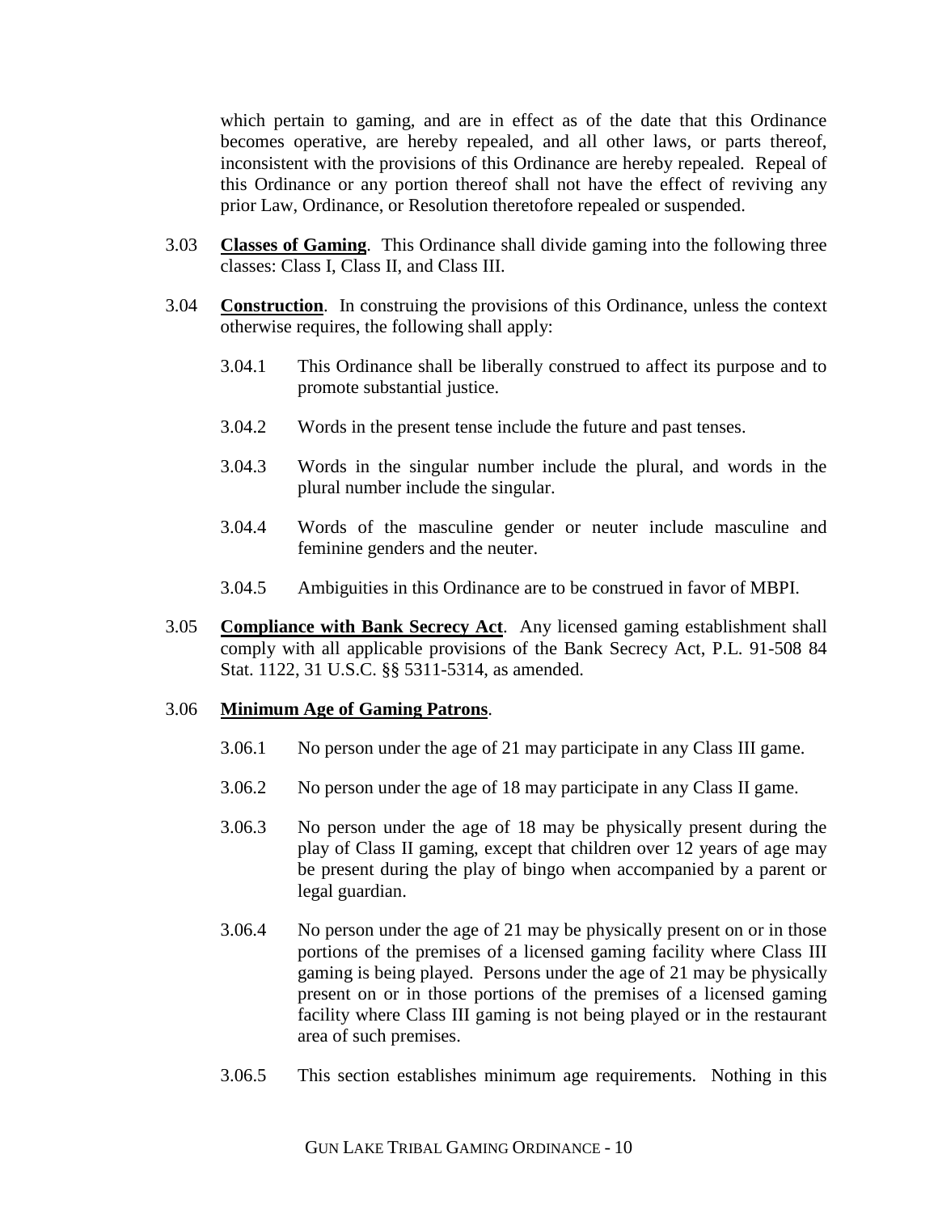which pertain to gaming, and are in effect as of the date that this Ordinance becomes operative, are hereby repealed, and all other laws, or parts thereof, inconsistent with the provisions of this Ordinance are hereby repealed. Repeal of this Ordinance or any portion thereof shall not have the effect of reviving any prior Law, Ordinance, or Resolution theretofore repealed or suspended.

3.03 **Classes of Gaming**. This Ordinance shall divide gaming into the following three classes: Class I, Class II, and Class III.

3.04 **Construction**. In construing the provisions of this Ordinance, unless the context otherwise requires, the following shall apply:

3.04.1 This Ordinance shall be liberally construed to affect its purpose and to promote substantial justice.

3.04.2 Words in the present tense include the future and past tenses.

3.04.3 Words in the singular number include the plural, and words in the plural number include the singular.

3.04.4 Words of the masculine gender or neuter include masculine and feminine genders and the neuter.

3.04.5 Ambiguities in this Ordinance are to be construed in favor of MBPI.

3.05 **Compliance with Bank Secrecy Act**. Any licensed gaming establishment shall comply with all applicable provisions of the Bank Secrecy Act, P.L. 91-508 84 Stat. 1122, 31 U.S.C. §§ 5311-5314, as amended.

3.06 **Minimum Age of Gaming Patrons**.

3.06.1 No person under the age of 21 may participate in any Class III game.

3.06.2 No person under the age of 18 may participate in any Class II game.

3.06.3 No person under the age of 18 may be physically present during the play of Class II gaming, except that children over 12 years of age may be present during the play of bingo when accompanied by a parent or legal guardian.

3.06.4 No person under the age of 21 may be physically present on or in those portions of the premises of a licensed gaming facility where Class III gaming is being played. Persons under the age of 21 may be physically present on or in those portions of the premises of a licensed gaming facility where Class III gaming is not being played or in the restaurant area of such premises.

3.06.5 This section establishes minimum age requirements. Nothing in this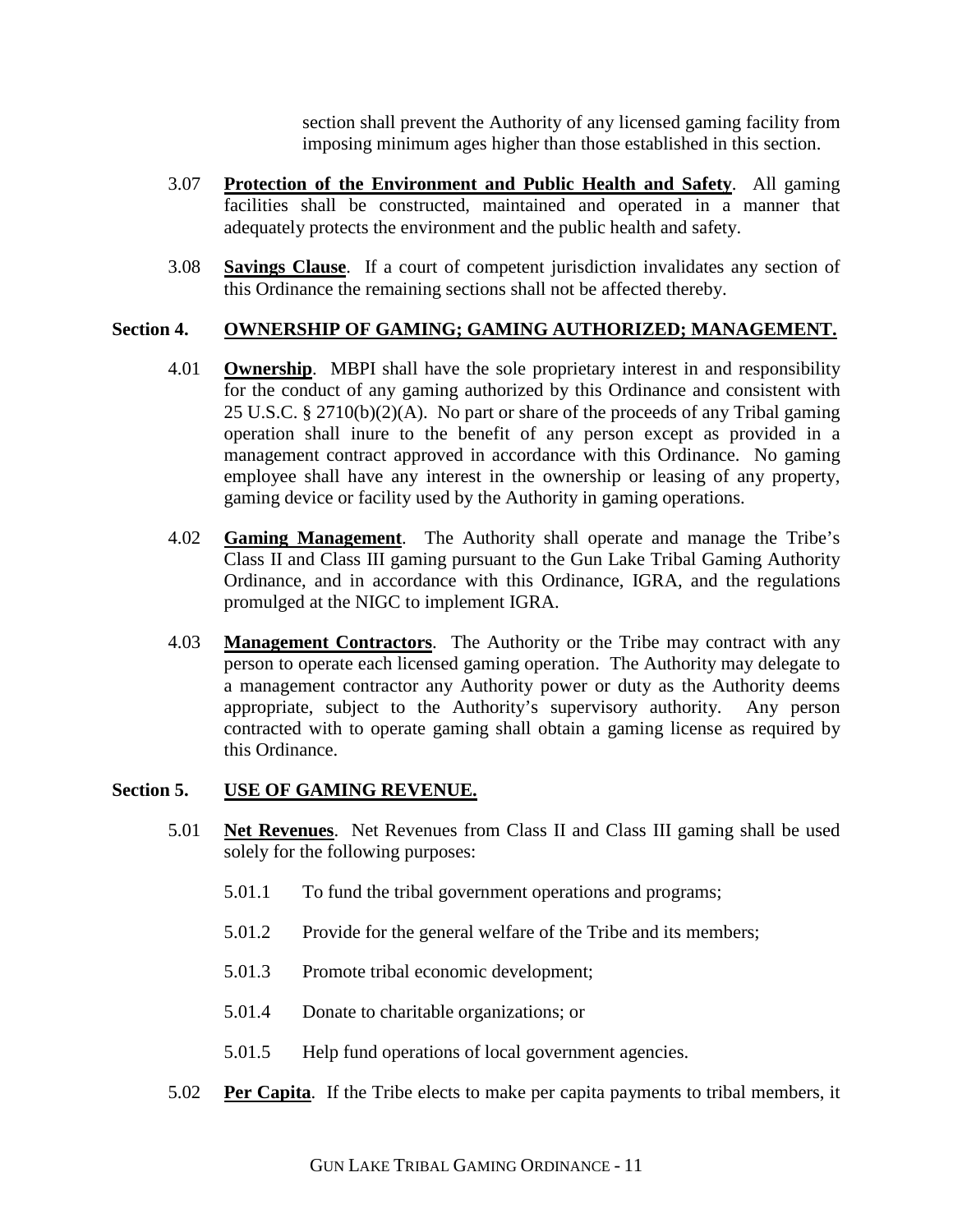section shall prevent the Authority of any licensed gaming facility from imposing minimum ages higher than those established in this section.

3.07 **Protection of the Environment and Public Health and Safety**. All gaming facilities shall be constructed, maintained and operated in a manner that adequately protects the environment and the public health and safety.

3.08 **Savings Clause**. If a court of competent jurisdiction invalidates any section of this Ordinance the remaining sections shall not be affected thereby.

## Section 4. OWNERSHIP OF GAMING; GAMING AUTHORIZED; MANAGEMENT.

4.01 **Ownership**. MBPI shall have the sole proprietary interest in and responsibility for the conduct of any gaming authorized by this Ordinance and consistent with 25 U.S.C. § 2710(b)(2)(A). No part or share of the proceeds of any Tribal gaming operation shall inure to the benefit of any person except as provided in a management contract approved in accordance with this Ordinance. No gaming employee shall have any interest in the ownership or leasing of any property, gaming device or facility used by the Authority in gaming operations.

4.02 **Gaming Management**. The Authority shall operate and manage the Tribe's Class II and Class III gaming pursuant to the Gun Lake Tribal Gaming Authority Ordinance, and in accordance with this Ordinance, IGRA, and the regulations promulged at the NIGC to implement IGRA.

4.03 **Management Contractors**. The Authority or the Tribe may contract with any person to operate each licensed gaming operation. The Authority may delegate to a management contractor any Authority power or duty as the Authority deems appropriate, subject to the Authority's supervisory authority. Any person contracted with to operate gaming shall obtain a gaming license as required by this Ordinance.

## Section 5. USE OF GAMING REVENUE.

5.01 **Net Revenues**. Net Revenues from Class II and Class III gaming shall be used solely for the following purposes:

5.01.1 To fund the tribal government operations and programs;

5.01.2 Provide for the general welfare of the Tribe and its members;

5.01.3 Promote tribal economic development;

5.01.4 Donate to charitable organizations; or

5.01.5 Help fund operations of local government agencies.

5.02 **Per Capita**. If the Tribe elects to make per capita payments to tribal members, it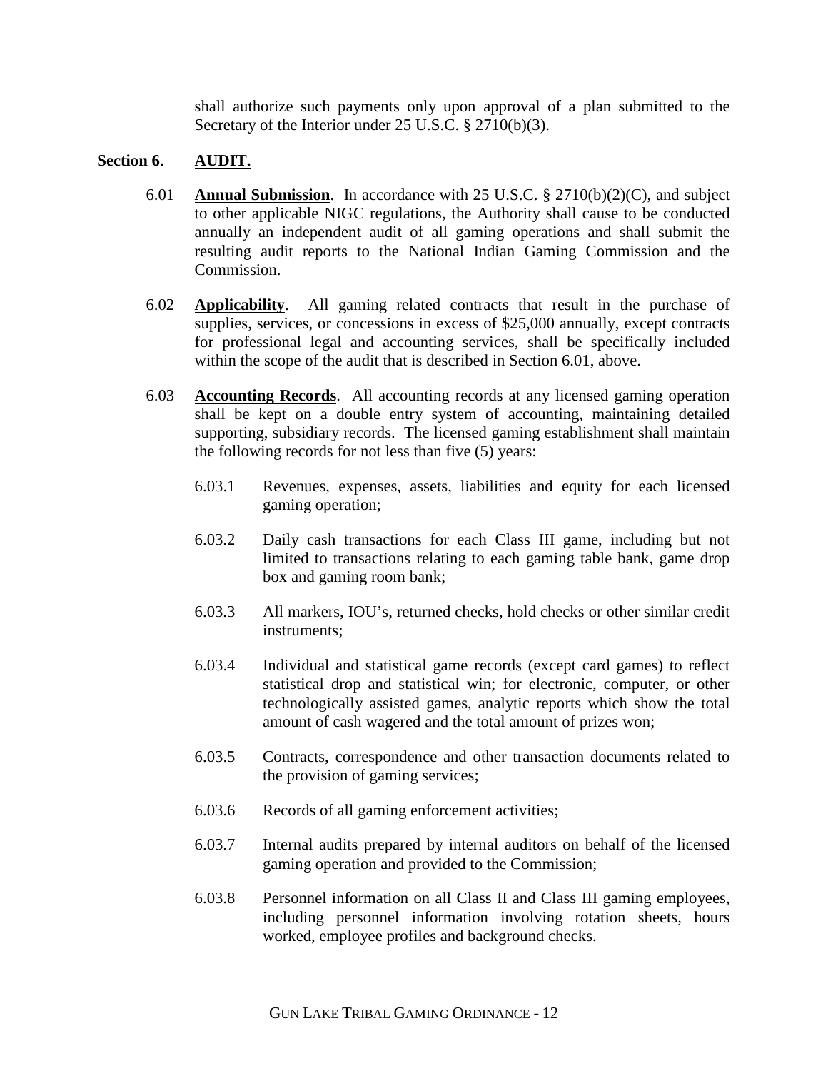shall authorize such payments only upon approval of a plan submitted to the Secretary of the Interior under 25 U.S.C. § 2710(b)(3).

## Section 6. AUDIT.

6.01 **Annual Submission**. In accordance with 25 U.S.C. § 2710(b)(2)(C), and subject to other applicable NIGC regulations, the Authority shall cause to be conducted annually an independent audit of all gaming operations and shall submit the resulting audit reports to the National Indian Gaming Commission and the Commission.

6.02 **Applicability**. All gaming related contracts that result in the purchase of supplies, services, or concessions in excess of $25,000 annually, except contracts for professional legal and accounting services, shall be specifically included within the scope of the audit that is described in Section 6.01, above.

6.03 **Accounting Records**. All accounting records at any licensed gaming operation shall be kept on a double entry system of accounting, maintaining detailed supporting, subsidiary records. The licensed gaming establishment shall maintain the following records for not less than five (5) years:

6.03.1 Revenues, expenses, assets, liabilities and equity for each licensed gaming operation;

6.03.2 Daily cash transactions for each Class III game, including but not limited to transactions relating to each gaming table bank, game drop box and gaming room bank;

6.03.3 All markers, IOU's, returned checks, hold checks or other similar credit instruments;

6.03.4 Individual and statistical game records (except card games) to reflect statistical drop and statistical win; for electronic, computer, or other technologically assisted games, analytic reports which show the total amount of cash wagered and the total amount of prizes won;

6.03.5 Contracts, correspondence and other transaction documents related to the provision of gaming services;

6.03.6 Records of all gaming enforcement activities;

6.03.7 Internal audits prepared by internal auditors on behalf of the licensed gaming operation and provided to the Commission;

6.03.8 Personnel information on all Class II and Class III gaming employees, including personnel information involving rotation sheets, hours worked, employee profiles and background checks.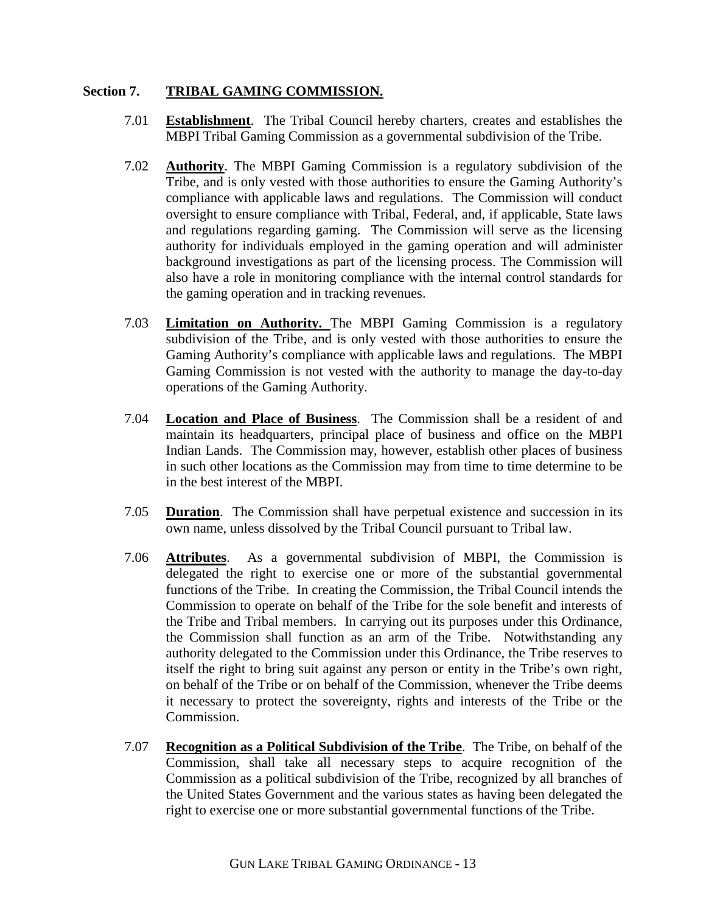## Section 7. TRIBAL GAMING COMMISSION.

7.01 **Establishment**. The Tribal Council hereby charters, creates and establishes the MBPI Tribal Gaming Commission as a governmental subdivision of the Tribe.

7.02 **Authority**. The MBPI Gaming Commission is a regulatory subdivision of the Tribe, and is only vested with those authorities to ensure the Gaming Authority's compliance with applicable laws and regulations. The Commission will conduct oversight to ensure compliance with Tribal, Federal, and, if applicable, State laws and regulations regarding gaming. The Commission will serve as the licensing authority for individuals employed in the gaming operation and will administer background investigations as part of the licensing process. The Commission will also have a role in monitoring compliance with the internal control standards for the gaming operation and in tracking revenues.

7.03 **Limitation on Authority.** The MBPI Gaming Commission is a regulatory subdivision of the Tribe, and is only vested with those authorities to ensure the Gaming Authority's compliance with applicable laws and regulations. The MBPI Gaming Commission is not vested with the authority to manage the day-to-day operations of the Gaming Authority.

7.04 **Location and Place of Business**. The Commission shall be a resident of and maintain its headquarters, principal place of business and office on the MBPI Indian Lands. The Commission may, however, establish other places of business in such other locations as the Commission may from time to time determine to be in the best interest of the MBPI.

7.05 **Duration**. The Commission shall have perpetual existence and succession in its own name, unless dissolved by the Tribal Council pursuant to Tribal law.

7.06 **Attributes**. As a governmental subdivision of MBPI, the Commission is delegated the right to exercise one or more of the substantial governmental functions of the Tribe. In creating the Commission, the Tribal Council intends the Commission to operate on behalf of the Tribe for the sole benefit and interests of the Tribe and Tribal members. In carrying out its purposes under this Ordinance, the Commission shall function as an arm of the Tribe. Notwithstanding any authority delegated to the Commission under this Ordinance, the Tribe reserves to itself the right to bring suit against any person or entity in the Tribe's own right, on behalf of the Tribe or on behalf of the Commission, whenever the Tribe deems it necessary to protect the sovereignty, rights and interests of the Tribe or the Commission.

7.07 **Recognition as a Political Subdivision of the Tribe**. The Tribe, on behalf of the Commission, shall take all necessary steps to acquire recognition of the Commission as a political subdivision of the Tribe, recognized by all branches of the United States Government and the various states as having been delegated the right to exercise one or more substantial governmental functions of the Tribe.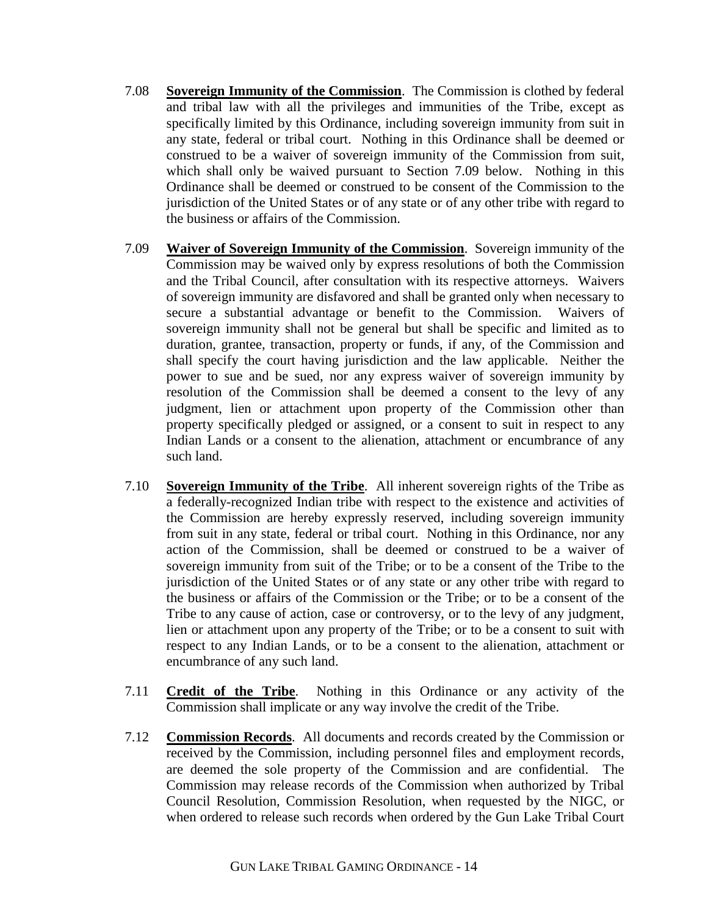7.08 **Sovereign Immunity of the Commission**. The Commission is clothed by federal and tribal law with all the privileges and immunities of the Tribe, except as specifically limited by this Ordinance, including sovereign immunity from suit in any state, federal or tribal court. Nothing in this Ordinance shall be deemed or construed to be a waiver of sovereign immunity of the Commission from suit, which shall only be waived pursuant to Section 7.09 below. Nothing in this Ordinance shall be deemed or construed to be consent of the Commission to the jurisdiction of the United States or of any state or of any other tribe with regard to the business or affairs of the Commission.

7.09 **Waiver of Sovereign Immunity of the Commission**. Sovereign immunity of the Commission may be waived only by express resolutions of both the Commission and the Tribal Council, after consultation with its respective attorneys. Waivers of sovereign immunity are disfavored and shall be granted only when necessary to secure a substantial advantage or benefit to the Commission. Waivers of sovereign immunity shall not be general but shall be specific and limited as to duration, grantee, transaction, property or funds, if any, of the Commission and shall specify the court having jurisdiction and the law applicable. Neither the power to sue and be sued, nor any express waiver of sovereign immunity by resolution of the Commission shall be deemed a consent to the levy of any judgment, lien or attachment upon property of the Commission other than property specifically pledged or assigned, or a consent to suit in respect to any Indian Lands or a consent to the alienation, attachment or encumbrance of any such land.

7.10 **Sovereign Immunity of the Tribe**. All inherent sovereign rights of the Tribe as a federally-recognized Indian tribe with respect to the existence and activities of the Commission are hereby expressly reserved, including sovereign immunity from suit in any state, federal or tribal court. Nothing in this Ordinance, nor any action of the Commission, shall be deemed or construed to be a waiver of sovereign immunity from suit of the Tribe; or to be a consent of the Tribe to the jurisdiction of the United States or of any state or any other tribe with regard to the business or affairs of the Commission or the Tribe; or to be a consent of the Tribe to any cause of action, case or controversy, or to the levy of any judgment, lien or attachment upon any property of the Tribe; or to be a consent to suit with respect to any Indian Lands, or to be a consent to the alienation, attachment or encumbrance of any such land.

7.11 **Credit of the Tribe**. Nothing in this Ordinance or any activity of the Commission shall implicate or any way involve the credit of the Tribe.

7.12 **Commission Records**. All documents and records created by the Commission or received by the Commission, including personnel files and employment records, are deemed the sole property of the Commission and are confidential. The Commission may release records of the Commission when authorized by Tribal Council Resolution, Commission Resolution, when requested by the NIGC, or when ordered to release such records when ordered by the Gun Lake Tribal Court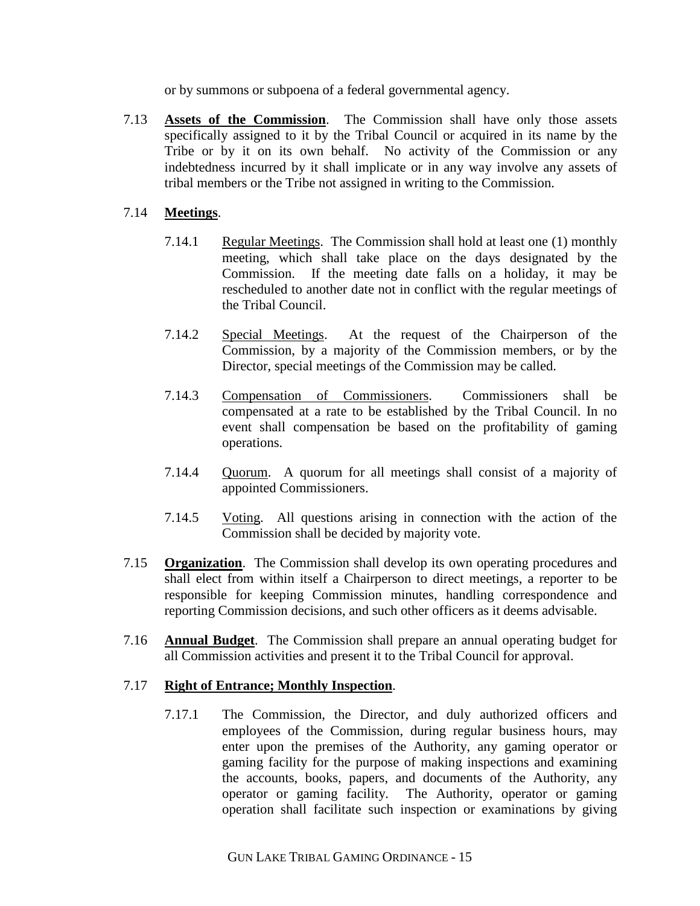or by summons or subpoena of a federal governmental agency.

7.13 **Assets of the Commission**. The Commission shall have only those assets specifically assigned to it by the Tribal Council or acquired in its name by the Tribe or by it on its own behalf. No activity of the Commission or any indebtedness incurred by it shall implicate or in any way involve any assets of tribal members or the Tribe not assigned in writing to the Commission.

7.14 **Meetings**.

7.14.1 Regular Meetings. The Commission shall hold at least one (1) monthly meeting, which shall take place on the days designated by the Commission. If the meeting date falls on a holiday, it may be rescheduled to another date not in conflict with the regular meetings of the Tribal Council.

7.14.2 Special Meetings. At the request of the Chairperson of the Commission, by a majority of the Commission members, or by the Director, special meetings of the Commission may be called.

7.14.3 Compensation of Commissioners. Commissioners shall be compensated at a rate to be established by the Tribal Council. In no event shall compensation be based on the profitability of gaming operations.

7.14.4 Quorum. A quorum for all meetings shall consist of a majority of appointed Commissioners.

7.14.5 Voting. All questions arising in connection with the action of the Commission shall be decided by majority vote.

7.15 **Organization**. The Commission shall develop its own operating procedures and shall elect from within itself a Chairperson to direct meetings, a reporter to be responsible for keeping Commission minutes, handling correspondence and reporting Commission decisions, and such other officers as it deems advisable.

7.16 **Annual Budget**. The Commission shall prepare an annual operating budget for all Commission activities and present it to the Tribal Council for approval.

7.17 **Right of Entrance; Monthly Inspection**.

7.17.1 The Commission, the Director, and duly authorized officers and employees of the Commission, during regular business hours, may enter upon the premises of the Authority, any gaming operator or gaming facility for the purpose of making inspections and examining the accounts, books, papers, and documents of the Authority, any operator or gaming facility. The Authority, operator or gaming operation shall facilitate such inspection or examinations by giving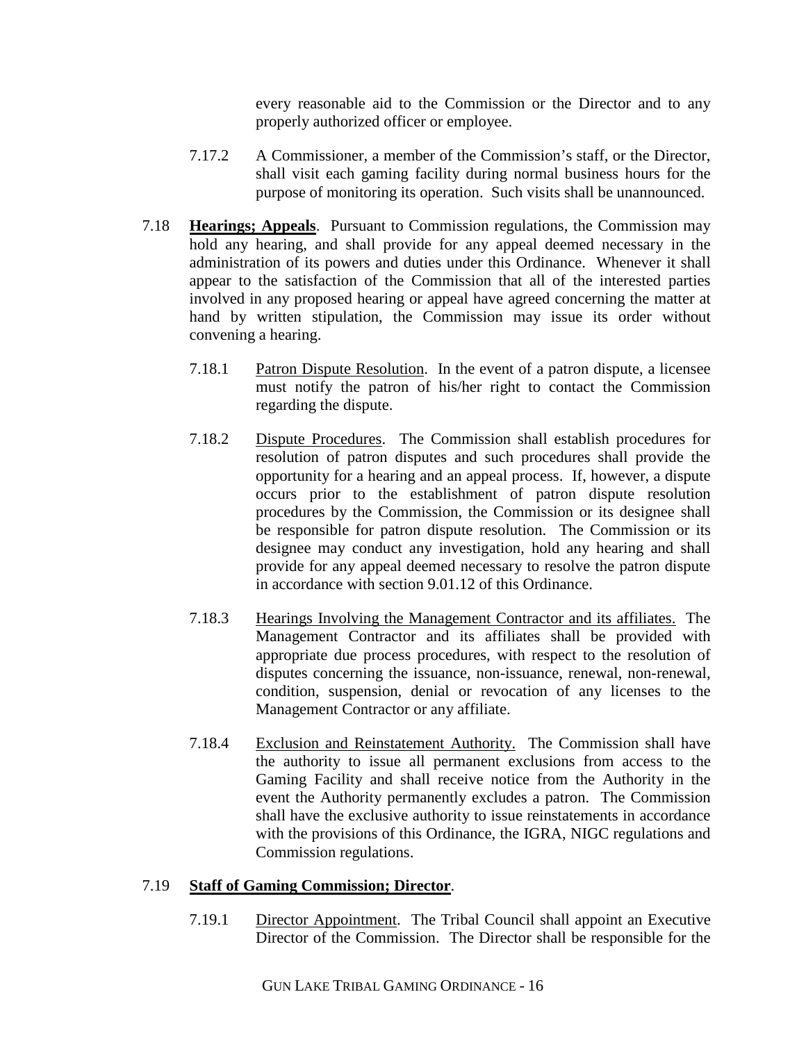every reasonable aid to the Commission or the Director and to any properly authorized officer or employee.

7.17.2 A Commissioner, a member of the Commission's staff, or the Director, shall visit each gaming facility during normal business hours for the purpose of monitoring its operation. Such visits shall be unannounced.

7.18 **Hearings; Appeals**. Pursuant to Commission regulations, the Commission may hold any hearing, and shall provide for any appeal deemed necessary in the administration of its powers and duties under this Ordinance. Whenever it shall appear to the satisfaction of the Commission that all of the interested parties involved in any proposed hearing or appeal have agreed concerning the matter at hand by written stipulation, the Commission may issue its order without convening a hearing.

7.18.1 Patron Dispute Resolution. In the event of a patron dispute, a licensee must notify the patron of his/her right to contact the Commission regarding the dispute.

7.18.2 Dispute Procedures. The Commission shall establish procedures for resolution of patron disputes and such procedures shall provide the opportunity for a hearing and an appeal process. If, however, a dispute occurs prior to the establishment of patron dispute resolution procedures by the Commission, the Commission or its designee shall be responsible for patron dispute resolution. The Commission or its designee may conduct any investigation, hold any hearing and shall provide for any appeal deemed necessary to resolve the patron dispute in accordance with section 9.01.12 of this Ordinance.

7.18.3 Hearings Involving the Management Contractor and its affiliates. The Management Contractor and its affiliates shall be provided with appropriate due process procedures, with respect to the resolution of disputes concerning the issuance, non-issuance, renewal, non-renewal, condition, suspension, denial or revocation of any licenses to the Management Contractor or any affiliate.

7.18.4 Exclusion and Reinstatement Authority. The Commission shall have the authority to issue all permanent exclusions from access to the Gaming Facility and shall receive notice from the Authority in the event the Authority permanently excludes a patron. The Commission shall have the exclusive authority to issue reinstatements in accordance with the provisions of this Ordinance, the IGRA, NIGC regulations and Commission regulations.

7.19 **Staff of Gaming Commission; Director**.

7.19.1 Director Appointment. The Tribal Council shall appoint an Executive Director of the Commission. The Director shall be responsible for the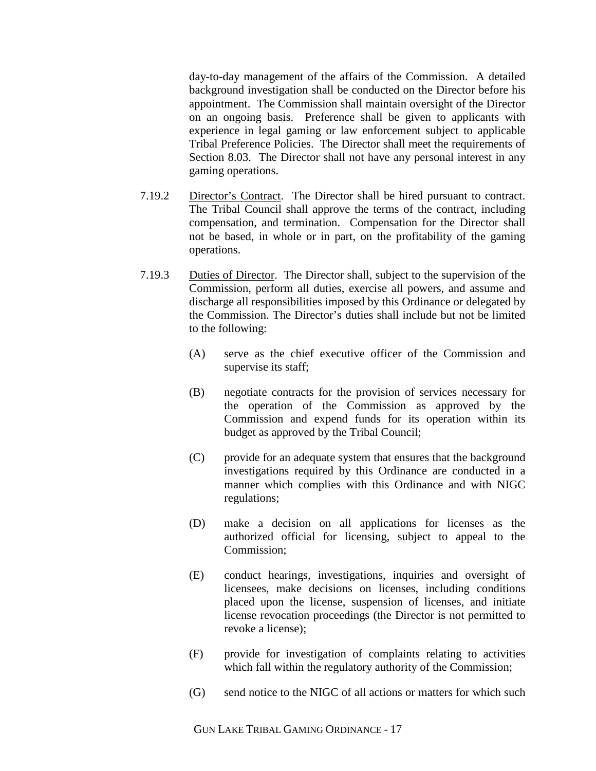day-to-day management of the affairs of the Commission. A detailed background investigation shall be conducted on the Director before his appointment. The Commission shall maintain oversight of the Director on an ongoing basis. Preference shall be given to applicants with experience in legal gaming or law enforcement subject to applicable Tribal Preference Policies. The Director shall meet the requirements of Section 8.03. The Director shall not have any personal interest in any gaming operations.

7.19.2 <u>Director's Contract</u>. The Director shall be hired pursuant to contract. The Tribal Council shall approve the terms of the contract, including compensation, and termination. Compensation for the Director shall not be based, in whole or in part, on the profitability of the gaming operations.

7.19.3 <u>Duties of Director</u>. The Director shall, subject to the supervision of the Commission, perform all duties, exercise all powers, and assume and discharge all responsibilities imposed by this Ordinance or delegated by the Commission. The Director's duties shall include but not be limited to the following:

(A) serve as the chief executive officer of the Commission and supervise its staff;

(B) negotiate contracts for the provision of services necessary for the operation of the Commission as approved by the Commission and expend funds for its operation within its budget as approved by the Tribal Council;

(C) provide for an adequate system that ensures that the background investigations required by this Ordinance are conducted in a manner which complies with this Ordinance and with NIGC regulations;

(D) make a decision on all applications for licenses as the authorized official for licensing, subject to appeal to the Commission;

(E) conduct hearings, investigations, inquiries and oversight of licensees, make decisions on licenses, including conditions placed upon the license, suspension of licenses, and initiate license revocation proceedings (the Director is not permitted to revoke a license);

(F) provide for investigation of complaints relating to activities which fall within the regulatory authority of the Commission;

(G) send notice to the NIGC of all actions or matters for which such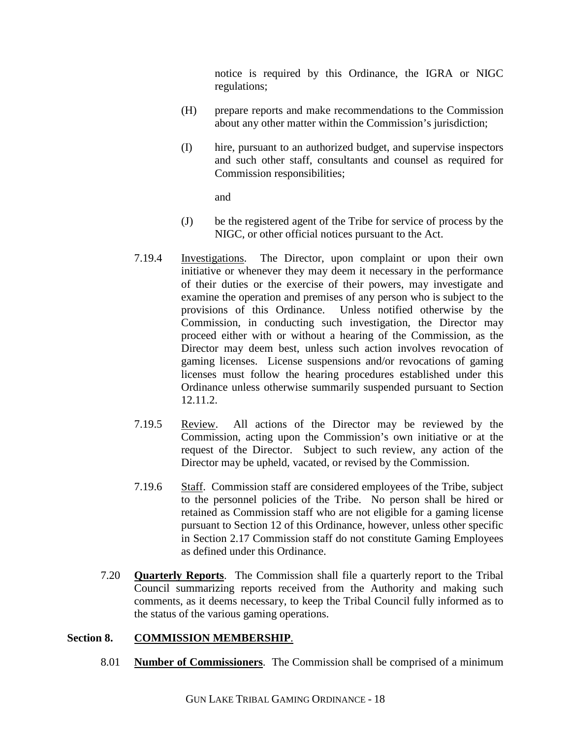notice is required by this Ordinance, the IGRA or NIGC regulations;

(H) prepare reports and make recommendations to the Commission about any other matter within the Commission's jurisdiction;

(I) hire, pursuant to an authorized budget, and supervise inspectors and such other staff, consultants and counsel as required for Commission responsibilities;

and

(J) be the registered agent of the Tribe for service of process by the NIGC, or other official notices pursuant to the Act.

7.19.4 Investigations. The Director, upon complaint or upon their own initiative or whenever they may deem it necessary in the performance of their duties or the exercise of their powers, may investigate and examine the operation and premises of any person who is subject to the provisions of this Ordinance. Unless notified otherwise by the Commission, in conducting such investigation, the Director may proceed either with or without a hearing of the Commission, as the Director may deem best, unless such action involves revocation of gaming licenses. License suspensions and/or revocations of gaming licenses must follow the hearing procedures established under this Ordinance unless otherwise summarily suspended pursuant to Section 12.11.2.

7.19.5 Review. All actions of the Director may be reviewed by the Commission, acting upon the Commission's own initiative or at the request of the Director. Subject to such review, any action of the Director may be upheld, vacated, or revised by the Commission.

7.19.6 Staff. Commission staff are considered employees of the Tribe, subject to the personnel policies of the Tribe. No person shall be hired or retained as Commission staff who are not eligible for a gaming license pursuant to Section 12 of this Ordinance, however, unless other specific in Section 2.17 Commission staff do not constitute Gaming Employees as defined under this Ordinance.

7.20 **Quarterly Reports**. The Commission shall file a quarterly report to the Tribal Council summarizing reports received from the Authority and making such comments, as it deems necessary, to keep the Tribal Council fully informed as to the status of the various gaming operations.

## Section 8. COMMISSION MEMBERSHIP.

8.01 **Number of Commissioners**. The Commission shall be comprised of a minimum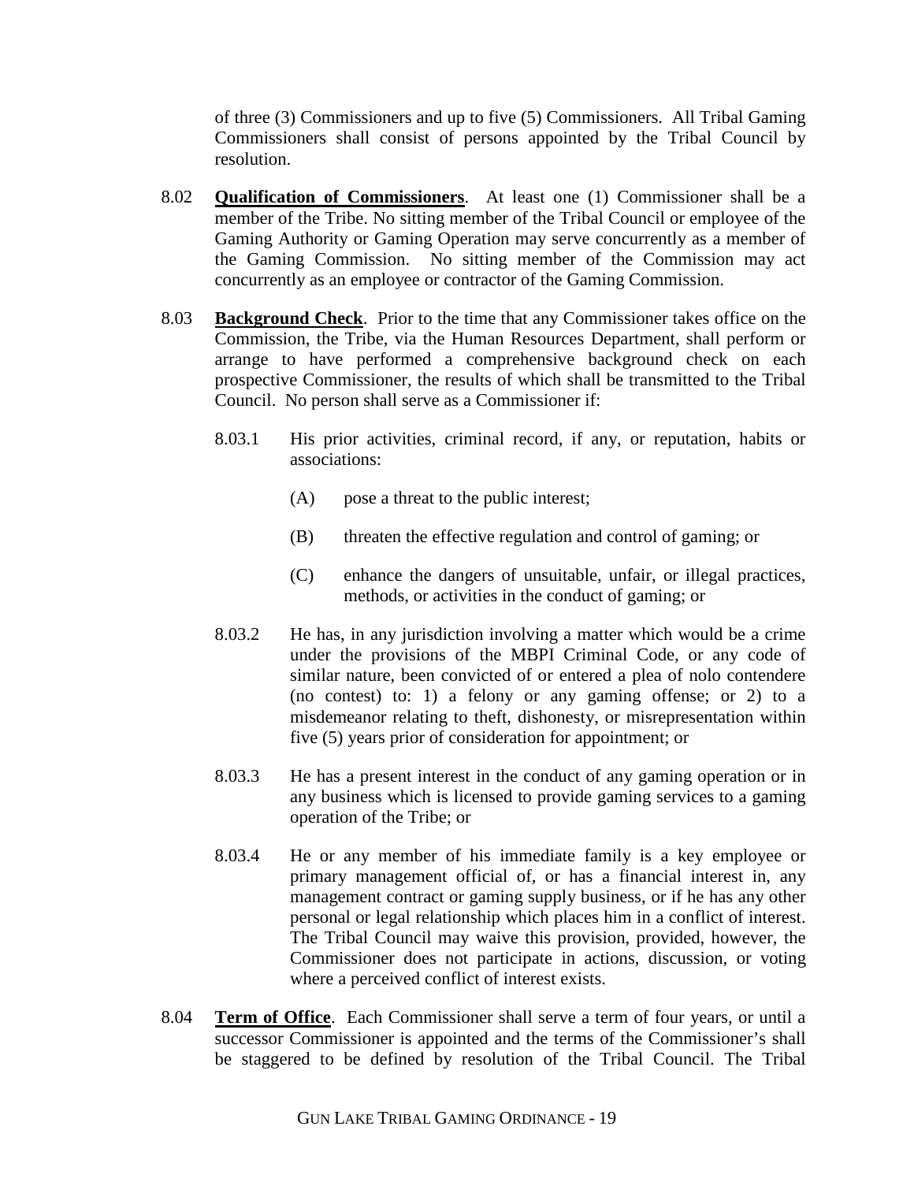of three (3) Commissioners and up to five (5) Commissioners. All Tribal Gaming Commissioners shall consist of persons appointed by the Tribal Council by resolution.

8.02 **Qualification of Commissioners**. At least one (1) Commissioner shall be a member of the Tribe. No sitting member of the Tribal Council or employee of the Gaming Authority or Gaming Operation may serve concurrently as a member of the Gaming Commission. No sitting member of the Commission may act concurrently as an employee or contractor of the Gaming Commission.

8.03 **Background Check**. Prior to the time that any Commissioner takes office on the Commission, the Tribe, via the Human Resources Department, shall perform or arrange to have performed a comprehensive background check on each prospective Commissioner, the results of which shall be transmitted to the Tribal Council. No person shall serve as a Commissioner if:

8.03.1 His prior activities, criminal record, if any, or reputation, habits or associations:

(A) pose a threat to the public interest;

(B) threaten the effective regulation and control of gaming; or

(C) enhance the dangers of unsuitable, unfair, or illegal practices, methods, or activities in the conduct of gaming; or

8.03.2 He has, in any jurisdiction involving a matter which would be a crime under the provisions of the MBPI Criminal Code, or any code of similar nature, been convicted of or entered a plea of nolo contendere (no contest) to: 1) a felony or any gaming offense; or 2) to a misdemeanor relating to theft, dishonesty, or misrepresentation within five (5) years prior of consideration for appointment; or

8.03.3 He has a present interest in the conduct of any gaming operation or in any business which is licensed to provide gaming services to a gaming operation of the Tribe; or

8.03.4 He or any member of his immediate family is a key employee or primary management official of, or has a financial interest in, any management contract or gaming supply business, or if he has any other personal or legal relationship which places him in a conflict of interest. The Tribal Council may waive this provision, provided, however, the Commissioner does not participate in actions, discussion, or voting where a perceived conflict of interest exists.

8.04 **Term of Office**. Each Commissioner shall serve a term of four years, or until a successor Commissioner is appointed and the terms of the Commissioner's shall be staggered to be defined by resolution of the Tribal Council. The Tribal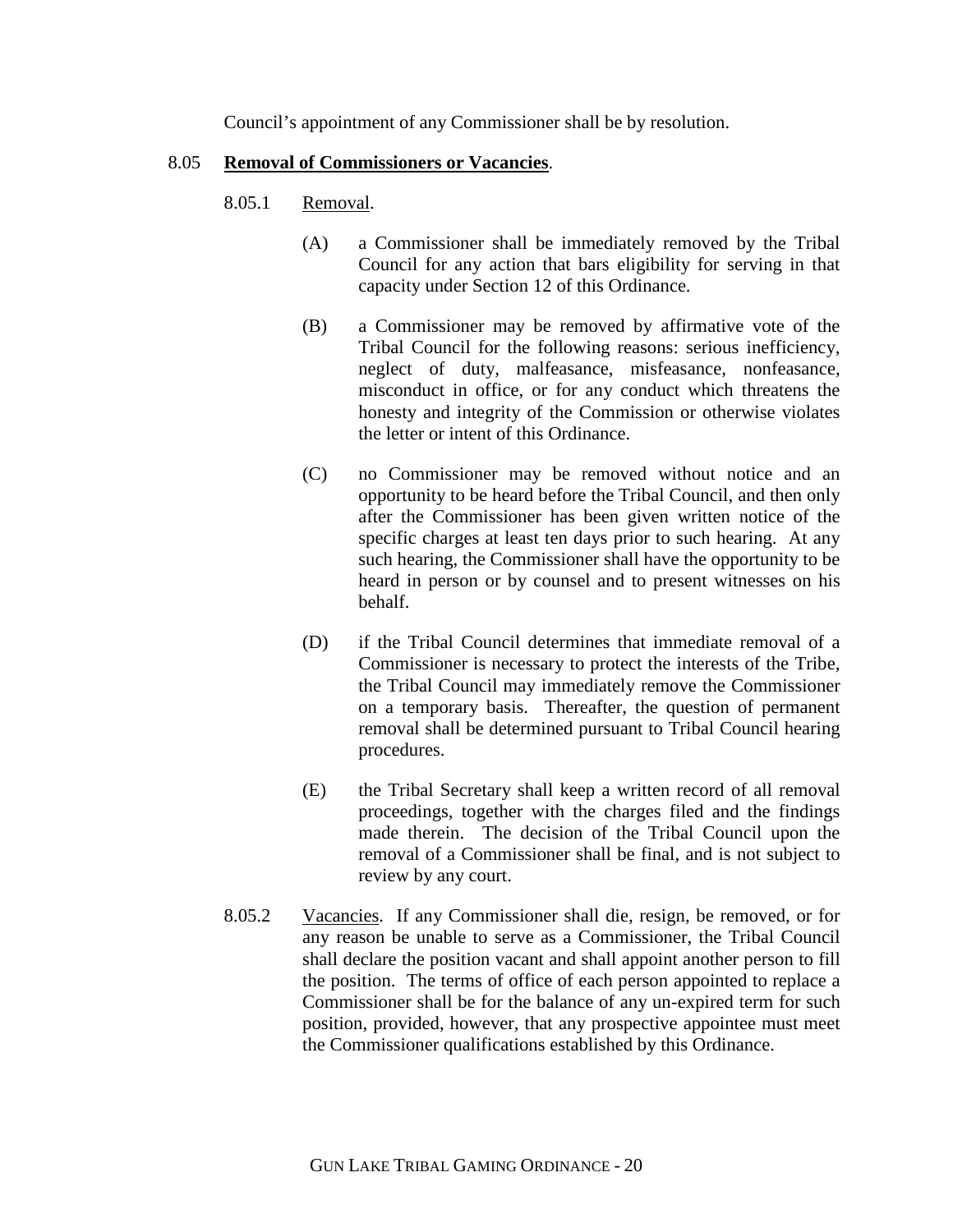Council's appointment of any Commissioner shall be by resolution.

8.05 **Removal of Commissioners or Vacancies**.

8.05.1 Removal.

(A) a Commissioner shall be immediately removed by the Tribal Council for any action that bars eligibility for serving in that capacity under Section 12 of this Ordinance.

(B) a Commissioner may be removed by affirmative vote of the Tribal Council for the following reasons: serious inefficiency, neglect of duty, malfeasance, misfeasance, nonfeasance, misconduct in office, or for any conduct which threatens the honesty and integrity of the Commission or otherwise violates the letter or intent of this Ordinance.

(C) no Commissioner may be removed without notice and an opportunity to be heard before the Tribal Council, and then only after the Commissioner has been given written notice of the specific charges at least ten days prior to such hearing. At any such hearing, the Commissioner shall have the opportunity to be heard in person or by counsel and to present witnesses on his behalf.

(D) if the Tribal Council determines that immediate removal of a Commissioner is necessary to protect the interests of the Tribe, the Tribal Council may immediately remove the Commissioner on a temporary basis. Thereafter, the question of permanent removal shall be determined pursuant to Tribal Council hearing procedures.

(E) the Tribal Secretary shall keep a written record of all removal proceedings, together with the charges filed and the findings made therein. The decision of the Tribal Council upon the removal of a Commissioner shall be final, and is not subject to review by any court.

8.05.2 Vacancies. If any Commissioner shall die, resign, be removed, or for any reason be unable to serve as a Commissioner, the Tribal Council shall declare the position vacant and shall appoint another person to fill the position. The terms of office of each person appointed to replace a Commissioner shall be for the balance of any un-expired term for such position, provided, however, that any prospective appointee must meet the Commissioner qualifications established by this Ordinance.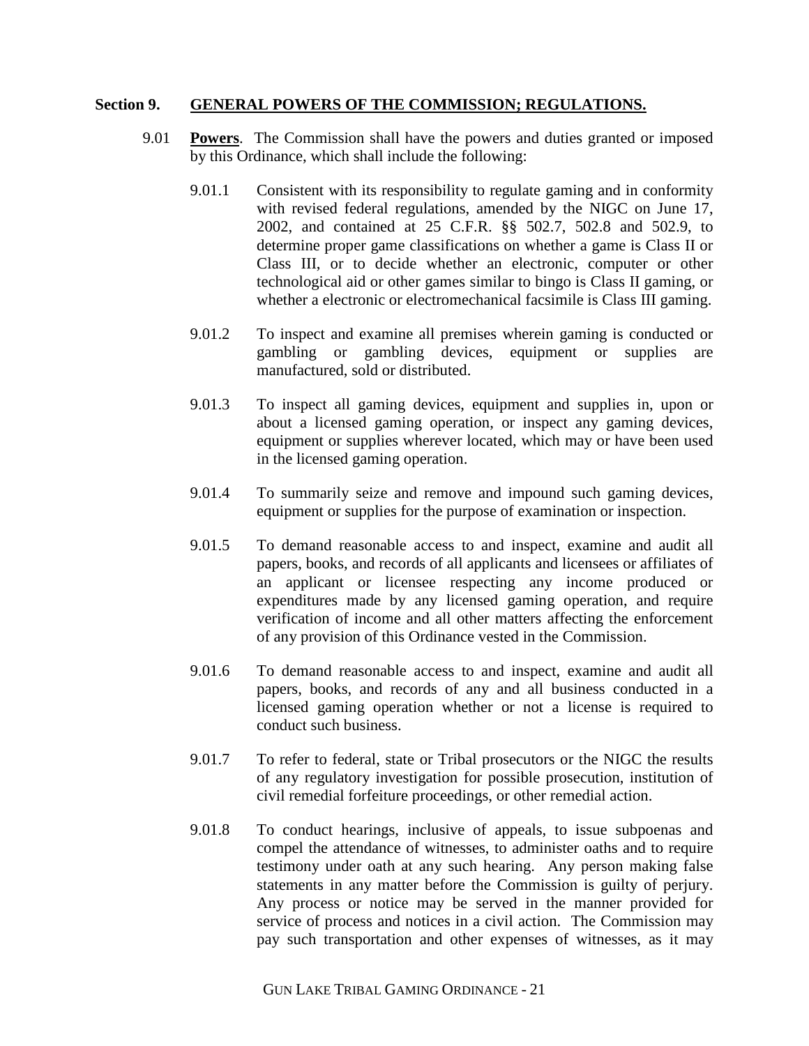## Section 9. GENERAL POWERS OF THE COMMISSION; REGULATIONS.

9.01 **Powers**. The Commission shall have the powers and duties granted or imposed by this Ordinance, which shall include the following:

9.01.1 Consistent with its responsibility to regulate gaming and in conformity with revised federal regulations, amended by the NIGC on June 17, 2002, and contained at 25 C.F.R. §§ 502.7, 502.8 and 502.9, to determine proper game classifications on whether a game is Class II or Class III, or to decide whether an electronic, computer or other technological aid or other games similar to bingo is Class II gaming, or whether a electronic or electromechanical facsimile is Class III gaming.

9.01.2 To inspect and examine all premises wherein gaming is conducted or gambling or gambling devices, equipment or supplies are manufactured, sold or distributed.

9.01.3 To inspect all gaming devices, equipment and supplies in, upon or about a licensed gaming operation, or inspect any gaming devices, equipment or supplies wherever located, which may or have been used in the licensed gaming operation.

9.01.4 To summarily seize and remove and impound such gaming devices, equipment or supplies for the purpose of examination or inspection.

9.01.5 To demand reasonable access to and inspect, examine and audit all papers, books, and records of all applicants and licensees or affiliates of an applicant or licensee respecting any income produced or expenditures made by any licensed gaming operation, and require verification of income and all other matters affecting the enforcement of any provision of this Ordinance vested in the Commission.

9.01.6 To demand reasonable access to and inspect, examine and audit all papers, books, and records of any and all business conducted in a licensed gaming operation whether or not a license is required to conduct such business.

9.01.7 To refer to federal, state or Tribal prosecutors or the NIGC the results of any regulatory investigation for possible prosecution, institution of civil remedial forfeiture proceedings, or other remedial action.

9.01.8 To conduct hearings, inclusive of appeals, to issue subpoenas and compel the attendance of witnesses, to administer oaths and to require testimony under oath at any such hearing. Any person making false statements in any matter before the Commission is guilty of perjury. Any process or notice may be served in the manner provided for service of process and notices in a civil action. The Commission may pay such transportation and other expenses of witnesses, as it may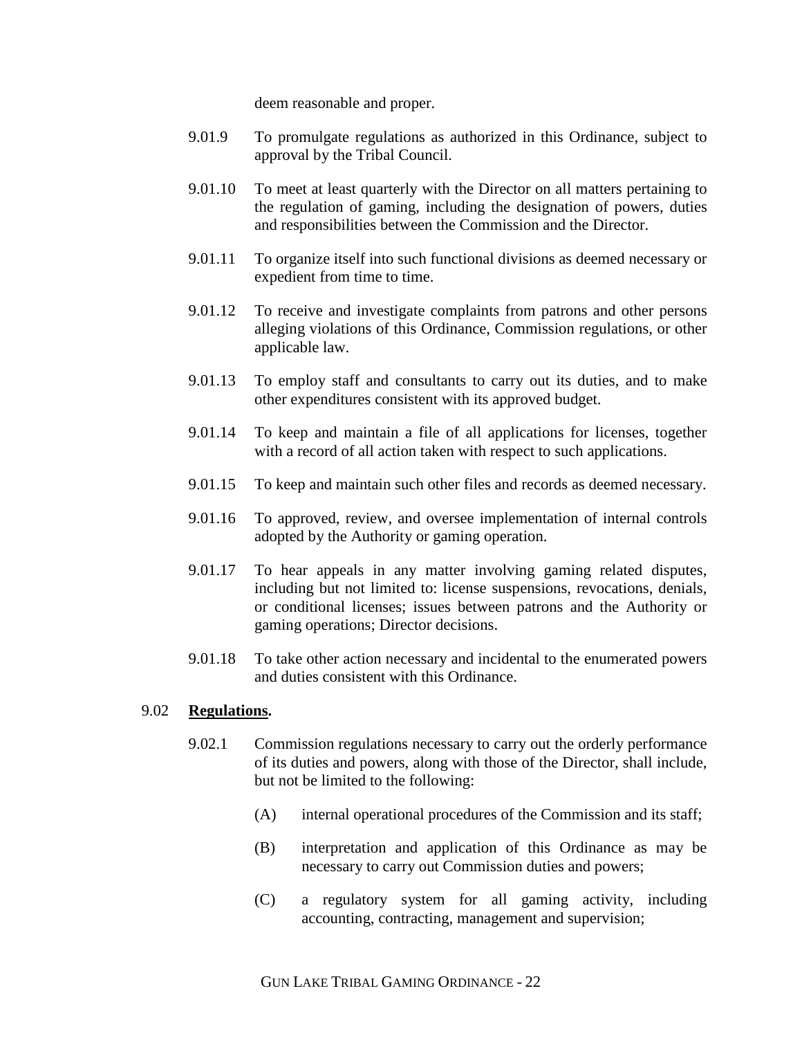deem reasonable and proper.

9.01.9 To promulgate regulations as authorized in this Ordinance, subject to approval by the Tribal Council.

9.01.10 To meet at least quarterly with the Director on all matters pertaining to the regulation of gaming, including the designation of powers, duties and responsibilities between the Commission and the Director.

9.01.11 To organize itself into such functional divisions as deemed necessary or expedient from time to time.

9.01.12 To receive and investigate complaints from patrons and other persons alleging violations of this Ordinance, Commission regulations, or other applicable law.

9.01.13 To employ staff and consultants to carry out its duties, and to make other expenditures consistent with its approved budget.

9.01.14 To keep and maintain a file of all applications for licenses, together with a record of all action taken with respect to such applications.

9.01.15 To keep and maintain such other files and records as deemed necessary.

9.01.16 To approved, review, and oversee implementation of internal controls adopted by the Authority or gaming operation.

9.01.17 To hear appeals in any matter involving gaming related disputes, including but not limited to: license suspensions, revocations, denials, or conditional licenses; issues between patrons and the Authority or gaming operations; Director decisions.

9.01.18 To take other action necessary and incidental to the enumerated powers and duties consistent with this Ordinance.

9.02 **<u>Regulations</u>.**

9.02.1 Commission regulations necessary to carry out the orderly performance of its duties and powers, along with those of the Director, shall include, but not be limited to the following:

(A) internal operational procedures of the Commission and its staff;

(B) interpretation and application of this Ordinance as may be necessary to carry out Commission duties and powers;

(C) a regulatory system for all gaming activity, including accounting, contracting, management and supervision;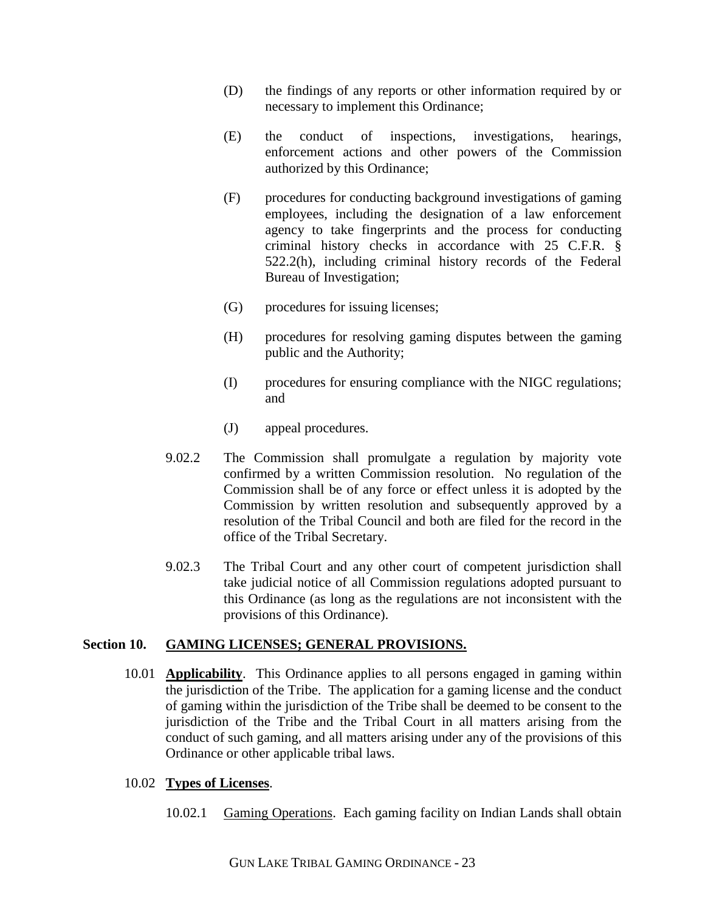(D) the findings of any reports or other information required by or necessary to implement this Ordinance;

(E) the conduct of inspections, investigations, hearings, enforcement actions and other powers of the Commission authorized by this Ordinance;

(F) procedures for conducting background investigations of gaming employees, including the designation of a law enforcement agency to take fingerprints and the process for conducting criminal history checks in accordance with 25 C.F.R. § 522.2(h), including criminal history records of the Federal Bureau of Investigation;

(G) procedures for issuing licenses;

(H) procedures for resolving gaming disputes between the gaming public and the Authority;

(I) procedures for ensuring compliance with the NIGC regulations; and

(J) appeal procedures.

9.02.2 The Commission shall promulgate a regulation by majority vote confirmed by a written Commission resolution. No regulation of the Commission shall be of any force or effect unless it is adopted by the Commission by written resolution and subsequently approved by a resolution of the Tribal Council and both are filed for the record in the office of the Tribal Secretary.

9.02.3 The Tribal Court and any other court of competent jurisdiction shall take judicial notice of all Commission regulations adopted pursuant to this Ordinance (as long as the regulations are not inconsistent with the provisions of this Ordinance).

## Section 10. GAMING LICENSES; GENERAL PROVISIONS.

10.01 **Applicability**. This Ordinance applies to all persons engaged in gaming within the jurisdiction of the Tribe. The application for a gaming license and the conduct of gaming within the jurisdiction of the Tribe shall be deemed to be consent to the jurisdiction of the Tribe and the Tribal Court in all matters arising from the conduct of such gaming, and all matters arising under any of the provisions of this Ordinance or other applicable tribal laws.

10.02 **Types of Licenses**.

10.02.1 Gaming Operations. Each gaming facility on Indian Lands shall obtain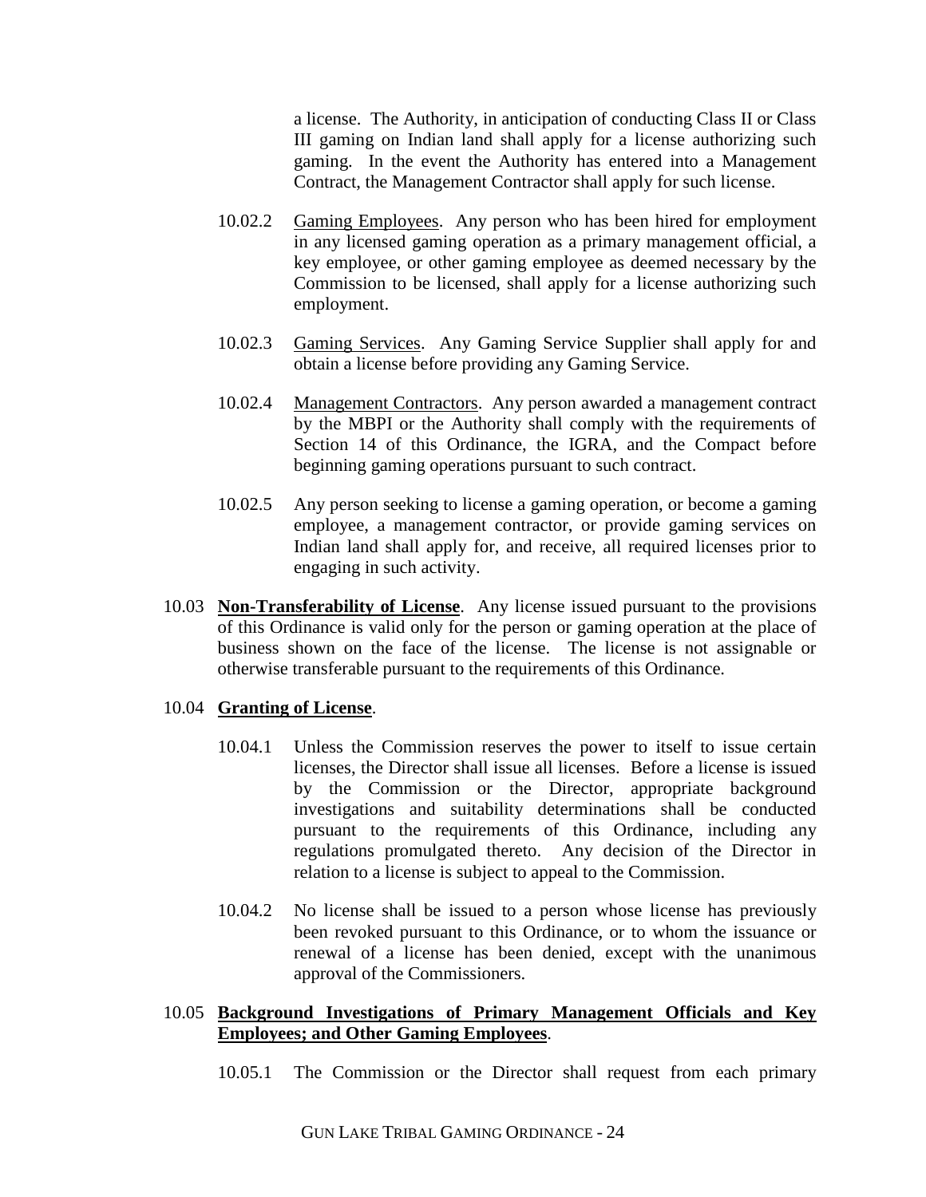a license. The Authority, in anticipation of conducting Class II or Class III gaming on Indian land shall apply for a license authorizing such gaming. In the event the Authority has entered into a Management Contract, the Management Contractor shall apply for such license.

10.02.2 Gaming Employees. Any person who has been hired for employment in any licensed gaming operation as a primary management official, a key employee, or other gaming employee as deemed necessary by the Commission to be licensed, shall apply for a license authorizing such employment.

10.02.3 Gaming Services. Any Gaming Service Supplier shall apply for and obtain a license before providing any Gaming Service.

10.02.4 Management Contractors. Any person awarded a management contract by the MBPI or the Authority shall comply with the requirements of Section 14 of this Ordinance, the IGRA, and the Compact before beginning gaming operations pursuant to such contract.

10.02.5 Any person seeking to license a gaming operation, or become a gaming employee, a management contractor, or provide gaming services on Indian land shall apply for, and receive, all required licenses prior to engaging in such activity.

10.03 **Non-Transferability of License**. Any license issued pursuant to the provisions of this Ordinance is valid only for the person or gaming operation at the place of business shown on the face of the license. The license is not assignable or otherwise transferable pursuant to the requirements of this Ordinance.

10.04 **Granting of License**.

10.04.1 Unless the Commission reserves the power to itself to issue certain licenses, the Director shall issue all licenses. Before a license is issued by the Commission or the Director, appropriate background investigations and suitability determinations shall be conducted pursuant to the requirements of this Ordinance, including any regulations promulgated thereto. Any decision of the Director in relation to a license is subject to appeal to the Commission.

10.04.2 No license shall be issued to a person whose license has previously been revoked pursuant to this Ordinance, or to whom the issuance or renewal of a license has been denied, except with the unanimous approval of the Commissioners.

10.05 **Background Investigations of Primary Management Officials and Key Employees; and Other Gaming Employees**.

10.05.1 The Commission or the Director shall request from each primary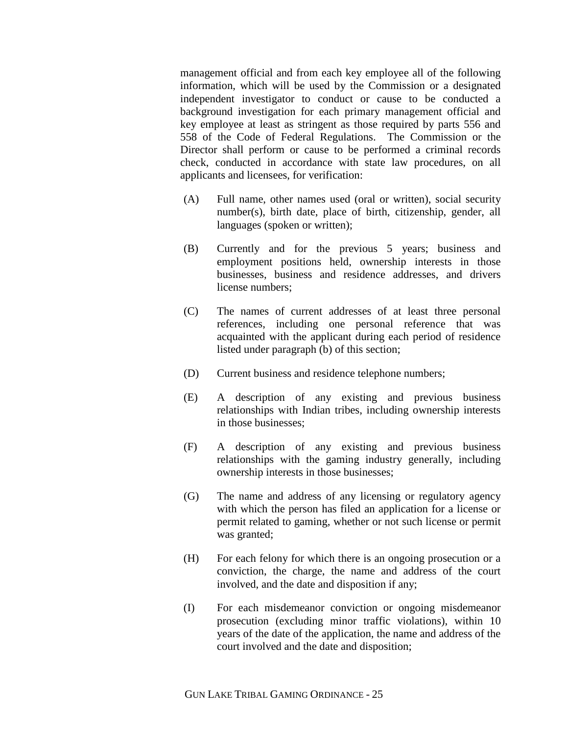management official and from each key employee all of the following information, which will be used by the Commission or a designated independent investigator to conduct or cause to be conducted a background investigation for each primary management official and key employee at least as stringent as those required by parts 556 and 558 of the Code of Federal Regulations. The Commission or the Director shall perform or cause to be performed a criminal records check, conducted in accordance with state law procedures, on all applicants and licensees, for verification:

(A) Full name, other names used (oral or written), social security number(s), birth date, place of birth, citizenship, gender, all languages (spoken or written);

(B) Currently and for the previous 5 years; business and employment positions held, ownership interests in those businesses, business and residence addresses, and drivers license numbers;

(C) The names of current addresses of at least three personal references, including one personal reference that was acquainted with the applicant during each period of residence listed under paragraph (b) of this section;

(D) Current business and residence telephone numbers;

(E) A description of any existing and previous business relationships with Indian tribes, including ownership interests in those businesses;

(F) A description of any existing and previous business relationships with the gaming industry generally, including ownership interests in those businesses;

(G) The name and address of any licensing or regulatory agency with which the person has filed an application for a license or permit related to gaming, whether or not such license or permit was granted;

(H) For each felony for which there is an ongoing prosecution or a conviction, the charge, the name and address of the court involved, and the date and disposition if any;

(I) For each misdemeanor conviction or ongoing misdemeanor prosecution (excluding minor traffic violations), within 10 years of the date of the application, the name and address of the court involved and the date and disposition;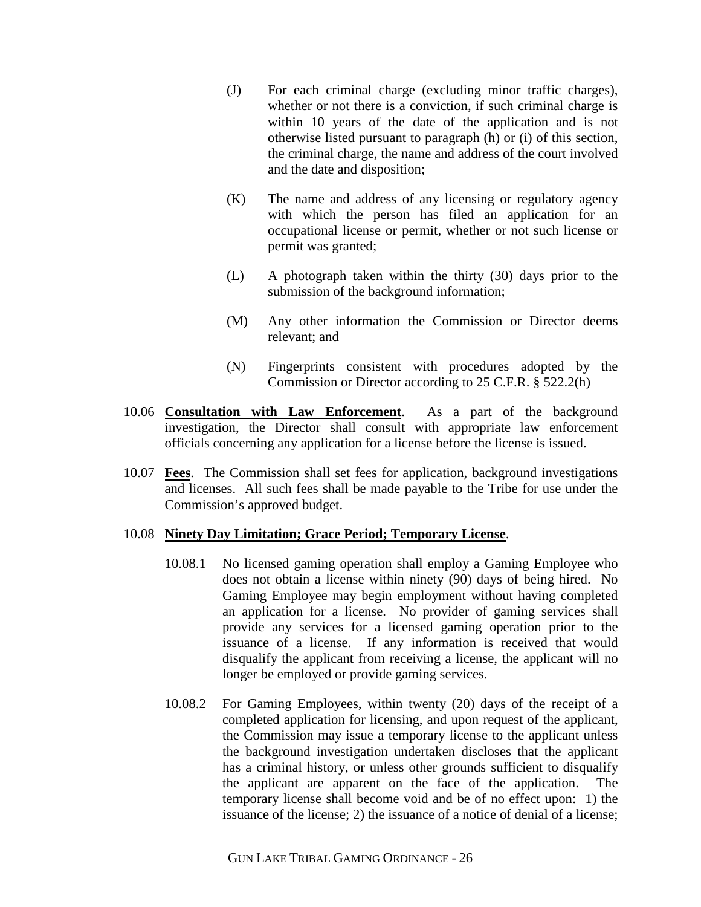(J) For each criminal charge (excluding minor traffic charges), whether or not there is a conviction, if such criminal charge is within 10 years of the date of the application and is not otherwise listed pursuant to paragraph (h) or (i) of this section, the criminal charge, the name and address of the court involved and the date and disposition;

(K) The name and address of any licensing or regulatory agency with which the person has filed an application for an occupational license or permit, whether or not such license or permit was granted;

(L) A photograph taken within the thirty (30) days prior to the submission of the background information;

(M) Any other information the Commission or Director deems relevant; and

(N) Fingerprints consistent with procedures adopted by the Commission or Director according to 25 C.F.R. § 522.2(h)

10.06 **Consultation with Law Enforcement**. As a part of the background investigation, the Director shall consult with appropriate law enforcement officials concerning any application for a license before the license is issued.

10.07 **Fees**. The Commission shall set fees for application, background investigations and licenses. All such fees shall be made payable to the Tribe for use under the Commission's approved budget.

10.08 **Ninety Day Limitation; Grace Period; Temporary License**.

10.08.1 No licensed gaming operation shall employ a Gaming Employee who does not obtain a license within ninety (90) days of being hired. No Gaming Employee may begin employment without having completed an application for a license. No provider of gaming services shall provide any services for a licensed gaming operation prior to the issuance of a license. If any information is received that would disqualify the applicant from receiving a license, the applicant will no longer be employed or provide gaming services.

10.08.2 For Gaming Employees, within twenty (20) days of the receipt of a completed application for licensing, and upon request of the applicant, the Commission may issue a temporary license to the applicant unless the background investigation undertaken discloses that the applicant has a criminal history, or unless other grounds sufficient to disqualify the applicant are apparent on the face of the application. The temporary license shall become void and be of no effect upon: 1) the issuance of the license; 2) the issuance of a notice of denial of a license;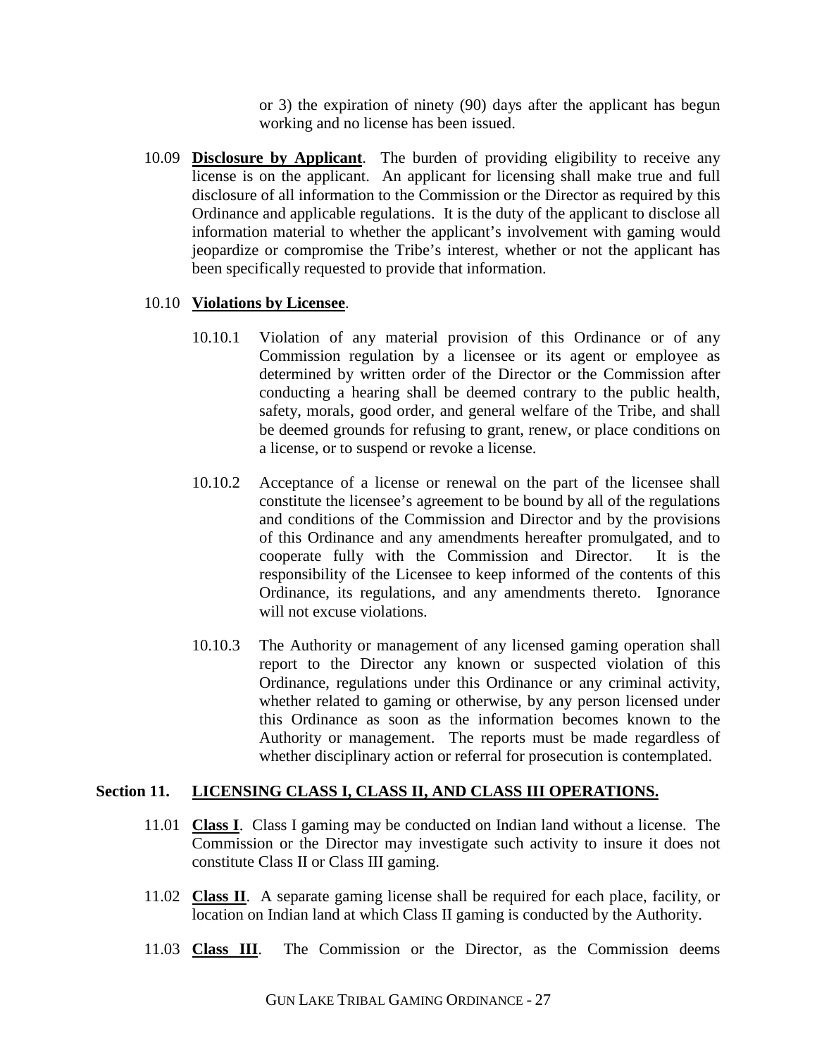or 3) the expiration of ninety (90) days after the applicant has begun working and no license has been issued.

10.09 **Disclosure by Applicant**. The burden of providing eligibility to receive any license is on the applicant. An applicant for licensing shall make true and full disclosure of all information to the Commission or the Director as required by this Ordinance and applicable regulations. It is the duty of the applicant to disclose all information material to whether the applicant's involvement with gaming would jeopardize or compromise the Tribe's interest, whether or not the applicant has been specifically requested to provide that information.

10.10 **Violations by Licensee**.

10.10.1 Violation of any material provision of this Ordinance or of any Commission regulation by a licensee or its agent or employee as determined by written order of the Director or the Commission after conducting a hearing shall be deemed contrary to the public health, safety, morals, good order, and general welfare of the Tribe, and shall be deemed grounds for refusing to grant, renew, or place conditions on a license, or to suspend or revoke a license.

10.10.2 Acceptance of a license or renewal on the part of the licensee shall constitute the licensee's agreement to be bound by all of the regulations and conditions of the Commission and Director and by the provisions of this Ordinance and any amendments hereafter promulgated, and to cooperate fully with the Commission and Director. It is the responsibility of the Licensee to keep informed of the contents of this Ordinance, its regulations, and any amendments thereto. Ignorance will not excuse violations.

10.10.3 The Authority or management of any licensed gaming operation shall report to the Director any known or suspected violation of this Ordinance, regulations under this Ordinance or any criminal activity, whether related to gaming or otherwise, by any person licensed under this Ordinance as soon as the information becomes known to the Authority or management. The reports must be made regardless of whether disciplinary action or referral for prosecution is contemplated.

## Section 11. LICENSING CLASS I, CLASS II, AND CLASS III OPERATIONS.

11.01 **Class I**. Class I gaming may be conducted on Indian land without a license. The Commission or the Director may investigate such activity to insure it does not constitute Class II or Class III gaming.

11.02 **Class II**. A separate gaming license shall be required for each place, facility, or location on Indian land at which Class II gaming is conducted by the Authority.

11.03 **Class III**. The Commission or the Director, as the Commission deems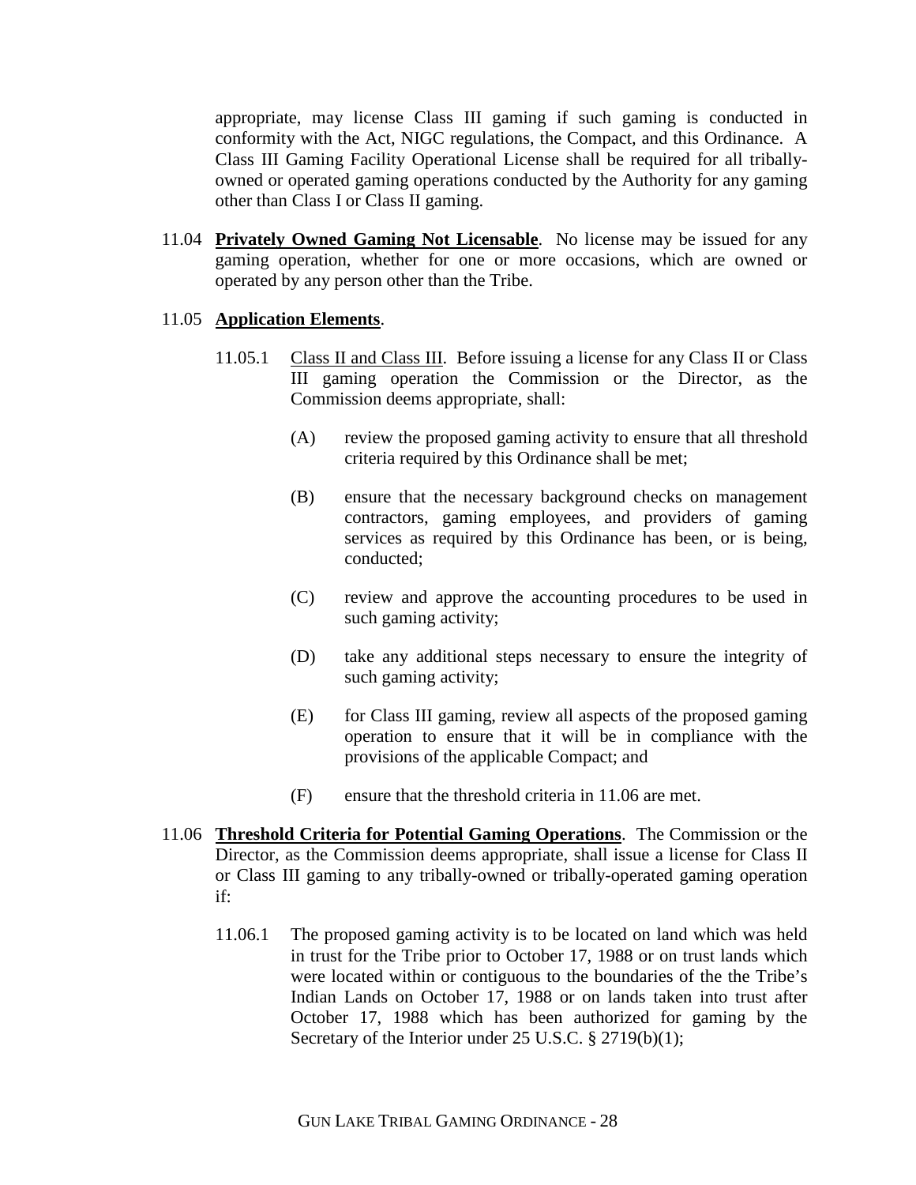appropriate, may license Class III gaming if such gaming is conducted in conformity with the Act, NIGC regulations, the Compact, and this Ordinance. A Class III Gaming Facility Operational License shall be required for all tribally-owned or operated gaming operations conducted by the Authority for any gaming other than Class I or Class II gaming.

11.04 **Privately Owned Gaming Not Licensable**. No license may be issued for any gaming operation, whether for one or more occasions, which are owned or operated by any person other than the Tribe.

11.05 **Application Elements**.

11.05.1 Class II and Class III. Before issuing a license for any Class II or Class III gaming operation the Commission or the Director, as the Commission deems appropriate, shall:

(A) review the proposed gaming activity to ensure that all threshold criteria required by this Ordinance shall be met;

(B) ensure that the necessary background checks on management contractors, gaming employees, and providers of gaming services as required by this Ordinance has been, or is being, conducted;

(C) review and approve the accounting procedures to be used in such gaming activity;

(D) take any additional steps necessary to ensure the integrity of such gaming activity;

(E) for Class III gaming, review all aspects of the proposed gaming operation to ensure that it will be in compliance with the provisions of the applicable Compact; and

(F) ensure that the threshold criteria in 11.06 are met.

11.06 **Threshold Criteria for Potential Gaming Operations**. The Commission or the Director, as the Commission deems appropriate, shall issue a license for Class II or Class III gaming to any tribally-owned or tribally-operated gaming operation if:

11.06.1 The proposed gaming activity is to be located on land which was held in trust for the Tribe prior to October 17, 1988 or on trust lands which were located within or contiguous to the boundaries of the the Tribe's Indian Lands on October 17, 1988 or on lands taken into trust after October 17, 1988 which has been authorized for gaming by the Secretary of the Interior under 25 U.S.C. § 2719(b)(1);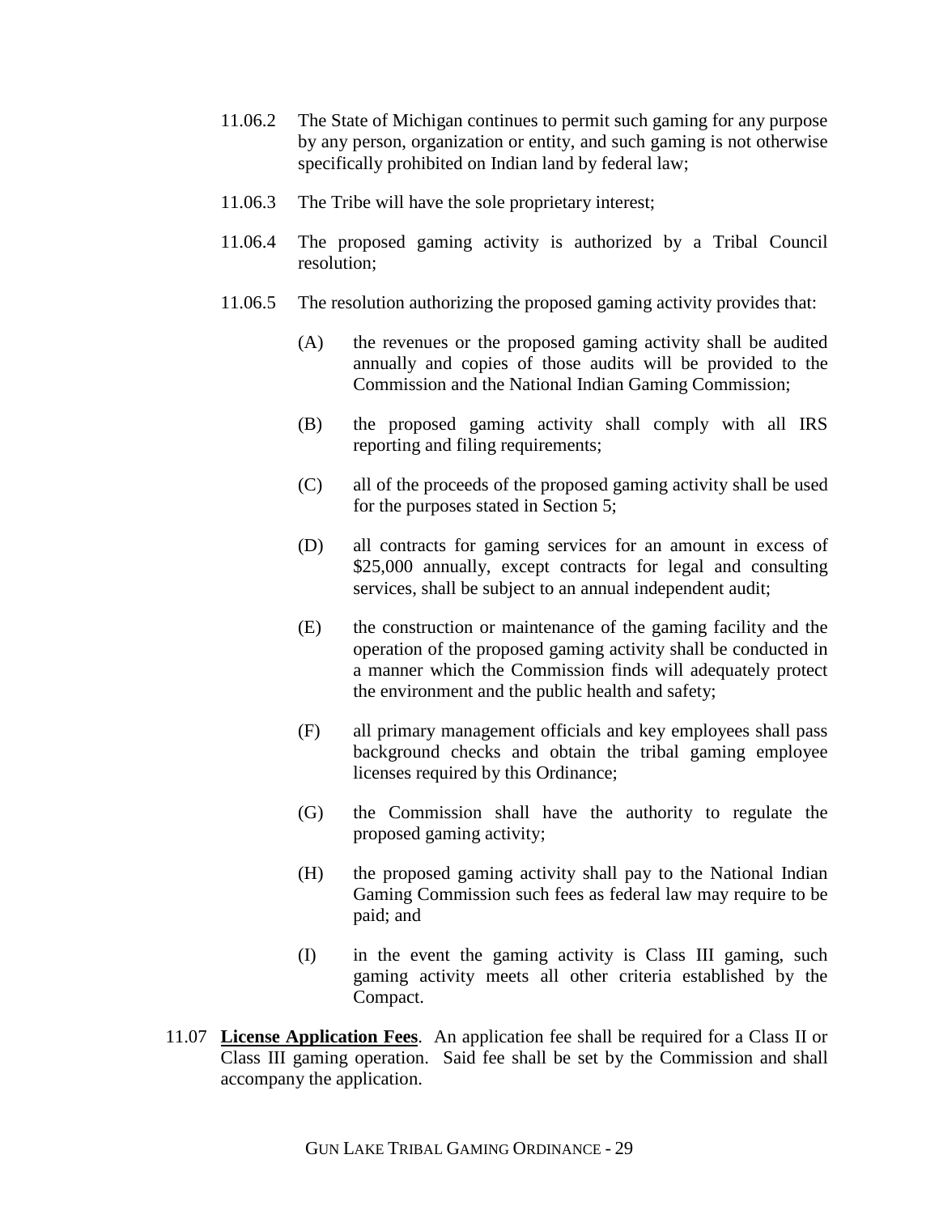11.06.2 The State of Michigan continues to permit such gaming for any purpose by any person, organization or entity, and such gaming is not otherwise specifically prohibited on Indian land by federal law;

11.06.3 The Tribe will have the sole proprietary interest;

11.06.4 The proposed gaming activity is authorized by a Tribal Council resolution;

11.06.5 The resolution authorizing the proposed gaming activity provides that:

(A) the revenues or the proposed gaming activity shall be audited annually and copies of those audits will be provided to the Commission and the National Indian Gaming Commission;

(B) the proposed gaming activity shall comply with all IRS reporting and filing requirements;

(C) all of the proceeds of the proposed gaming activity shall be used for the purposes stated in Section 5;

(D) all contracts for gaming services for an amount in excess of $25,000 annually, except contracts for legal and consulting services, shall be subject to an annual independent audit;

(E) the construction or maintenance of the gaming facility and the operation of the proposed gaming activity shall be conducted in a manner which the Commission finds will adequately protect the environment and the public health and safety;

(F) all primary management officials and key employees shall pass background checks and obtain the tribal gaming employee licenses required by this Ordinance;

(G) the Commission shall have the authority to regulate the proposed gaming activity;

(H) the proposed gaming activity shall pay to the National Indian Gaming Commission such fees as federal law may require to be paid; and

(I) in the event the gaming activity is Class III gaming, such gaming activity meets all other criteria established by the Compact.

11.07 **License Application Fees**. An application fee shall be required for a Class II or Class III gaming operation. Said fee shall be set by the Commission and shall accompany the application.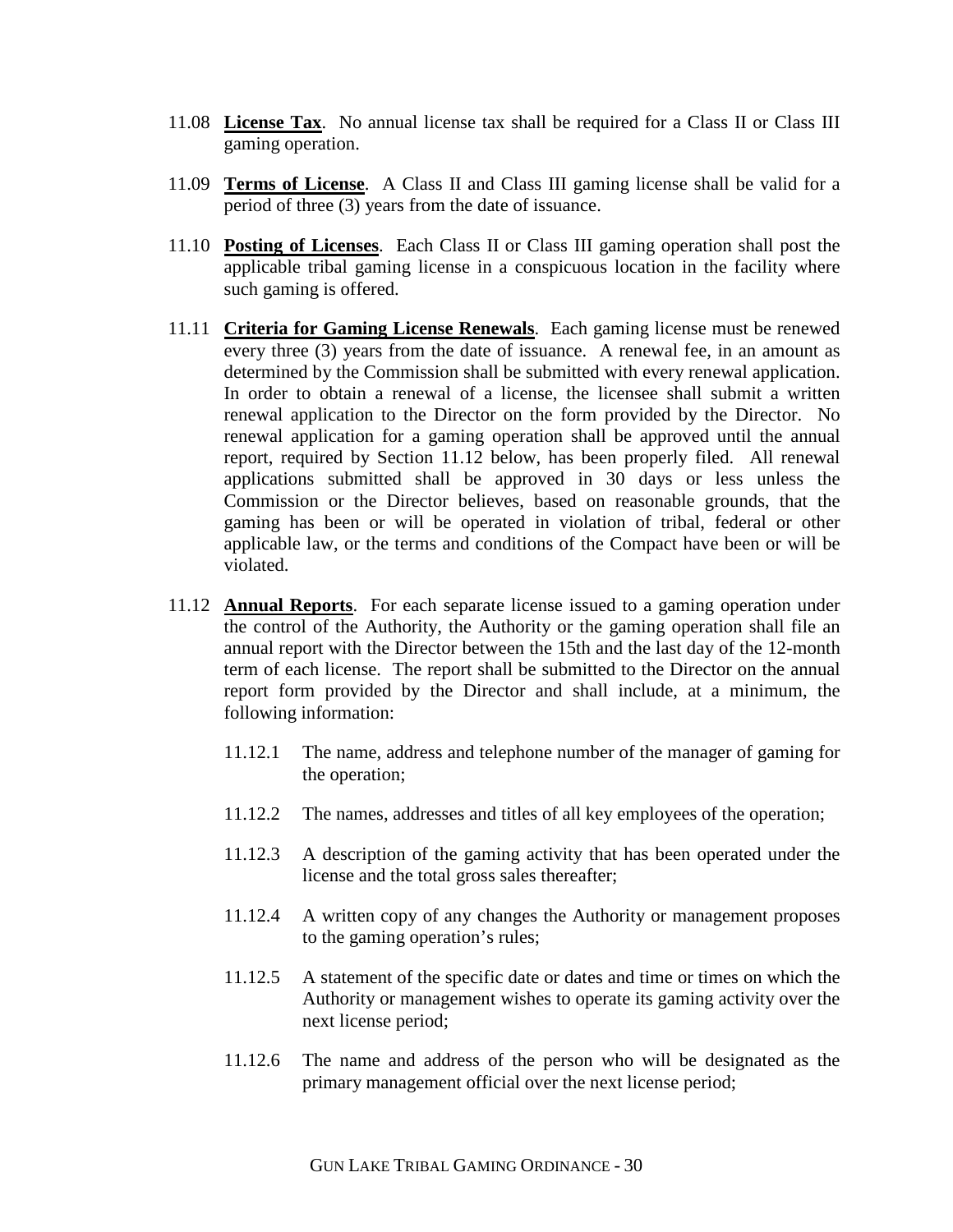11.08 **License Tax**. No annual license tax shall be required for a Class II or Class III gaming operation.

11.09 **Terms of License**. A Class II and Class III gaming license shall be valid for a period of three (3) years from the date of issuance.

11.10 **Posting of Licenses**. Each Class II or Class III gaming operation shall post the applicable tribal gaming license in a conspicuous location in the facility where such gaming is offered.

11.11 **Criteria for Gaming License Renewals**. Each gaming license must be renewed every three (3) years from the date of issuance. A renewal fee, in an amount as determined by the Commission shall be submitted with every renewal application. In order to obtain a renewal of a license, the licensee shall submit a written renewal application to the Director on the form provided by the Director. No renewal application for a gaming operation shall be approved until the annual report, required by Section 11.12 below, has been properly filed. All renewal applications submitted shall be approved in 30 days or less unless the Commission or the Director believes, based on reasonable grounds, that the gaming has been or will be operated in violation of tribal, federal or other applicable law, or the terms and conditions of the Compact have been or will be violated.

11.12 **Annual Reports**. For each separate license issued to a gaming operation under the control of the Authority, the Authority or the gaming operation shall file an annual report with the Director between the 15th and the last day of the 12-month term of each license. The report shall be submitted to the Director on the annual report form provided by the Director and shall include, at a minimum, the following information:

11.12.1 The name, address and telephone number of the manager of gaming for the operation;

11.12.2 The names, addresses and titles of all key employees of the operation;

11.12.3 A description of the gaming activity that has been operated under the license and the total gross sales thereafter;

11.12.4 A written copy of any changes the Authority or management proposes to the gaming operation's rules;

11.12.5 A statement of the specific date or dates and time or times on which the Authority or management wishes to operate its gaming activity over the next license period;

11.12.6 The name and address of the person who will be designated as the primary management official over the next license period;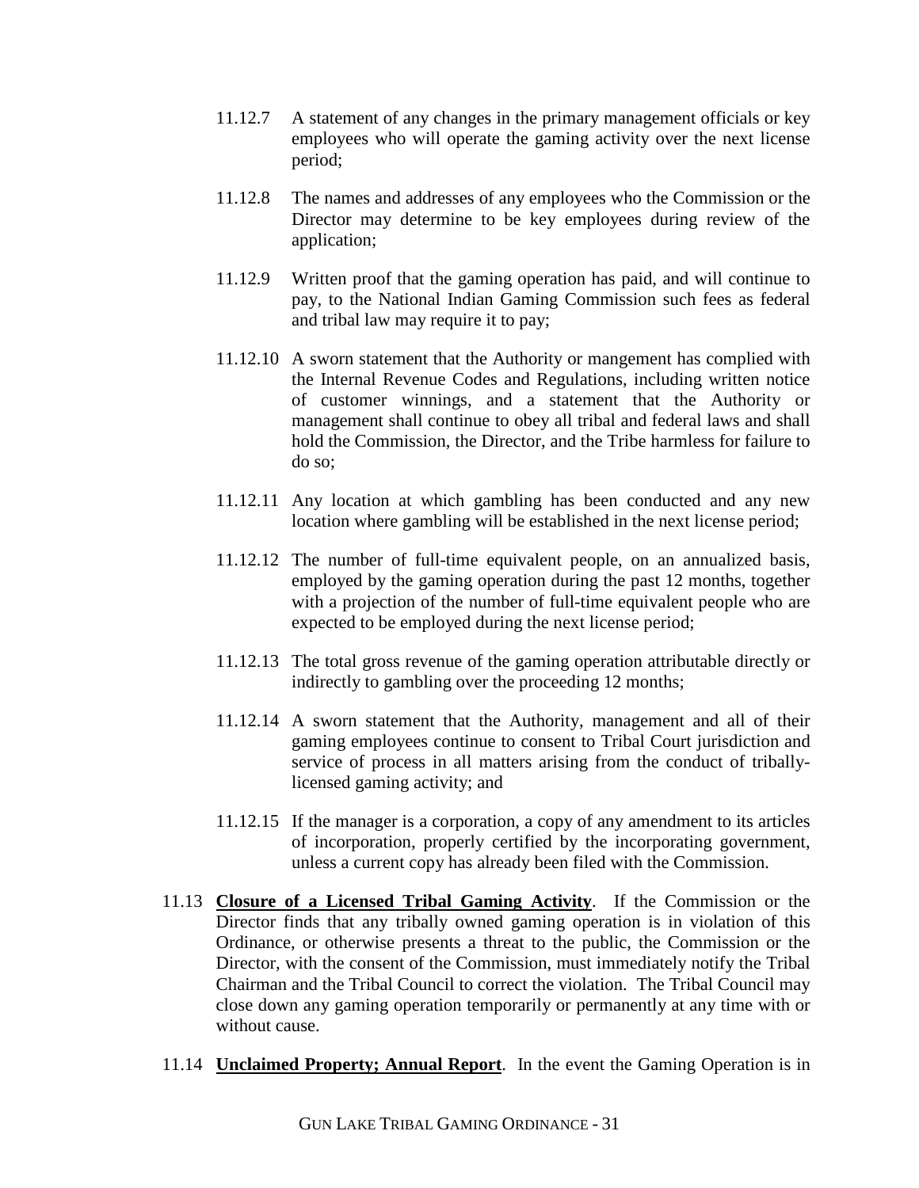11.12.7 A statement of any changes in the primary management officials or key employees who will operate the gaming activity over the next license period;

11.12.8 The names and addresses of any employees who the Commission or the Director may determine to be key employees during review of the application;

11.12.9 Written proof that the gaming operation has paid, and will continue to pay, to the National Indian Gaming Commission such fees as federal and tribal law may require it to pay;

11.12.10 A sworn statement that the Authority or mangement has complied with the Internal Revenue Codes and Regulations, including written notice of customer winnings, and a statement that the Authority or management shall continue to obey all tribal and federal laws and shall hold the Commission, the Director, and the Tribe harmless for failure to do so;

11.12.11 Any location at which gambling has been conducted and any new location where gambling will be established in the next license period;

11.12.12 The number of full-time equivalent people, on an annualized basis, employed by the gaming operation during the past 12 months, together with a projection of the number of full-time equivalent people who are expected to be employed during the next license period;

11.12.13 The total gross revenue of the gaming operation attributable directly or indirectly to gambling over the proceeding 12 months;

11.12.14 A sworn statement that the Authority, management and all of their gaming employees continue to consent to Tribal Court jurisdiction and service of process in all matters arising from the conduct of tribally-licensed gaming activity; and

11.12.15 If the manager is a corporation, a copy of any amendment to its articles of incorporation, properly certified by the incorporating government, unless a current copy has already been filed with the Commission.

11.13 **Closure of a Licensed Tribal Gaming Activity**. If the Commission or the Director finds that any tribally owned gaming operation is in violation of this Ordinance, or otherwise presents a threat to the public, the Commission or the Director, with the consent of the Commission, must immediately notify the Tribal Chairman and the Tribal Council to correct the violation. The Tribal Council may close down any gaming operation temporarily or permanently at any time with or without cause.

11.14 **Unclaimed Property; Annual Report**. In the event the Gaming Operation is in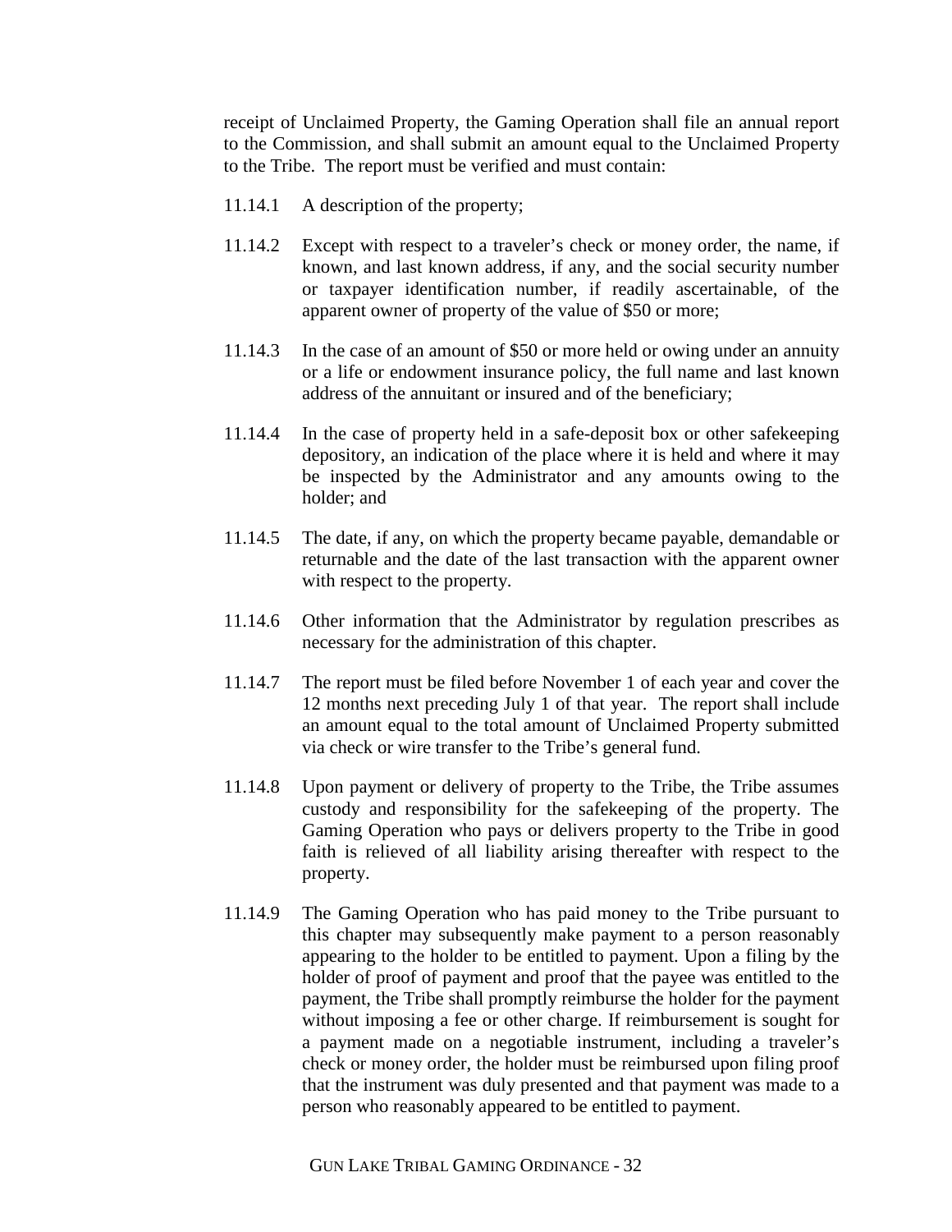receipt of Unclaimed Property, the Gaming Operation shall file an annual report to the Commission, and shall submit an amount equal to the Unclaimed Property to the Tribe. The report must be verified and must contain:

11.14.1 A description of the property;

11.14.2 Except with respect to a traveler's check or money order, the name, if known, and last known address, if any, and the social security number or taxpayer identification number, if readily ascertainable, of the apparent owner of property of the value of $50 or more;

11.14.3 In the case of an amount of $50 or more held or owing under an annuity or a life or endowment insurance policy, the full name and last known address of the annuitant or insured and of the beneficiary;

11.14.4 In the case of property held in a safe-deposit box or other safekeeping depository, an indication of the place where it is held and where it may be inspected by the Administrator and any amounts owing to the holder; and

11.14.5 The date, if any, on which the property became payable, demandable or returnable and the date of the last transaction with the apparent owner with respect to the property.

11.14.6 Other information that the Administrator by regulation prescribes as necessary for the administration of this chapter.

11.14.7 The report must be filed before November 1 of each year and cover the 12 months next preceding July 1 of that year. The report shall include an amount equal to the total amount of Unclaimed Property submitted via check or wire transfer to the Tribe's general fund.

11.14.8 Upon payment or delivery of property to the Tribe, the Tribe assumes custody and responsibility for the safekeeping of the property. The Gaming Operation who pays or delivers property to the Tribe in good faith is relieved of all liability arising thereafter with respect to the property.

11.14.9 The Gaming Operation who has paid money to the Tribe pursuant to this chapter may subsequently make payment to a person reasonably appearing to the holder to be entitled to payment. Upon a filing by the holder of proof of payment and proof that the payee was entitled to the payment, the Tribe shall promptly reimburse the holder for the payment without imposing a fee or other charge. If reimbursement is sought for a payment made on a negotiable instrument, including a traveler's check or money order, the holder must be reimbursed upon filing proof that the instrument was duly presented and that payment was made to a person who reasonably appeared to be entitled to payment.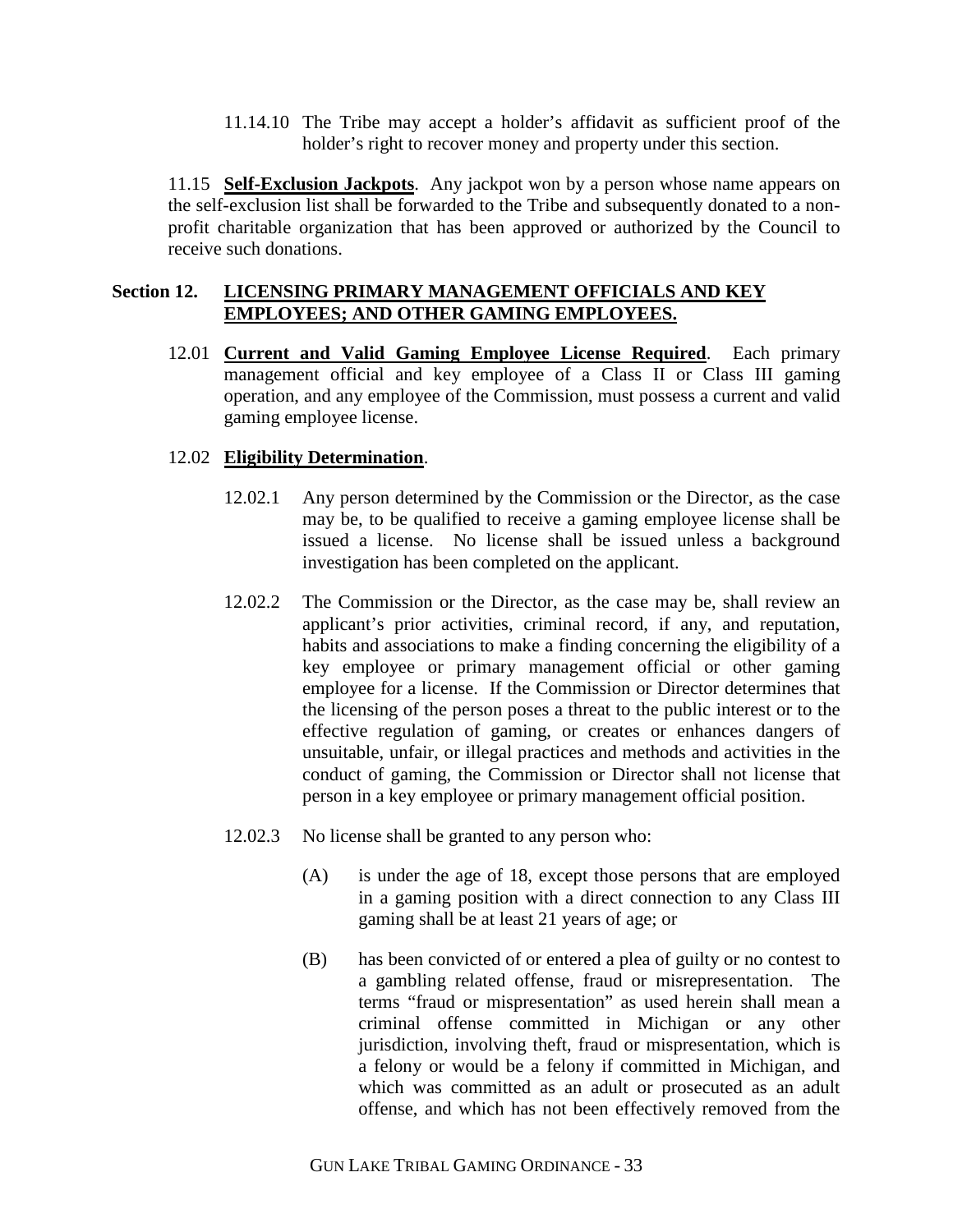11.14.10 The Tribe may accept a holder's affidavit as sufficient proof of the holder's right to recover money and property under this section.

11.15 **Self-Exclusion Jackpots**. Any jackpot won by a person whose name appears on the self-exclusion list shall be forwarded to the Tribe and subsequently donated to a non-profit charitable organization that has been approved or authorized by the Council to receive such donations.

## Section 12. LICENSING PRIMARY MANAGEMENT OFFICIALS AND KEY EMPLOYEES; AND OTHER GAMING EMPLOYEES.

12.01 **Current and Valid Gaming Employee License Required**. Each primary management official and key employee of a Class II or Class III gaming operation, and any employee of the Commission, must possess a current and valid gaming employee license.

12.02 **Eligibility Determination**.

12.02.1 Any person determined by the Commission or the Director, as the case may be, to be qualified to receive a gaming employee license shall be issued a license. No license shall be issued unless a background investigation has been completed on the applicant.

12.02.2 The Commission or the Director, as the case may be, shall review an applicant's prior activities, criminal record, if any, and reputation, habits and associations to make a finding concerning the eligibility of a key employee or primary management official or other gaming employee for a license. If the Commission or Director determines that the licensing of the person poses a threat to the public interest or to the effective regulation of gaming, or creates or enhances dangers of unsuitable, unfair, or illegal practices and methods and activities in the conduct of gaming, the Commission or Director shall not license that person in a key employee or primary management official position.

12.02.3 No license shall be granted to any person who:

(A) is under the age of 18, except those persons that are employed in a gaming position with a direct connection to any Class III gaming shall be at least 21 years of age; or

(B) has been convicted of or entered a plea of guilty or no contest to a gambling related offense, fraud or misrepresentation. The terms "fraud or mispresentation" as used herein shall mean a criminal offense committed in Michigan or any other jurisdiction, involving theft, fraud or mispresentation, which is a felony or would be a felony if committed in Michigan, and which was committed as an adult or prosecuted as an adult offense, and which has not been effectively removed from the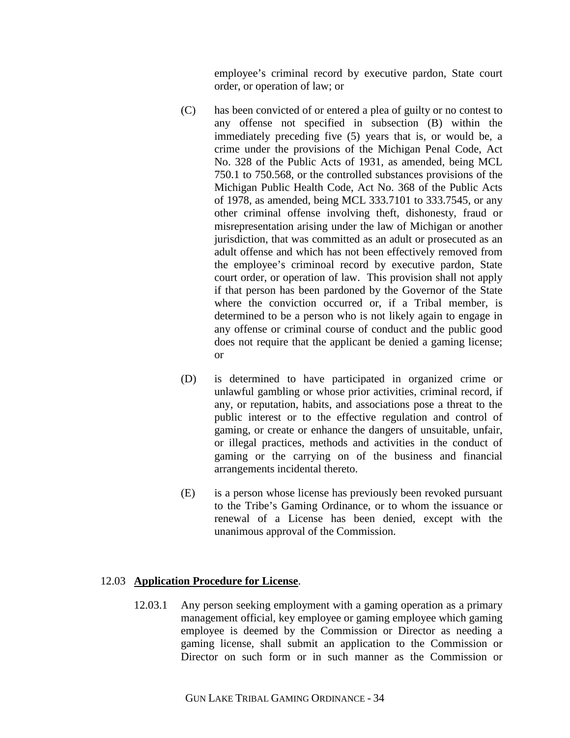employee's criminal record by executive pardon, State court order, or operation of law; or

(C) has been convicted of or entered a plea of guilty or no contest to any offense not specified in subsection (B) within the immediately preceding five (5) years that is, or would be, a crime under the provisions of the Michigan Penal Code, Act No. 328 of the Public Acts of 1931, as amended, being MCL 750.1 to 750.568, or the controlled substances provisions of the Michigan Public Health Code, Act No. 368 of the Public Acts of 1978, as amended, being MCL 333.7101 to 333.7545, or any other criminal offense involving theft, dishonesty, fraud or misrepresentation arising under the law of Michigan or another jurisdiction, that was committed as an adult or prosecuted as an adult offense and which has not been effectively removed from the employee's criminoal record by executive pardon, State court order, or operation of law. This provision shall not apply if that person has been pardoned by the Governor of the State where the conviction occurred or, if a Tribal member, is determined to be a person who is not likely again to engage in any offense or criminal course of conduct and the public good does not require that the applicant be denied a gaming license; or

(D) is determined to have participated in organized crime or unlawful gambling or whose prior activities, criminal record, if any, or reputation, habits, and associations pose a threat to the public interest or to the effective regulation and control of gaming, or create or enhance the dangers of unsuitable, unfair, or illegal practices, methods and activities in the conduct of gaming or the carrying on of the business and financial arrangements incidental thereto.

(E) is a person whose license has previously been revoked pursuant to the Tribe's Gaming Ordinance, or to whom the issuance or renewal of a License has been denied, except with the unanimous approval of the Commission.

12.03 **Application Procedure for License**.

12.03.1 Any person seeking employment with a gaming operation as a primary management official, key employee or gaming employee which gaming employee is deemed by the Commission or Director as needing a gaming license, shall submit an application to the Commission or Director on such form or in such manner as the Commission or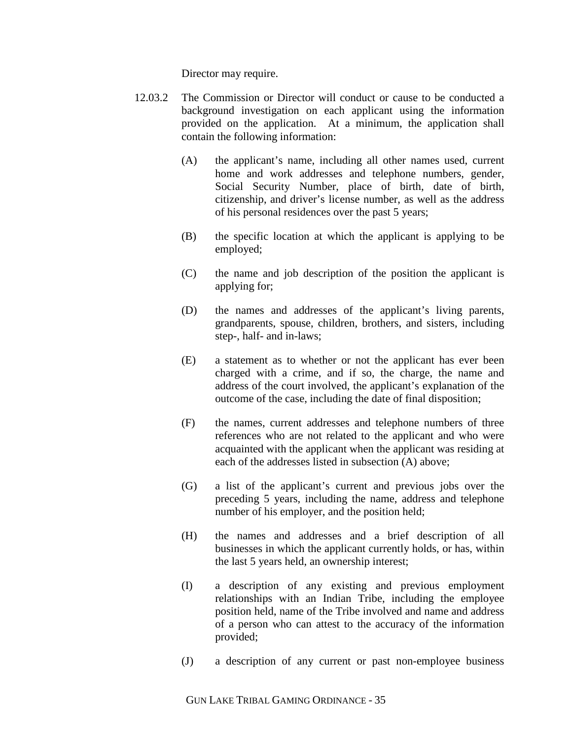Director may require.

12.03.2 The Commission or Director will conduct or cause to be conducted a background investigation on each applicant using the information provided on the application. At a minimum, the application shall contain the following information:

(A) the applicant's name, including all other names used, current home and work addresses and telephone numbers, gender, Social Security Number, place of birth, date of birth, citizenship, and driver's license number, as well as the address of his personal residences over the past 5 years;

(B) the specific location at which the applicant is applying to be employed;

(C) the name and job description of the position the applicant is applying for;

(D) the names and addresses of the applicant's living parents, grandparents, spouse, children, brothers, and sisters, including step-, half- and in-laws;

(E) a statement as to whether or not the applicant has ever been charged with a crime, and if so, the charge, the name and address of the court involved, the applicant's explanation of the outcome of the case, including the date of final disposition;

(F) the names, current addresses and telephone numbers of three references who are not related to the applicant and who were acquainted with the applicant when the applicant was residing at each of the addresses listed in subsection (A) above;

(G) a list of the applicant's current and previous jobs over the preceding 5 years, including the name, address and telephone number of his employer, and the position held;

(H) the names and addresses and a brief description of all businesses in which the applicant currently holds, or has, within the last 5 years held, an ownership interest;

(I) a description of any existing and previous employment relationships with an Indian Tribe, including the employee position held, name of the Tribe involved and name and address of a person who can attest to the accuracy of the information provided;

(J) a description of any current or past non-employee business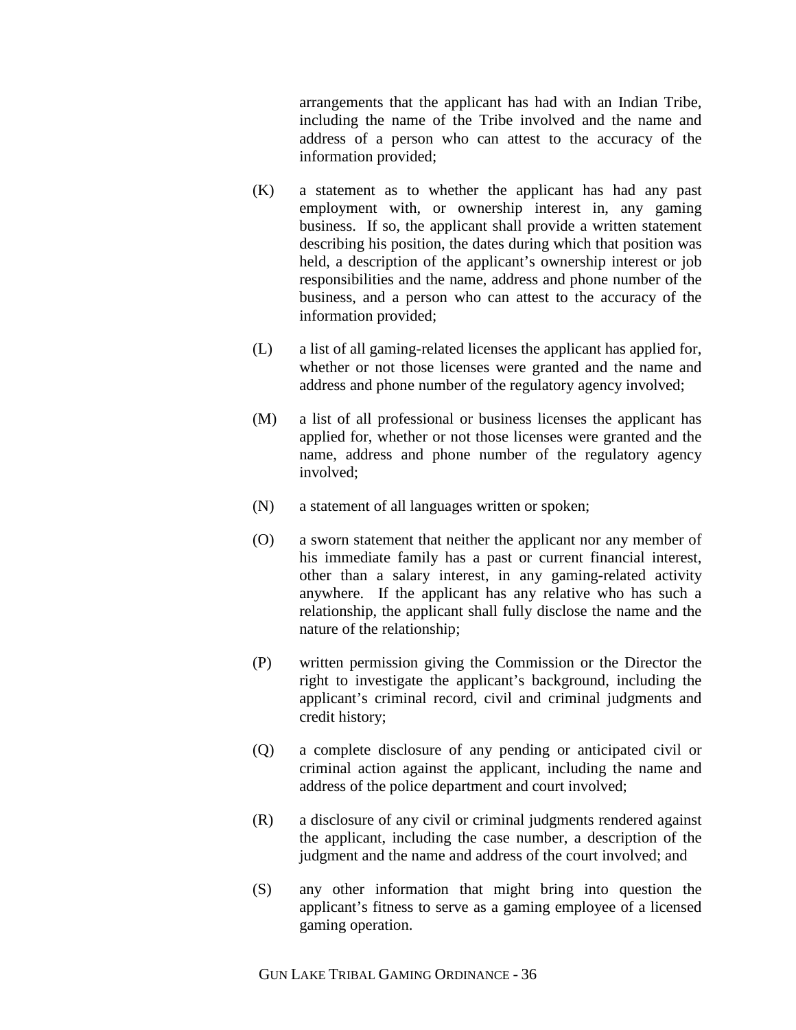arrangements that the applicant has had with an Indian Tribe, including the name of the Tribe involved and the name and address of a person who can attest to the accuracy of the information provided;

(K) a statement as to whether the applicant has had any past employment with, or ownership interest in, any gaming business. If so, the applicant shall provide a written statement describing his position, the dates during which that position was held, a description of the applicant's ownership interest or job responsibilities and the name, address and phone number of the business, and a person who can attest to the accuracy of the information provided;

(L) a list of all gaming-related licenses the applicant has applied for, whether or not those licenses were granted and the name and address and phone number of the regulatory agency involved;

(M) a list of all professional or business licenses the applicant has applied for, whether or not those licenses were granted and the name, address and phone number of the regulatory agency involved;

(N) a statement of all languages written or spoken;

(O) a sworn statement that neither the applicant nor any member of his immediate family has a past or current financial interest, other than a salary interest, in any gaming-related activity anywhere. If the applicant has any relative who has such a relationship, the applicant shall fully disclose the name and the nature of the relationship;

(P) written permission giving the Commission or the Director the right to investigate the applicant's background, including the applicant's criminal record, civil and criminal judgments and credit history;

(Q) a complete disclosure of any pending or anticipated civil or criminal action against the applicant, including the name and address of the police department and court involved;

(R) a disclosure of any civil or criminal judgments rendered against the applicant, including the case number, a description of the judgment and the name and address of the court involved; and

(S) any other information that might bring into question the applicant's fitness to serve as a gaming employee of a licensed gaming operation.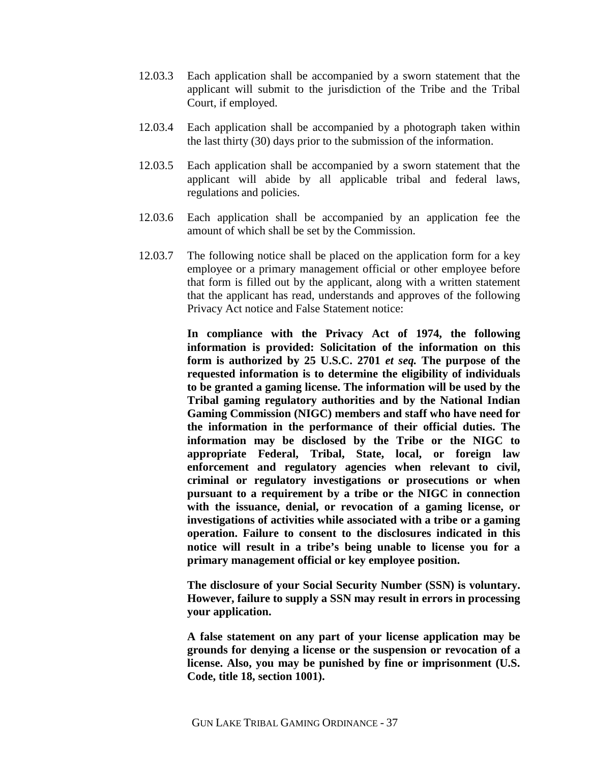12.03.3 Each application shall be accompanied by a sworn statement that the applicant will submit to the jurisdiction of the Tribe and the Tribal Court, if employed.

12.03.4 Each application shall be accompanied by a photograph taken within the last thirty (30) days prior to the submission of the information.

12.03.5 Each application shall be accompanied by a sworn statement that the applicant will abide by all applicable tribal and federal laws, regulations and policies.

12.03.6 Each application shall be accompanied by an application fee the amount of which shall be set by the Commission.

12.03.7 The following notice shall be placed on the application form for a key employee or a primary management official or other employee before that form is filled out by the applicant, along with a written statement that the applicant has read, understands and approves of the following Privacy Act notice and False Statement notice:

**In compliance with the Privacy Act of 1974, the following information is provided: Solicitation of the information on this form is authorized by 25 U.S.C. 2701 *et seq.* The purpose of the requested information is to determine the eligibility of individuals to be granted a gaming license. The information will be used by the Tribal gaming regulatory authorities and by the National Indian Gaming Commission (NIGC) members and staff who have need for the information in the performance of their official duties. The information may be disclosed by the Tribe or the NIGC to appropriate Federal, Tribal, State, local, or foreign law enforcement and regulatory agencies when relevant to civil, criminal or regulatory investigations or prosecutions or when pursuant to a requirement by a tribe or the NIGC in connection with the issuance, denial, or revocation of a gaming license, or investigations of activities while associated with a tribe or a gaming operation. Failure to consent to the disclosures indicated in this notice will result in a tribe's being unable to license you for a primary management official or key employee position.**

**The disclosure of your Social Security Number (SSN) is voluntary. However, failure to supply a SSN may result in errors in processing your application.**

**A false statement on any part of your license application may be grounds for denying a license or the suspension or revocation of a license. Also, you may be punished by fine or imprisonment (U.S. Code, title 18, section 1001).**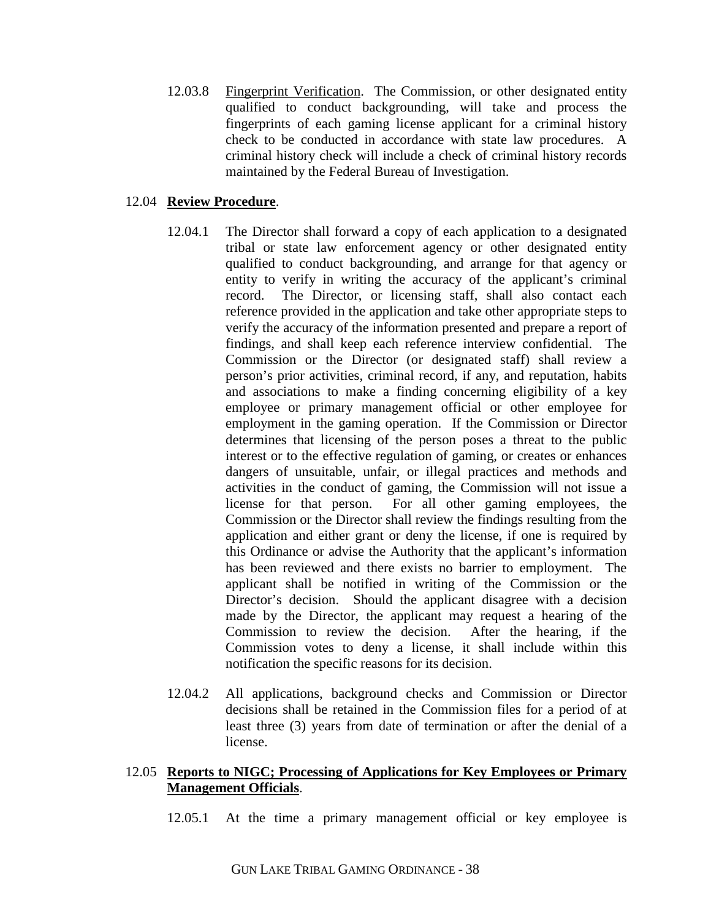12.03.8 Fingerprint Verification. The Commission, or other designated entity qualified to conduct backgrounding, will take and process the fingerprints of each gaming license applicant for a criminal history check to be conducted in accordance with state law procedures. A criminal history check will include a check of criminal history records maintained by the Federal Bureau of Investigation.

12.04 **Review Procedure**.

12.04.1 The Director shall forward a copy of each application to a designated tribal or state law enforcement agency or other designated entity qualified to conduct backgrounding, and arrange for that agency or entity to verify in writing the accuracy of the applicant's criminal record. The Director, or licensing staff, shall also contact each reference provided in the application and take other appropriate steps to verify the accuracy of the information presented and prepare a report of findings, and shall keep each reference interview confidential. The Commission or the Director (or designated staff) shall review a person's prior activities, criminal record, if any, and reputation, habits and associations to make a finding concerning eligibility of a key employee or primary management official or other employee for employment in the gaming operation. If the Commission or Director determines that licensing of the person poses a threat to the public interest or to the effective regulation of gaming, or creates or enhances dangers of unsuitable, unfair, or illegal practices and methods and activities in the conduct of gaming, the Commission will not issue a license for that person. For all other gaming employees, the Commission or the Director shall review the findings resulting from the application and either grant or deny the license, if one is required by this Ordinance or advise the Authority that the applicant's information has been reviewed and there exists no barrier to employment. The applicant shall be notified in writing of the Commission or the Director's decision. Should the applicant disagree with a decision made by the Director, the applicant may request a hearing of the Commission to review the decision. After the hearing, if the Commission votes to deny a license, it shall include within this notification the specific reasons for its decision.

12.04.2 All applications, background checks and Commission or Director decisions shall be retained in the Commission files for a period of at least three (3) years from date of termination or after the denial of a license.

12.05 **Reports to NIGC; Processing of Applications for Key Employees or Primary Management Officials**.

12.05.1 At the time a primary management official or key employee is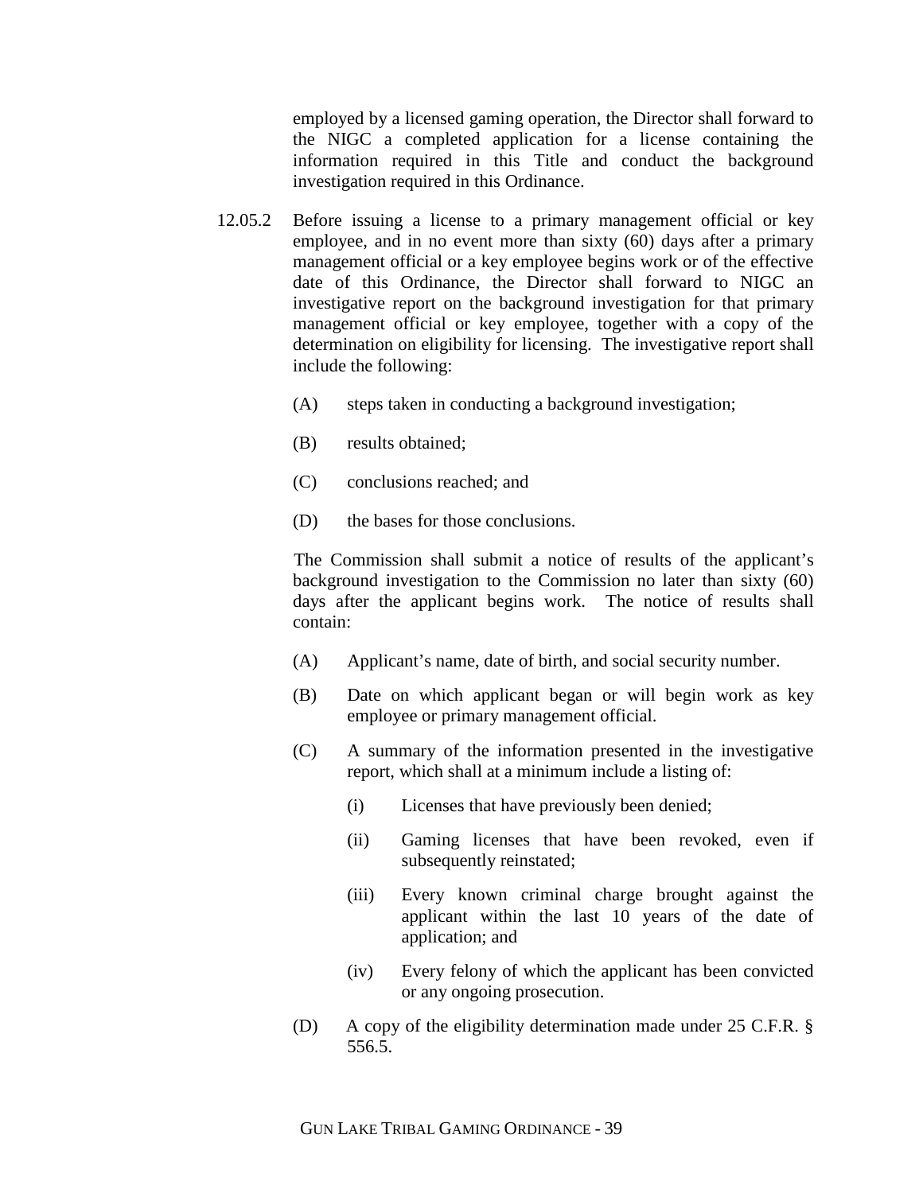employed by a licensed gaming operation, the Director shall forward to the NIGC a completed application for a license containing the information required in this Title and conduct the background investigation required in this Ordinance.

12.05.2 Before issuing a license to a primary management official or key employee, and in no event more than sixty (60) days after a primary management official or a key employee begins work or of the effective date of this Ordinance, the Director shall forward to NIGC an investigative report on the background investigation for that primary management official or key employee, together with a copy of the determination on eligibility for licensing. The investigative report shall include the following:

(A) steps taken in conducting a background investigation;

(B) results obtained;

(C) conclusions reached; and

(D) the bases for those conclusions.

The Commission shall submit a notice of results of the applicant's background investigation to the Commission no later than sixty (60) days after the applicant begins work. The notice of results shall contain:

(A) Applicant's name, date of birth, and social security number.

(B) Date on which applicant began or will begin work as key employee or primary management official.

(C) A summary of the information presented in the investigative report, which shall at a minimum include a listing of:

(i) Licenses that have previously been denied;

(ii) Gaming licenses that have been revoked, even if subsequently reinstated;

(iii) Every known criminal charge brought against the applicant within the last 10 years of the date of application; and

(iv) Every felony of which the applicant has been convicted or any ongoing prosecution.

(D) A copy of the eligibility determination made under 25 C.F.R. § 556.5.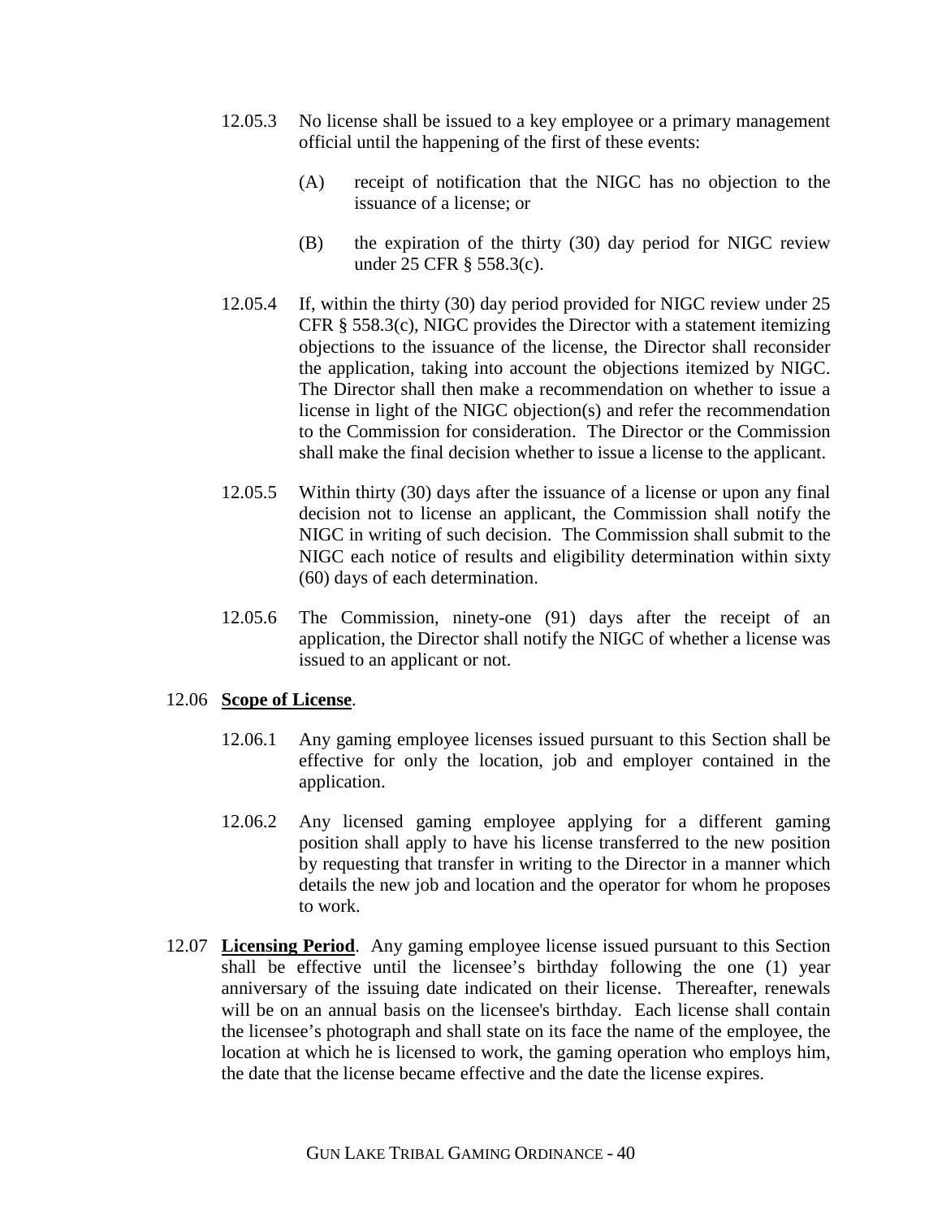12.05.3 No license shall be issued to a key employee or a primary management official until the happening of the first of these events:

(A) receipt of notification that the NIGC has no objection to the issuance of a license; or

(B) the expiration of the thirty (30) day period for NIGC review under 25 CFR § 558.3(c).

12.05.4 If, within the thirty (30) day period provided for NIGC review under 25 CFR § 558.3(c), NIGC provides the Director with a statement itemizing objections to the issuance of the license, the Director shall reconsider the application, taking into account the objections itemized by NIGC. The Director shall then make a recommendation on whether to issue a license in light of the NIGC objection(s) and refer the recommendation to the Commission for consideration. The Director or the Commission shall make the final decision whether to issue a license to the applicant.

12.05.5 Within thirty (30) days after the issuance of a license or upon any final decision not to license an applicant, the Commission shall notify the NIGC in writing of such decision. The Commission shall submit to the NIGC each notice of results and eligibility determination within sixty (60) days of each determination.

12.05.6 The Commission, ninety-one (91) days after the receipt of an application, the Director shall notify the NIGC of whether a license was issued to an applicant or not.

12.06 **Scope of License**.

12.06.1 Any gaming employee licenses issued pursuant to this Section shall be effective for only the location, job and employer contained in the application.

12.06.2 Any licensed gaming employee applying for a different gaming position shall apply to have his license transferred to the new position by requesting that transfer in writing to the Director in a manner which details the new job and location and the operator for whom he proposes to work.

12.07 **Licensing Period**. Any gaming employee license issued pursuant to this Section shall be effective until the licensee's birthday following the one (1) year anniversary of the issuing date indicated on their license. Thereafter, renewals will be on an annual basis on the licensee's birthday. Each license shall contain the licensee's photograph and shall state on its face the name of the employee, the location at which he is licensed to work, the gaming operation who employs him, the date that the license became effective and the date the license expires.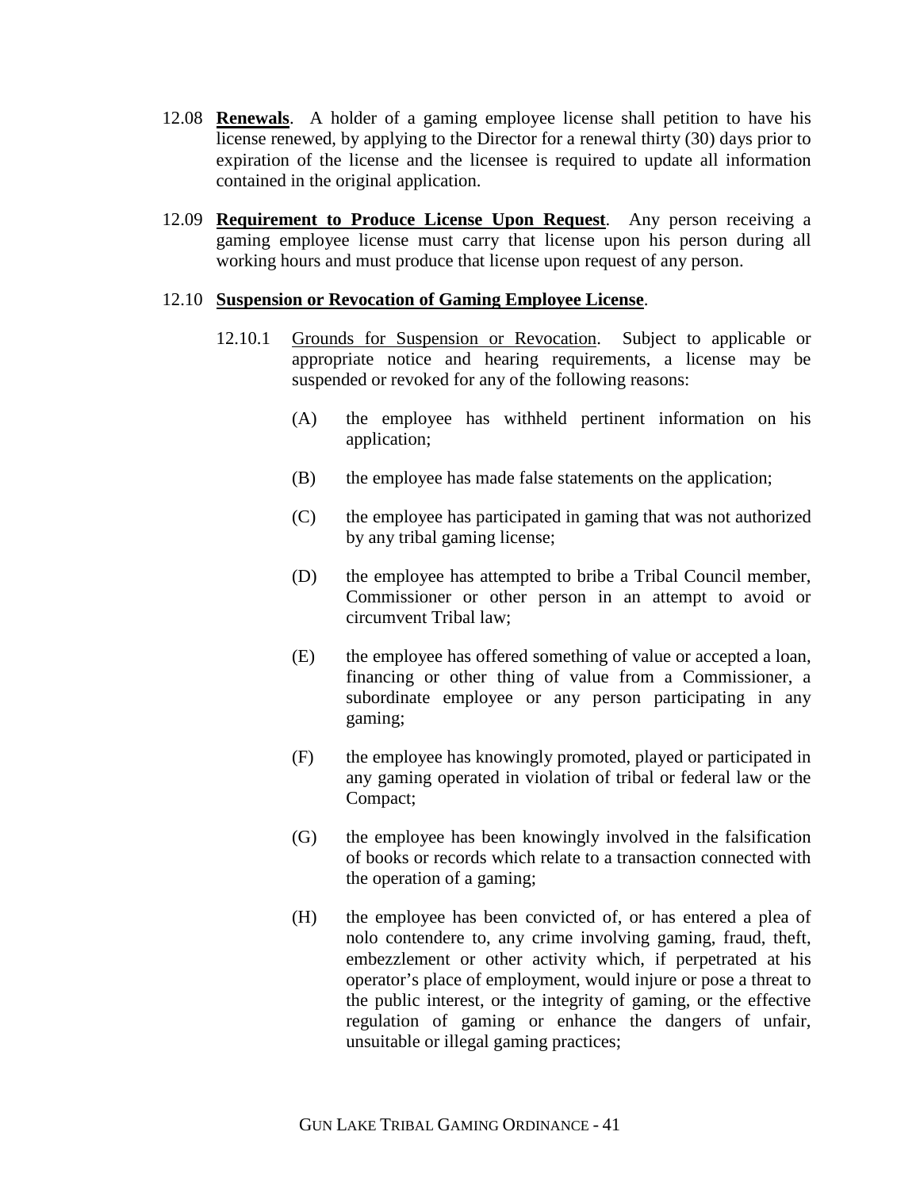12.08 **Renewals**. A holder of a gaming employee license shall petition to have his license renewed, by applying to the Director for a renewal thirty (30) days prior to expiration of the license and the licensee is required to update all information contained in the original application.

12.09 **Requirement to Produce License Upon Request**. Any person receiving a gaming employee license must carry that license upon his person during all working hours and must produce that license upon request of any person.

12.10 **Suspension or Revocation of Gaming Employee License**.

12.10.1 Grounds for Suspension or Revocation. Subject to applicable or appropriate notice and hearing requirements, a license may be suspended or revoked for any of the following reasons:

(A) the employee has withheld pertinent information on his application;

(B) the employee has made false statements on the application;

(C) the employee has participated in gaming that was not authorized by any tribal gaming license;

(D) the employee has attempted to bribe a Tribal Council member, Commissioner or other person in an attempt to avoid or circumvent Tribal law;

(E) the employee has offered something of value or accepted a loan, financing or other thing of value from a Commissioner, a subordinate employee or any person participating in any gaming;

(F) the employee has knowingly promoted, played or participated in any gaming operated in violation of tribal or federal law or the Compact;

(G) the employee has been knowingly involved in the falsification of books or records which relate to a transaction connected with the operation of a gaming;

(H) the employee has been convicted of, or has entered a plea of nolo contendere to, any crime involving gaming, fraud, theft, embezzlement or other activity which, if perpetrated at his operator's place of employment, would injure or pose a threat to the public interest, or the integrity of gaming, or the effective regulation of gaming or enhance the dangers of unfair, unsuitable or illegal gaming practices;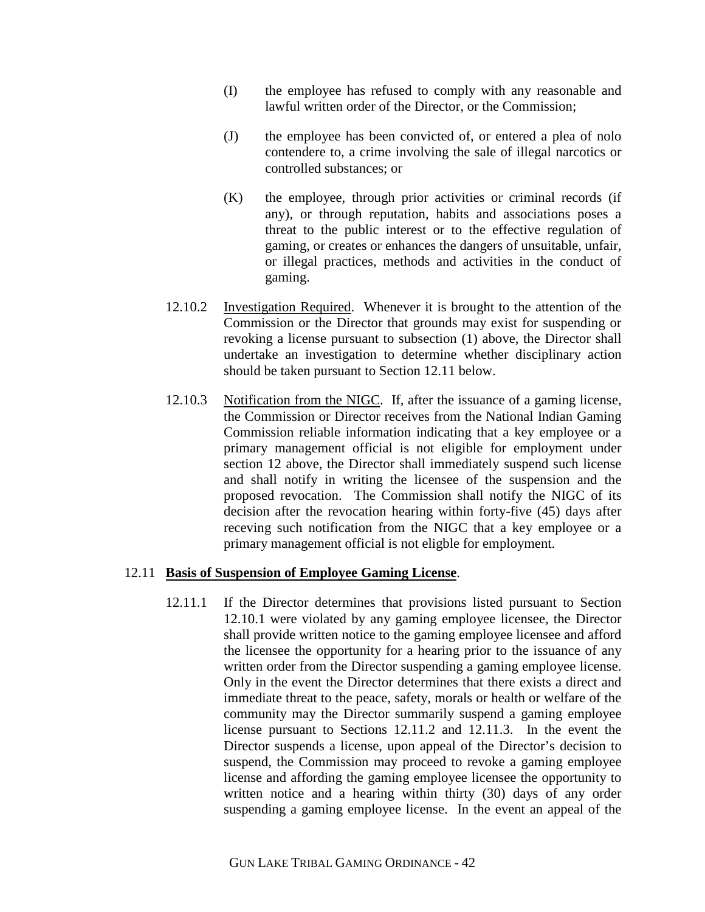(I) the employee has refused to comply with any reasonable and lawful written order of the Director, or the Commission;

(J) the employee has been convicted of, or entered a plea of nolo contendere to, a crime involving the sale of illegal narcotics or controlled substances; or

(K) the employee, through prior activities or criminal records (if any), or through reputation, habits and associations poses a threat to the public interest or to the effective regulation of gaming, or creates or enhances the dangers of unsuitable, unfair, or illegal practices, methods and activities in the conduct of gaming.

12.10.2 Investigation Required. Whenever it is brought to the attention of the Commission or the Director that grounds may exist for suspending or revoking a license pursuant to subsection (1) above, the Director shall undertake an investigation to determine whether disciplinary action should be taken pursuant to Section 12.11 below.

12.10.3 Notification from the NIGC. If, after the issuance of a gaming license, the Commission or Director receives from the National Indian Gaming Commission reliable information indicating that a key employee or a primary management official is not eligible for employment under section 12 above, the Director shall immediately suspend such license and shall notify in writing the licensee of the suspension and the proposed revocation. The Commission shall notify the NIGC of its decision after the revocation hearing within forty-five (45) days after receving such notification from the NIGC that a key employee or a primary management official is not eligble for employment.

## 12.11 **Basis of Suspension of Employee Gaming License**.

12.11.1 If the Director determines that provisions listed pursuant to Section 12.10.1 were violated by any gaming employee licensee, the Director shall provide written notice to the gaming employee licensee and afford the licensee the opportunity for a hearing prior to the issuance of any written order from the Director suspending a gaming employee license. Only in the event the Director determines that there exists a direct and immediate threat to the peace, safety, morals or health or welfare of the community may the Director summarily suspend a gaming employee license pursuant to Sections 12.11.2 and 12.11.3. In the event the Director suspends a license, upon appeal of the Director's decision to suspend, the Commission may proceed to revoke a gaming employee license and affording the gaming employee licensee the opportunity to written notice and a hearing within thirty (30) days of any order suspending a gaming employee license. In the event an appeal of the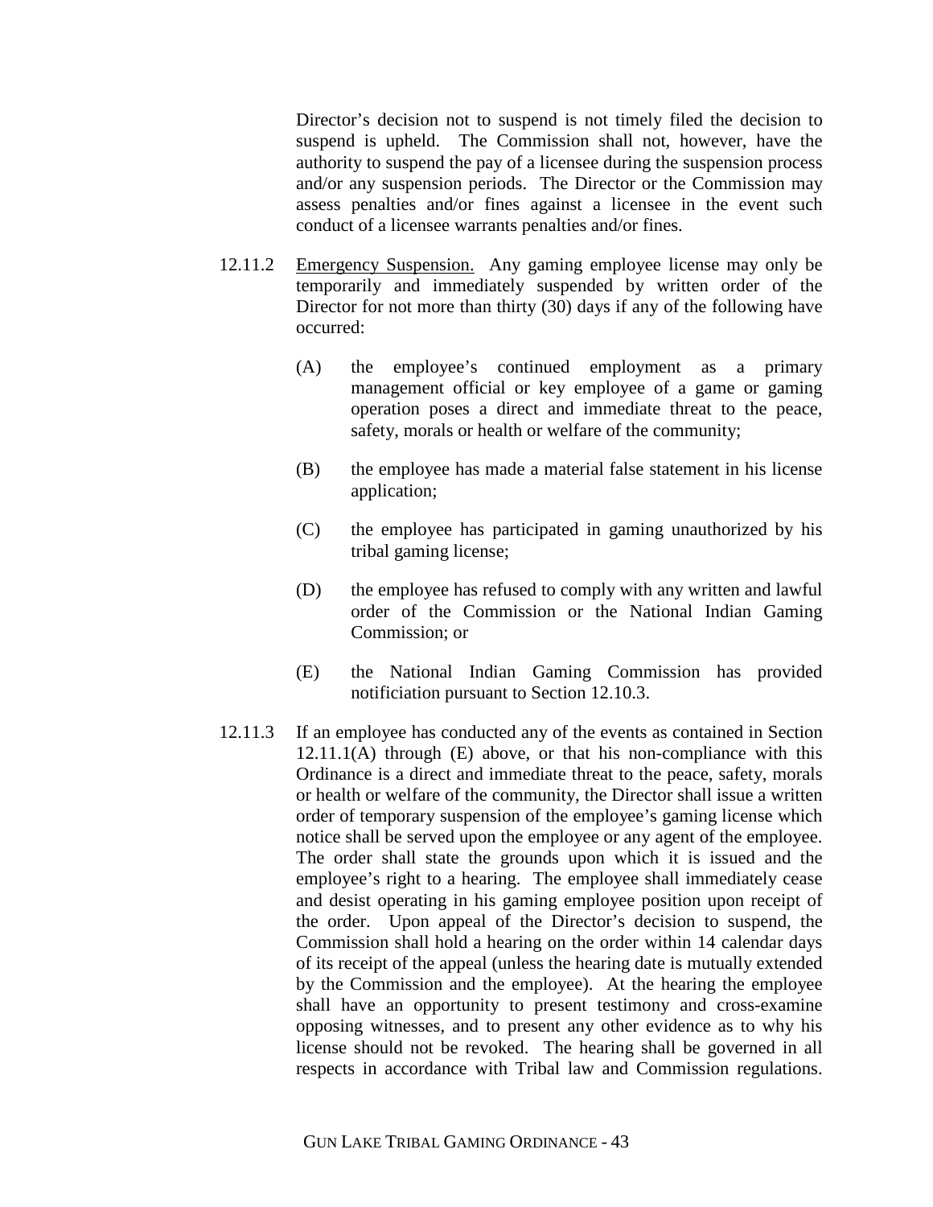Director's decision not to suspend is not timely filed the decision to suspend is upheld. The Commission shall not, however, have the authority to suspend the pay of a licensee during the suspension process and/or any suspension periods. The Director or the Commission may assess penalties and/or fines against a licensee in the event such conduct of a licensee warrants penalties and/or fines.

12.11.2 Emergency Suspension. Any gaming employee license may only be temporarily and immediately suspended by written order of the Director for not more than thirty (30) days if any of the following have occurred:

(A) the employee's continued employment as a primary management official or key employee of a game or gaming operation poses a direct and immediate threat to the peace, safety, morals or health or welfare of the community;

(B) the employee has made a material false statement in his license application;

(C) the employee has participated in gaming unauthorized by his tribal gaming license;

(D) the employee has refused to comply with any written and lawful order of the Commission or the National Indian Gaming Commission; or

(E) the National Indian Gaming Commission has provided notificiation pursuant to Section 12.10.3.

12.11.3 If an employee has conducted any of the events as contained in Section 12.11.1(A) through (E) above, or that his non-compliance with this Ordinance is a direct and immediate threat to the peace, safety, morals or health or welfare of the community, the Director shall issue a written order of temporary suspension of the employee's gaming license which notice shall be served upon the employee or any agent of the employee. The order shall state the grounds upon which it is issued and the employee's right to a hearing. The employee shall immediately cease and desist operating in his gaming employee position upon receipt of the order. Upon appeal of the Director's decision to suspend, the Commission shall hold a hearing on the order within 14 calendar days of its receipt of the appeal (unless the hearing date is mutually extended by the Commission and the employee). At the hearing the employee shall have an opportunity to present testimony and cross-examine opposing witnesses, and to present any other evidence as to why his license should not be revoked. The hearing shall be governed in all respects in accordance with Tribal law and Commission regulations.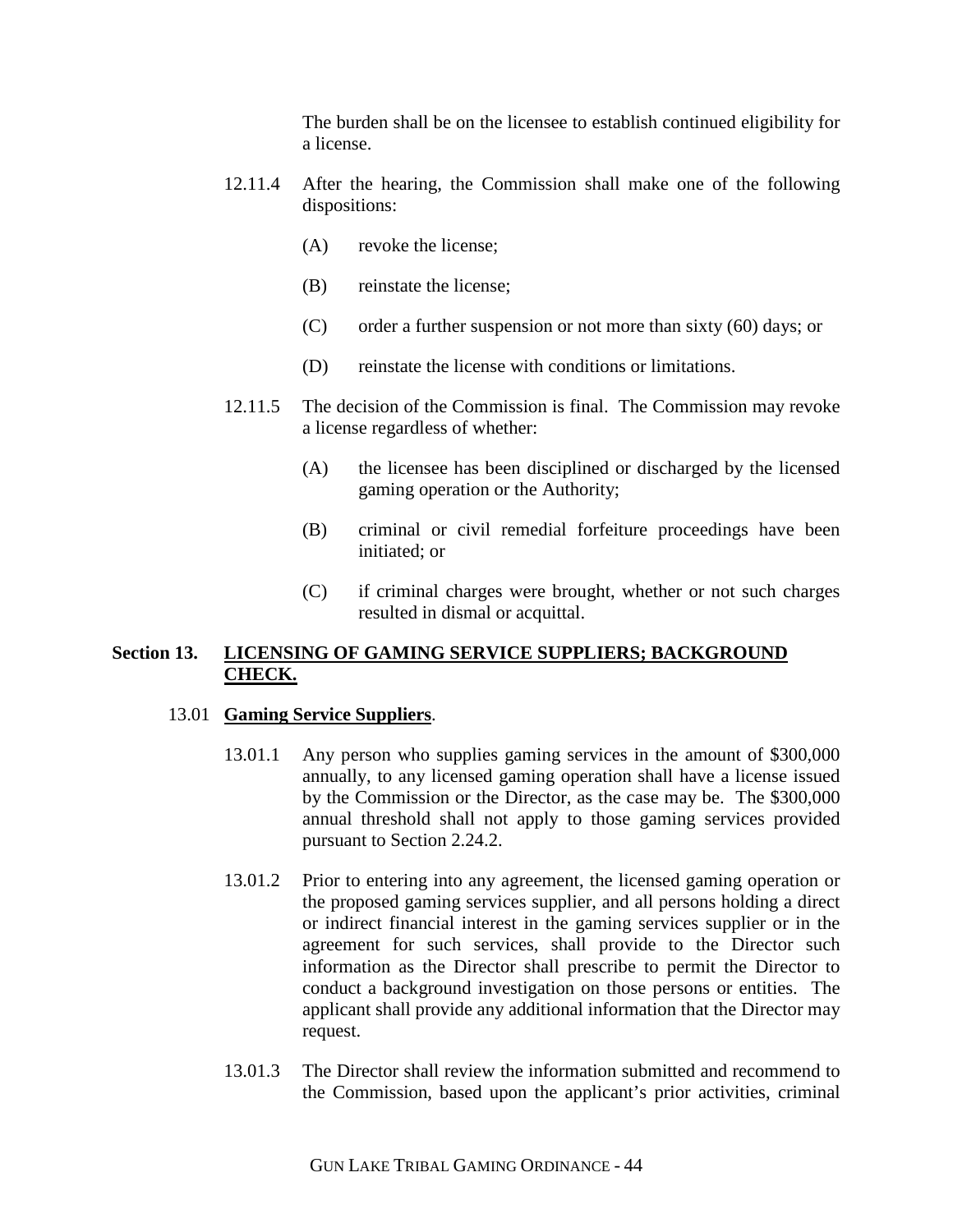The burden shall be on the licensee to establish continued eligibility for a license.

12.11.4 After the hearing, the Commission shall make one of the following dispositions:

(A) revoke the license;

(B) reinstate the license;

(C) order a further suspension or not more than sixty (60) days; or

(D) reinstate the license with conditions or limitations.

12.11.5 The decision of the Commission is final. The Commission may revoke a license regardless of whether:

(A) the licensee has been disciplined or discharged by the licensed gaming operation or the Authority;

(B) criminal or civil remedial forfeiture proceedings have been initiated; or

(C) if criminal charges were brought, whether or not such charges resulted in dismal or acquittal.

## Section 13. LICENSING OF GAMING SERVICE SUPPLIERS; BACKGROUND CHECK.

### 13.01 **Gaming Service Suppliers**.

13.01.1 Any person who supplies gaming services in the amount of $300,000 annually, to any licensed gaming operation shall have a license issued by the Commission or the Director, as the case may be. The $300,000 annual threshold shall not apply to those gaming services provided pursuant to Section 2.24.2.

13.01.2 Prior to entering into any agreement, the licensed gaming operation or the proposed gaming services supplier, and all persons holding a direct or indirect financial interest in the gaming services supplier or in the agreement for such services, shall provide to the Director such information as the Director shall prescribe to permit the Director to conduct a background investigation on those persons or entities. The applicant shall provide any additional information that the Director may request.

13.01.3 The Director shall review the information submitted and recommend to the Commission, based upon the applicant's prior activities, criminal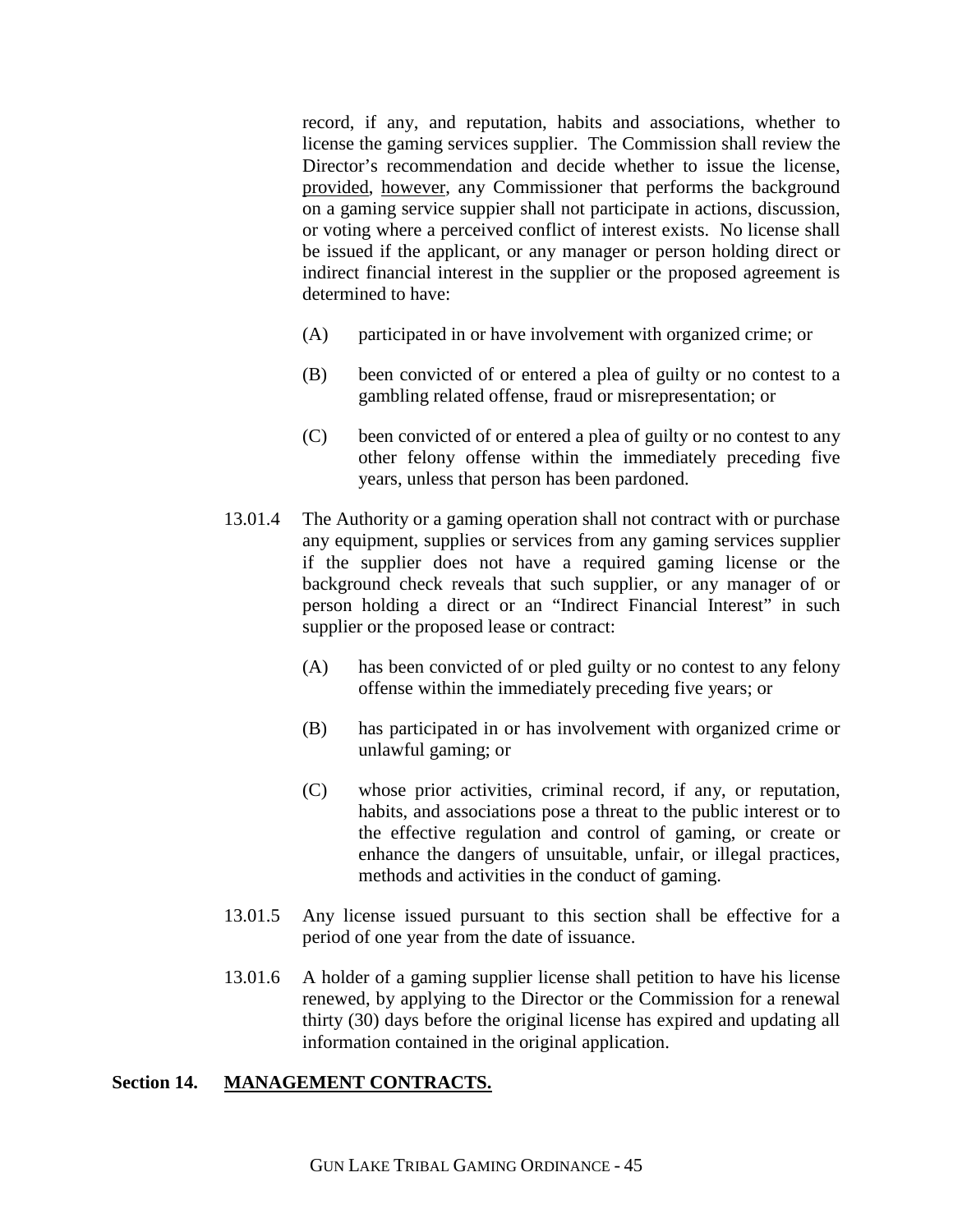record, if any, and reputation, habits and associations, whether to license the gaming services supplier. The Commission shall review the Director's recommendation and decide whether to issue the license, provided, however, any Commissioner that performs the background on a gaming service suppier shall not participate in actions, discussion, or voting where a perceived conflict of interest exists. No license shall be issued if the applicant, or any manager or person holding direct or indirect financial interest in the supplier or the proposed agreement is determined to have:

(A) participated in or have involvement with organized crime; or

(B) been convicted of or entered a plea of guilty or no contest to a gambling related offense, fraud or misrepresentation; or

(C) been convicted of or entered a plea of guilty or no contest to any other felony offense within the immediately preceding five years, unless that person has been pardoned.

13.01.4 The Authority or a gaming operation shall not contract with or purchase any equipment, supplies or services from any gaming services supplier if the supplier does not have a required gaming license or the background check reveals that such supplier, or any manager of or person holding a direct or an "Indirect Financial Interest" in such supplier or the proposed lease or contract:

(A) has been convicted of or pled guilty or no contest to any felony offense within the immediately preceding five years; or

(B) has participated in or has involvement with organized crime or unlawful gaming; or

(C) whose prior activities, criminal record, if any, or reputation, habits, and associations pose a threat to the public interest or to the effective regulation and control of gaming, or create or enhance the dangers of unsuitable, unfair, or illegal practices, methods and activities in the conduct of gaming.

13.01.5 Any license issued pursuant to this section shall be effective for a period of one year from the date of issuance.

13.01.6 A holder of a gaming supplier license shall petition to have his license renewed, by applying to the Director or the Commission for a renewal thirty (30) days before the original license has expired and updating all information contained in the original application.

## Section 14. MANAGEMENT CONTRACTS.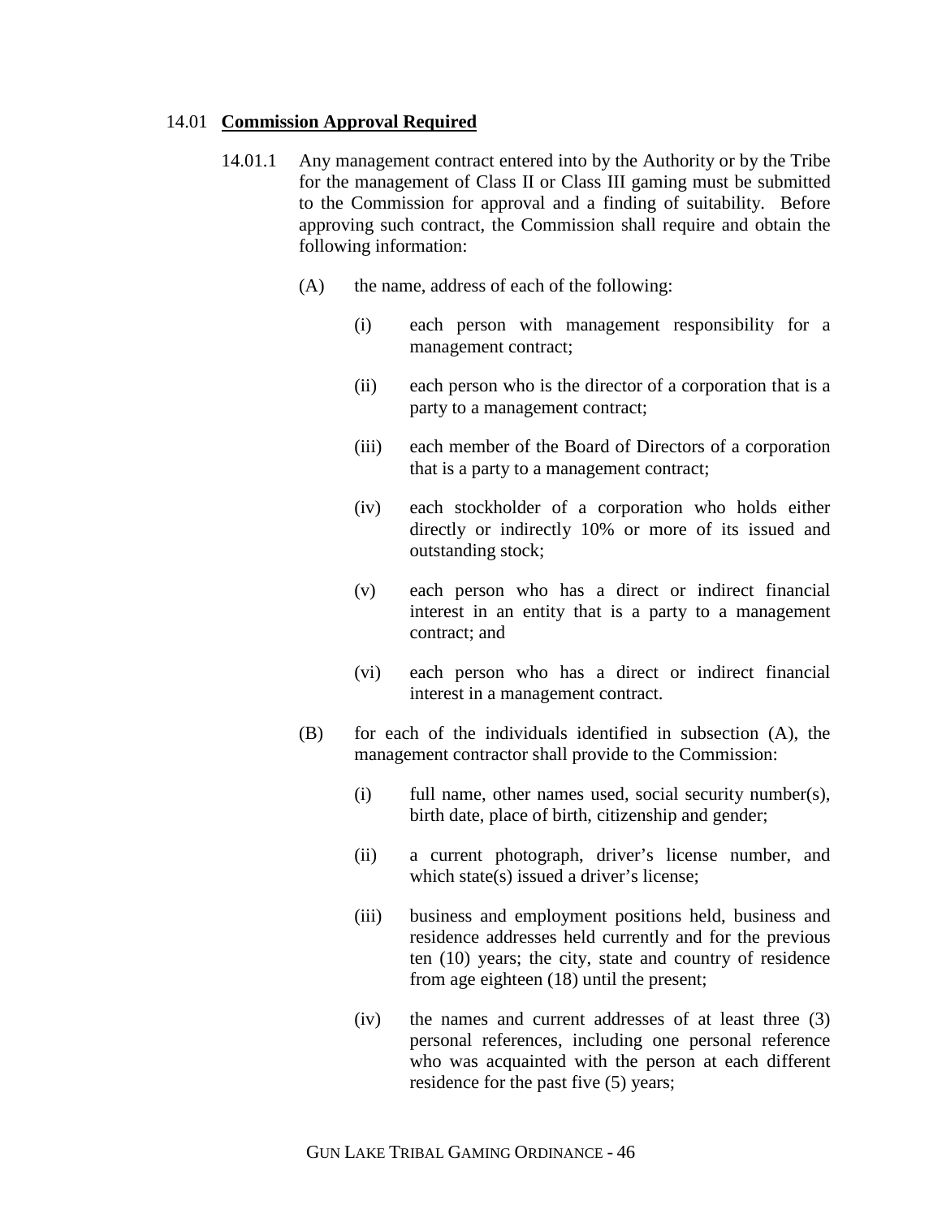## 14.01 **Commission Approval Required**

14.01.1 Any management contract entered into by the Authority or by the Tribe for the management of Class II or Class III gaming must be submitted to the Commission for approval and a finding of suitability. Before approving such contract, the Commission shall require and obtain the following information:

(A) the name, address of each of the following:

(i) each person with management responsibility for a management contract;

(ii) each person who is the director of a corporation that is a party to a management contract;

(iii) each member of the Board of Directors of a corporation that is a party to a management contract;

(iv) each stockholder of a corporation who holds either directly or indirectly 10% or more of its issued and outstanding stock;

(v) each person who has a direct or indirect financial interest in an entity that is a party to a management contract; and

(vi) each person who has a direct or indirect financial interest in a management contract.

(B) for each of the individuals identified in subsection (A), the management contractor shall provide to the Commission:

(i) full name, other names used, social security number(s), birth date, place of birth, citizenship and gender;

(ii) a current photograph, driver's license number, and which state(s) issued a driver's license;

(iii) business and employment positions held, business and residence addresses held currently and for the previous ten (10) years; the city, state and country of residence from age eighteen (18) until the present;

(iv) the names and current addresses of at least three (3) personal references, including one personal reference who was acquainted with the person at each different residence for the past five (5) years;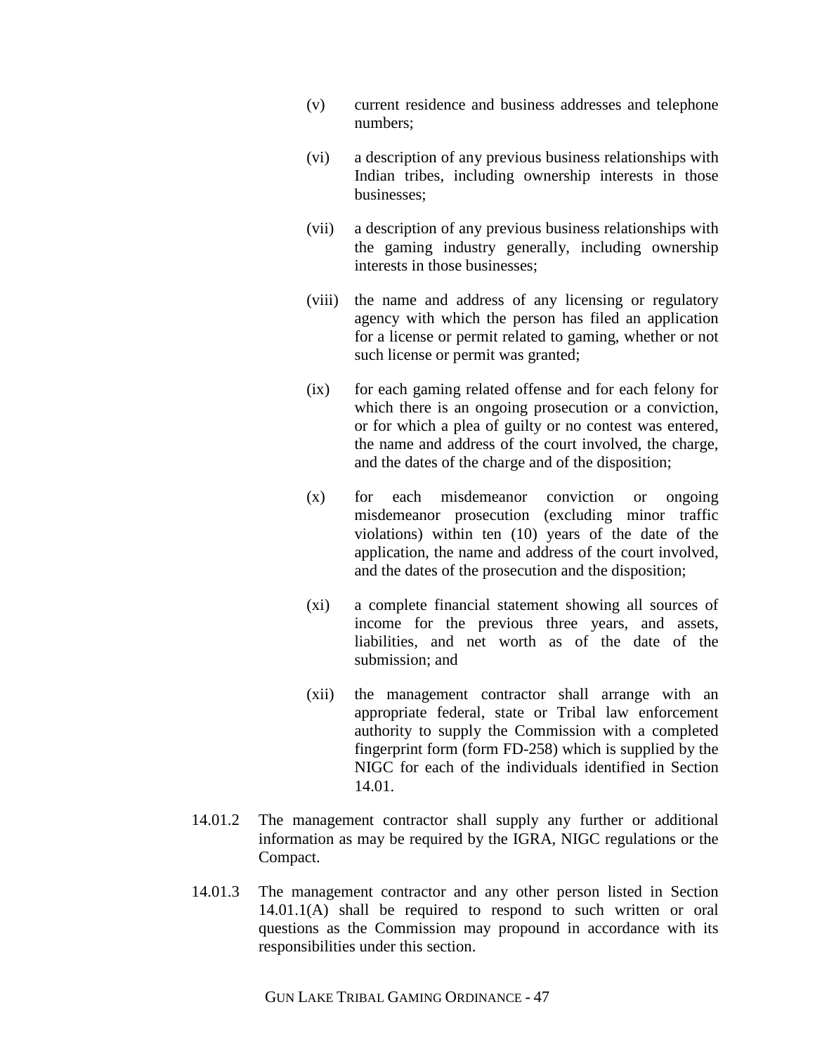(v) current residence and business addresses and telephone numbers;

(vi) a description of any previous business relationships with Indian tribes, including ownership interests in those businesses;

(vii) a description of any previous business relationships with the gaming industry generally, including ownership interests in those businesses;

(viii) the name and address of any licensing or regulatory agency with which the person has filed an application for a license or permit related to gaming, whether or not such license or permit was granted;

(ix) for each gaming related offense and for each felony for which there is an ongoing prosecution or a conviction, or for which a plea of guilty or no contest was entered, the name and address of the court involved, the charge, and the dates of the charge and of the disposition;

(x) for each misdemeanor conviction or ongoing misdemeanor prosecution (excluding minor traffic violations) within ten (10) years of the date of the application, the name and address of the court involved, and the dates of the prosecution and the disposition;

(xi) a complete financial statement showing all sources of income for the previous three years, and assets, liabilities, and net worth as of the date of the submission; and

(xii) the management contractor shall arrange with an appropriate federal, state or Tribal law enforcement authority to supply the Commission with a completed fingerprint form (form FD-258) which is supplied by the NIGC for each of the individuals identified in Section 14.01.

14.01.2 The management contractor shall supply any further or additional information as may be required by the IGRA, NIGC regulations or the Compact.

14.01.3 The management contractor and any other person listed in Section 14.01.1(A) shall be required to respond to such written or oral questions as the Commission may propound in accordance with its responsibilities under this section.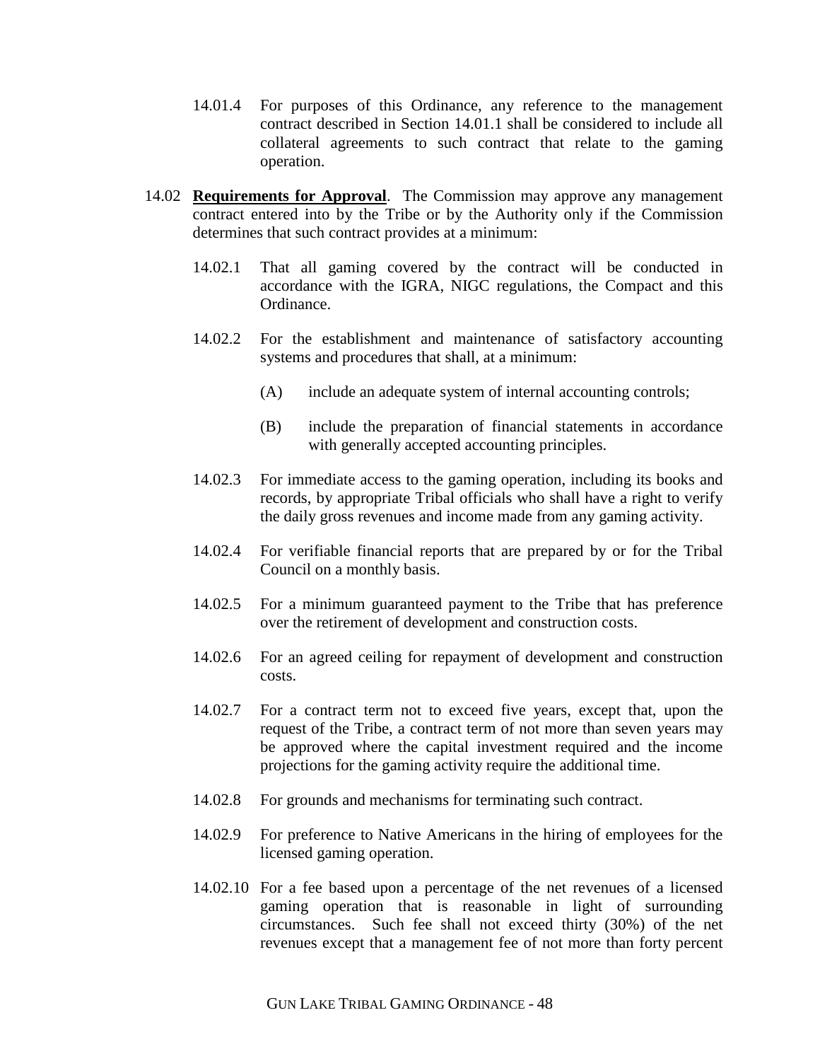14.01.4 For purposes of this Ordinance, any reference to the management contract described in Section 14.01.1 shall be considered to include all collateral agreements to such contract that relate to the gaming operation.

14.02 **Requirements for Approval**. The Commission may approve any management contract entered into by the Tribe or by the Authority only if the Commission determines that such contract provides at a minimum:

14.02.1 That all gaming covered by the contract will be conducted in accordance with the IGRA, NIGC regulations, the Compact and this Ordinance.

14.02.2 For the establishment and maintenance of satisfactory accounting systems and procedures that shall, at a minimum:

(A) include an adequate system of internal accounting controls;

(B) include the preparation of financial statements in accordance with generally accepted accounting principles.

14.02.3 For immediate access to the gaming operation, including its books and records, by appropriate Tribal officials who shall have a right to verify the daily gross revenues and income made from any gaming activity.

14.02.4 For verifiable financial reports that are prepared by or for the Tribal Council on a monthly basis.

14.02.5 For a minimum guaranteed payment to the Tribe that has preference over the retirement of development and construction costs.

14.02.6 For an agreed ceiling for repayment of development and construction costs.

14.02.7 For a contract term not to exceed five years, except that, upon the request of the Tribe, a contract term of not more than seven years may be approved where the capital investment required and the income projections for the gaming activity require the additional time.

14.02.8 For grounds and mechanisms for terminating such contract.

14.02.9 For preference to Native Americans in the hiring of employees for the licensed gaming operation.

14.02.10 For a fee based upon a percentage of the net revenues of a licensed gaming operation that is reasonable in light of surrounding circumstances. Such fee shall not exceed thirty (30%) of the net revenues except that a management fee of not more than forty percent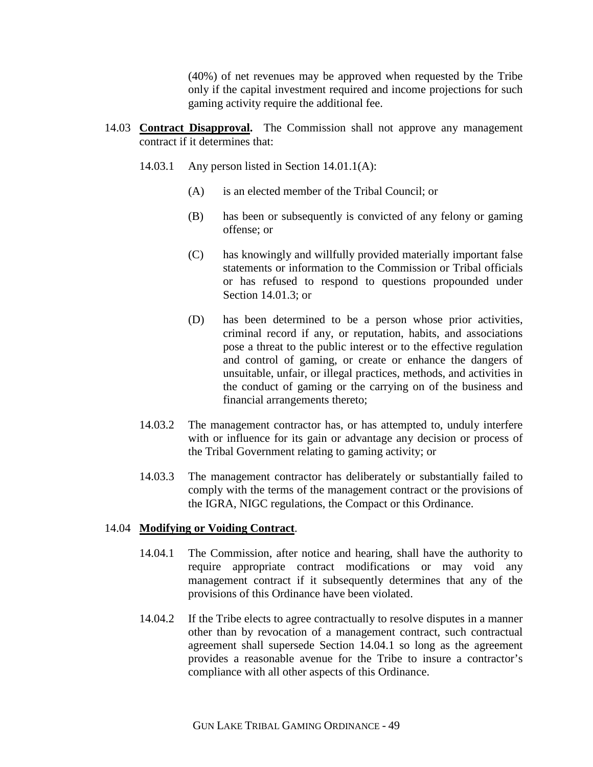(40%) of net revenues may be approved when requested by the Tribe only if the capital investment required and income projections for such gaming activity require the additional fee.

14.03 **Contract Disapproval.** The Commission shall not approve any management contract if it determines that:

14.03.1 Any person listed in Section 14.01.1(A):

(A) is an elected member of the Tribal Council; or

(B) has been or subsequently is convicted of any felony or gaming offense; or

(C) has knowingly and willfully provided materially important false statements or information to the Commission or Tribal officials or has refused to respond to questions propounded under Section 14.01.3; or

(D) has been determined to be a person whose prior activities, criminal record if any, or reputation, habits, and associations pose a threat to the public interest or to the effective regulation and control of gaming, or create or enhance the dangers of unsuitable, unfair, or illegal practices, methods, and activities in the conduct of gaming or the carrying on of the business and financial arrangements thereto;

14.03.2 The management contractor has, or has attempted to, unduly interfere with or influence for its gain or advantage any decision or process of the Tribal Government relating to gaming activity; or

14.03.3 The management contractor has deliberately or substantially failed to comply with the terms of the management contract or the provisions of the IGRA, NIGC regulations, the Compact or this Ordinance.

14.04 **Modifying or Voiding Contract**.

14.04.1 The Commission, after notice and hearing, shall have the authority to require appropriate contract modifications or may void any management contract if it subsequently determines that any of the provisions of this Ordinance have been violated.

14.04.2 If the Tribe elects to agree contractually to resolve disputes in a manner other than by revocation of a management contract, such contractual agreement shall supersede Section 14.04.1 so long as the agreement provides a reasonable avenue for the Tribe to insure a contractor's compliance with all other aspects of this Ordinance.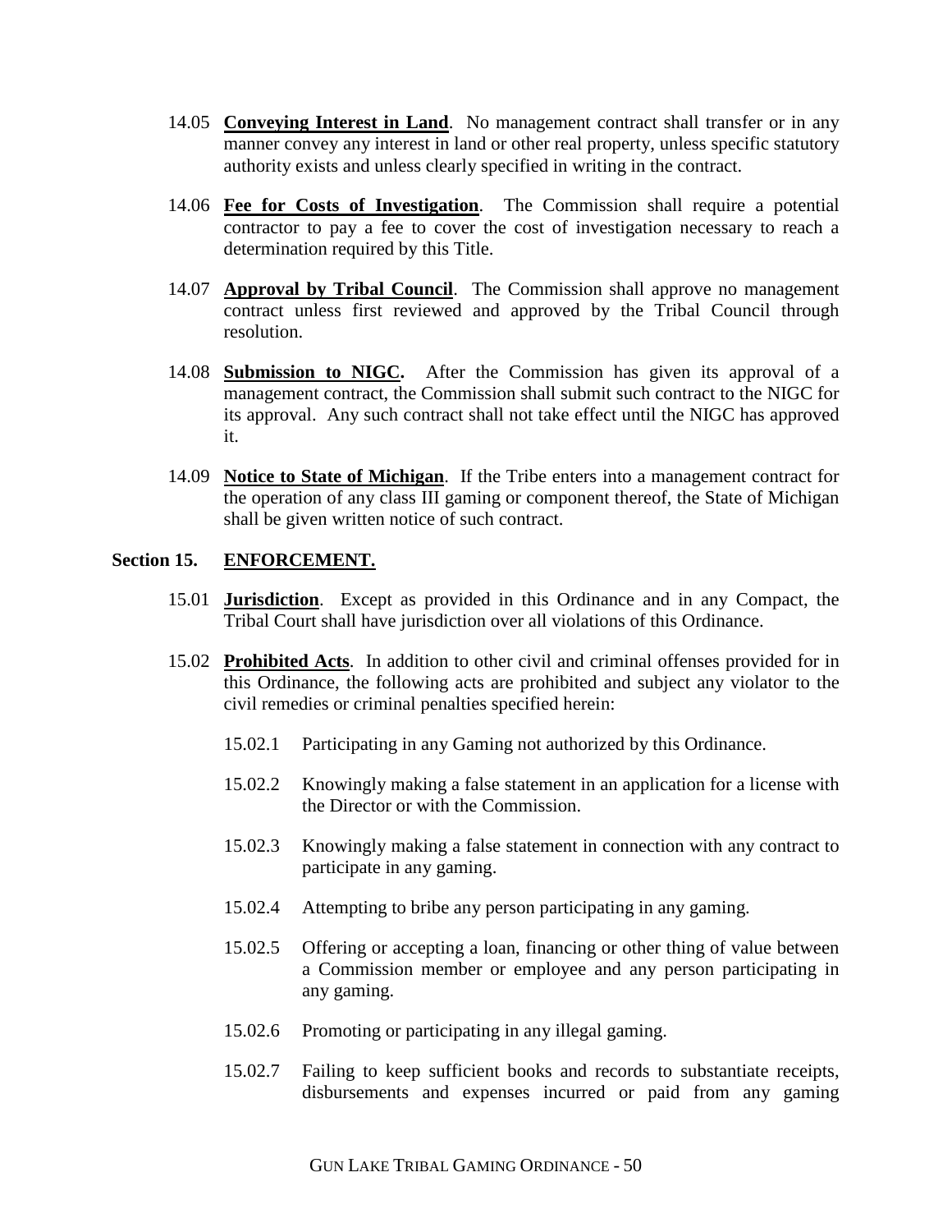14.05 **Conveying Interest in Land**. No management contract shall transfer or in any manner convey any interest in land or other real property, unless specific statutory authority exists and unless clearly specified in writing in the contract.

14.06 **Fee for Costs of Investigation**. The Commission shall require a potential contractor to pay a fee to cover the cost of investigation necessary to reach a determination required by this Title.

14.07 **Approval by Tribal Council**. The Commission shall approve no management contract unless first reviewed and approved by the Tribal Council through resolution.

14.08 **Submission to NIGC.** After the Commission has given its approval of a management contract, the Commission shall submit such contract to the NIGC for its approval. Any such contract shall not take effect until the NIGC has approved it.

14.09 **Notice to State of Michigan**. If the Tribe enters into a management contract for the operation of any class III gaming or component thereof, the State of Michigan shall be given written notice of such contract.

## Section 15. ENFORCEMENT.

15.01 **Jurisdiction**. Except as provided in this Ordinance and in any Compact, the Tribal Court shall have jurisdiction over all violations of this Ordinance.

15.02 **Prohibited Acts**. In addition to other civil and criminal offenses provided for in this Ordinance, the following acts are prohibited and subject any violator to the civil remedies or criminal penalties specified herein:

15.02.1 Participating in any Gaming not authorized by this Ordinance.

15.02.2 Knowingly making a false statement in an application for a license with the Director or with the Commission.

15.02.3 Knowingly making a false statement in connection with any contract to participate in any gaming.

15.02.4 Attempting to bribe any person participating in any gaming.

15.02.5 Offering or accepting a loan, financing or other thing of value between a Commission member or employee and any person participating in any gaming.

15.02.6 Promoting or participating in any illegal gaming.

15.02.7 Failing to keep sufficient books and records to substantiate receipts, disbursements and expenses incurred or paid from any gaming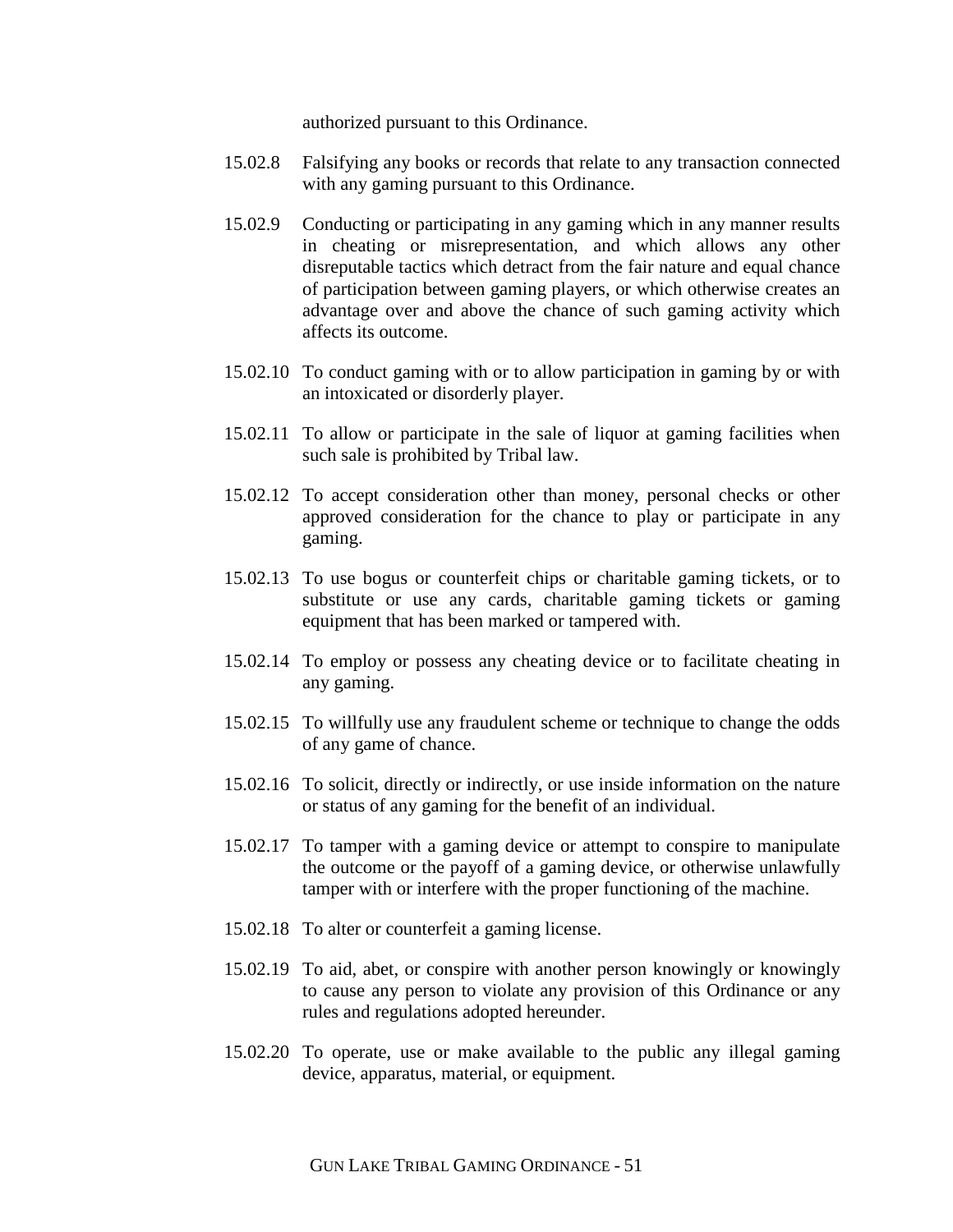authorized pursuant to this Ordinance.

15.02.8 Falsifying any books or records that relate to any transaction connected with any gaming pursuant to this Ordinance.

15.02.9 Conducting or participating in any gaming which in any manner results in cheating or misrepresentation, and which allows any other disreputable tactics which detract from the fair nature and equal chance of participation between gaming players, or which otherwise creates an advantage over and above the chance of such gaming activity which affects its outcome.

15.02.10 To conduct gaming with or to allow participation in gaming by or with an intoxicated or disorderly player.

15.02.11 To allow or participate in the sale of liquor at gaming facilities when such sale is prohibited by Tribal law.

15.02.12 To accept consideration other than money, personal checks or other approved consideration for the chance to play or participate in any gaming.

15.02.13 To use bogus or counterfeit chips or charitable gaming tickets, or to substitute or use any cards, charitable gaming tickets or gaming equipment that has been marked or tampered with.

15.02.14 To employ or possess any cheating device or to facilitate cheating in any gaming.

15.02.15 To willfully use any fraudulent scheme or technique to change the odds of any game of chance.

15.02.16 To solicit, directly or indirectly, or use inside information on the nature or status of any gaming for the benefit of an individual.

15.02.17 To tamper with a gaming device or attempt to conspire to manipulate the outcome or the payoff of a gaming device, or otherwise unlawfully tamper with or interfere with the proper functioning of the machine.

15.02.18 To alter or counterfeit a gaming license.

15.02.19 To aid, abet, or conspire with another person knowingly or knowingly to cause any person to violate any provision of this Ordinance or any rules and regulations adopted hereunder.

15.02.20 To operate, use or make available to the public any illegal gaming device, apparatus, material, or equipment.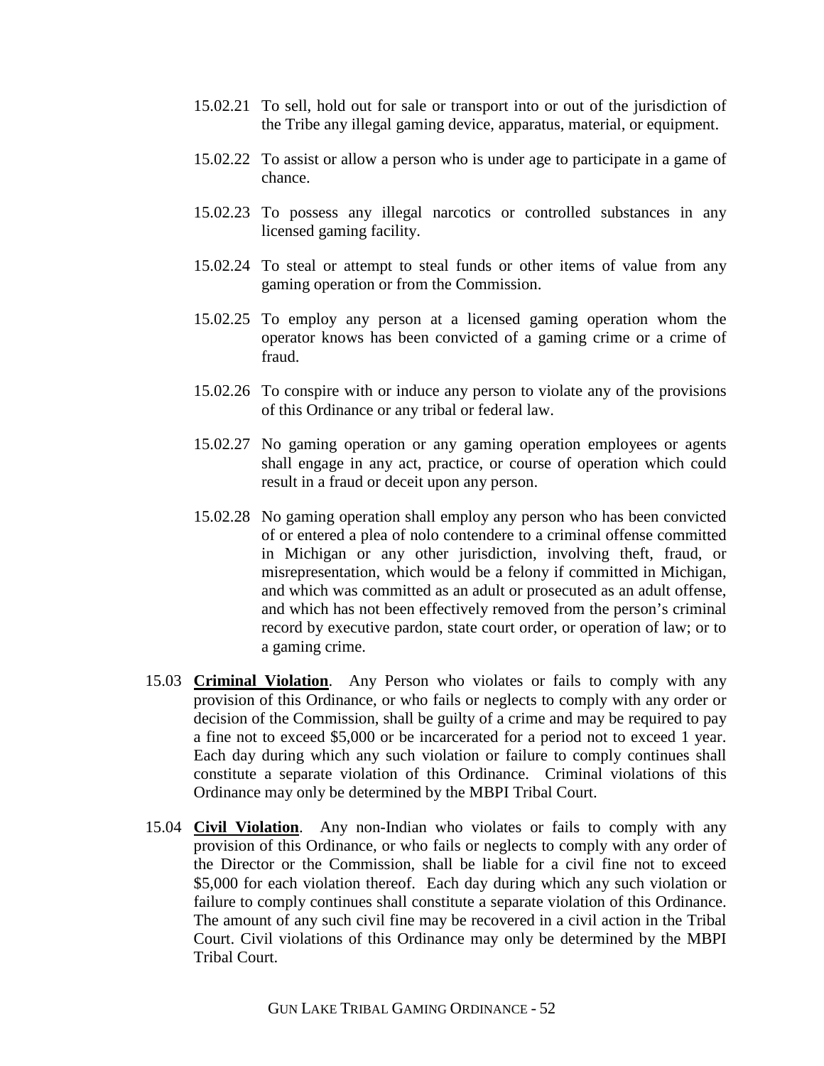15.02.21 To sell, hold out for sale or transport into or out of the jurisdiction of the Tribe any illegal gaming device, apparatus, material, or equipment.

15.02.22 To assist or allow a person who is under age to participate in a game of chance.

15.02.23 To possess any illegal narcotics or controlled substances in any licensed gaming facility.

15.02.24 To steal or attempt to steal funds or other items of value from any gaming operation or from the Commission.

15.02.25 To employ any person at a licensed gaming operation whom the operator knows has been convicted of a gaming crime or a crime of fraud.

15.02.26 To conspire with or induce any person to violate any of the provisions of this Ordinance or any tribal or federal law.

15.02.27 No gaming operation or any gaming operation employees or agents shall engage in any act, practice, or course of operation which could result in a fraud or deceit upon any person.

15.02.28 No gaming operation shall employ any person who has been convicted of or entered a plea of nolo contendere to a criminal offense committed in Michigan or any other jurisdiction, involving theft, fraud, or misrepresentation, which would be a felony if committed in Michigan, and which was committed as an adult or prosecuted as an adult offense, and which has not been effectively removed from the person's criminal record by executive pardon, state court order, or operation of law; or to a gaming crime.

15.03 **Criminal Violation**. Any Person who violates or fails to comply with any provision of this Ordinance, or who fails or neglects to comply with any order or decision of the Commission, shall be guilty of a crime and may be required to pay a fine not to exceed $5,000 or be incarcerated for a period not to exceed 1 year. Each day during which any such violation or failure to comply continues shall constitute a separate violation of this Ordinance. Criminal violations of this Ordinance may only be determined by the MBPI Tribal Court.

15.04 **Civil Violation**. Any non-Indian who violates or fails to comply with any provision of this Ordinance, or who fails or neglects to comply with any order of the Director or the Commission, shall be liable for a civil fine not to exceed $5,000 for each violation thereof. Each day during which any such violation or failure to comply continues shall constitute a separate violation of this Ordinance. The amount of any such civil fine may be recovered in a civil action in the Tribal Court. Civil violations of this Ordinance may only be determined by the MBPI Tribal Court.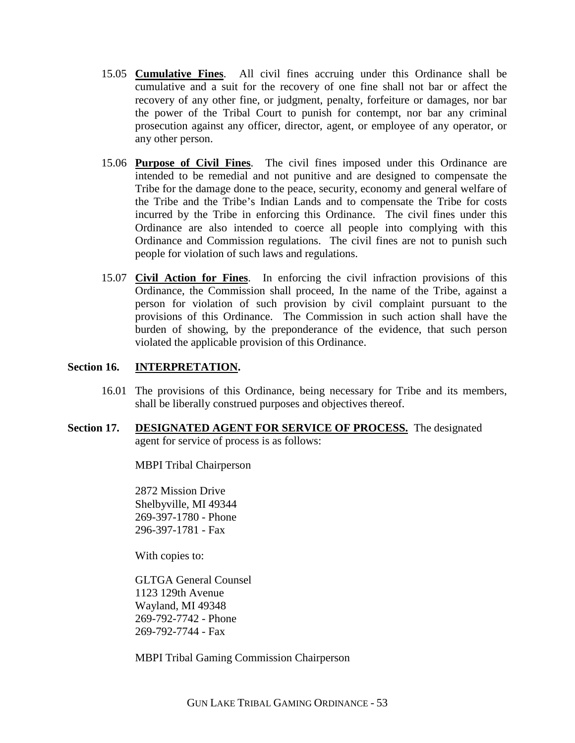15.05 **Cumulative Fines**. All civil fines accruing under this Ordinance shall be cumulative and a suit for the recovery of one fine shall not bar or affect the recovery of any other fine, or judgment, penalty, forfeiture or damages, nor bar the power of the Tribal Court to punish for contempt, nor bar any criminal prosecution against any officer, director, agent, or employee of any operator, or any other person.

15.06 **Purpose of Civil Fines**. The civil fines imposed under this Ordinance are intended to be remedial and not punitive and are designed to compensate the Tribe for the damage done to the peace, security, economy and general welfare of the Tribe and the Tribe's Indian Lands and to compensate the Tribe for costs incurred by the Tribe in enforcing this Ordinance. The civil fines under this Ordinance are also intended to coerce all people into complying with this Ordinance and Commission regulations. The civil fines are not to punish such people for violation of such laws and regulations.

15.07 **Civil Action for Fines**. In enforcing the civil infraction provisions of this Ordinance, the Commission shall proceed, In the name of the Tribe, against a person for violation of such provision by civil complaint pursuant to the provisions of this Ordinance. The Commission in such action shall have the burden of showing, by the preponderance of the evidence, that such person violated the applicable provision of this Ordinance.

## Section 16. INTERPRETATION.

16.01 The provisions of this Ordinance, being necessary for Tribe and its members, shall be liberally construed purposes and objectives thereof.

## Section 17. DESIGNATED AGENT FOR SERVICE OF PROCESS.

The designated agent for service of process is as follows:

MBPI Tribal Chairperson

2872 Mission Drive
Shelbyville, MI 49344
269-397-1780 - Phone
296-397-1781 - Fax

With copies to:

GLTGA General Counsel
1123 129th Avenue
Wayland, MI 49348
269-792-7742 - Phone
269-792-7744 - Fax

MBPI Tribal Gaming Commission Chairperson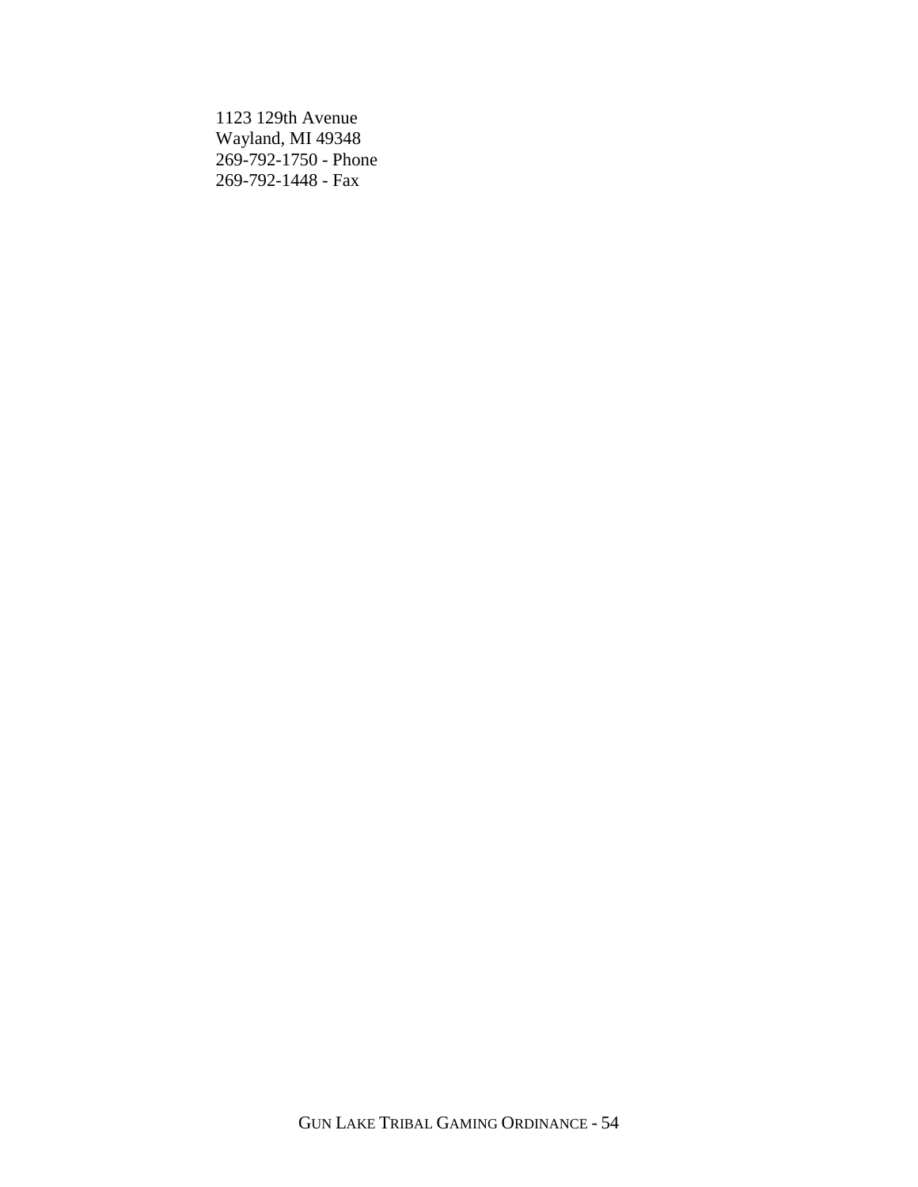1123 129th Avenue
Wayland, MI 49348
269-792-1750 - Phone
269-792-1448 - Fax